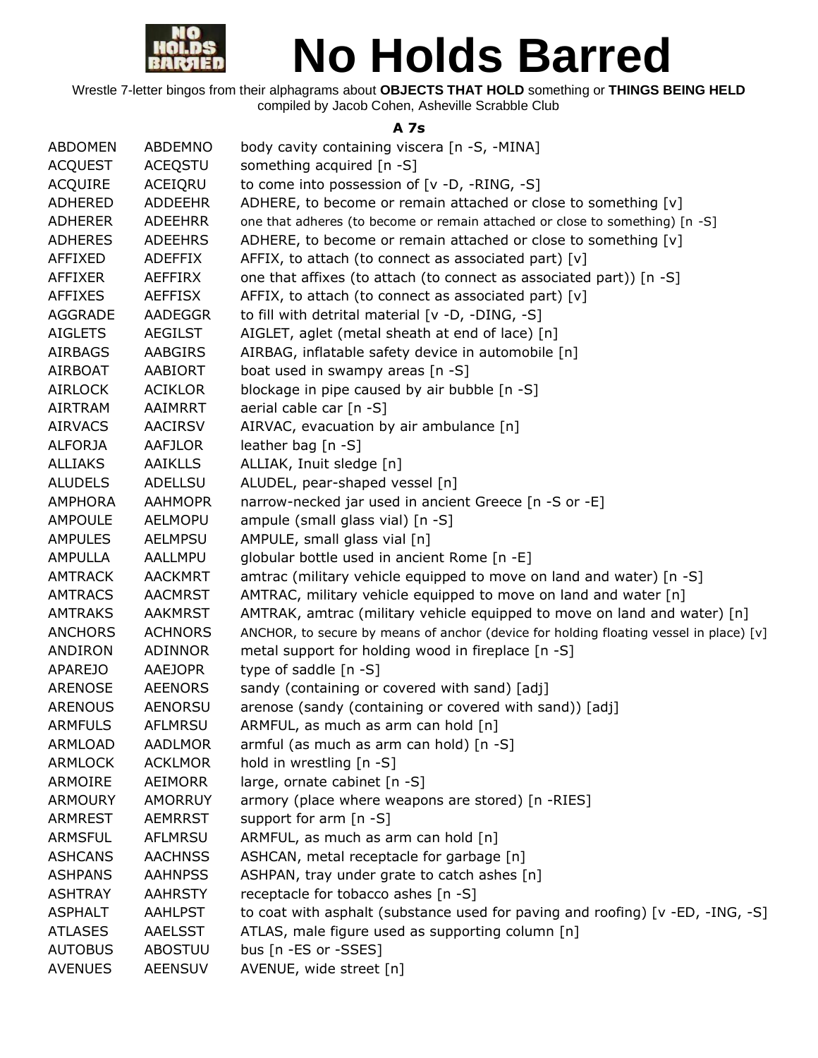# No Holds Barred

Wrestle 7-letter bingos from their alphagrams about **OBJECTS THAT HOLD** something or **THINGS BEING HELD**
compiled by Jacob Cohen, Asheville Scrabble Club

### A 7s

| | | |
|---|---|---|
| ABDOMEN | ABDEMNO | body cavity containing viscera [n -S, -MINA] |
| ACQUEST | ACEQSTU | something acquired [n -S] |
| ACQUIRE | ACEIQRU | to come into possession of [v -D, -RING, -S] |
| ADHERED | ADDEEHR | ADHERE, to become or remain attached or close to something [v] |
| ADHERER | ADEEHRR | one that adheres (to become or remain attached or close to something) [n -S] |
| ADHERES | ADEEHRS | ADHERE, to become or remain attached or close to something [v] |
| AFFIXED | ADEFFIX | AFFIX, to attach (to connect as associated part) [v] |
| AFFIXER | AEFFIRX | one that affixes (to attach (to connect as associated part)) [n -S] |
| AFFIXES | AEFFISX | AFFIX, to attach (to connect as associated part) [v] |
| AGGRADE | AADEGGR | to fill with detrital material [v -D, -DING, -S] |
| AIGLETS | AEGILST | AIGLET, aglet (metal sheath at end of lace) [n] |
| AIRBAGS | AABGIRS | AIRBAG, inflatable safety device in automobile [n] |
| AIRBOAT | AABIORT | boat used in swampy areas [n -S] |
| AIRLOCK | ACIKLOR | blockage in pipe caused by air bubble [n -S] |
| AIRTRAM | AAIMRRT | aerial cable car [n -S] |
| AIRVACS | AACIRSV | AIRVAC, evacuation by air ambulance [n] |
| ALFORJA | AAFJLOR | leather bag [n -S] |
| ALLIAKS | AAIKLLS | ALLIAK, Inuit sledge [n] |
| ALUDELS | ADELLSU | ALUDEL, pear-shaped vessel [n] |
| AMPHORA | AAHMOPR | narrow-necked jar used in ancient Greece [n -S or -E] |
| AMPOULE | AELMOPU | ampule (small glass vial) [n -S] |
| AMPULES | AELMPSU | AMPULE, small glass vial [n] |
| AMPULLA | AALLMPU | globular bottle used in ancient Rome [n -E] |
| AMTRACK | AACKMRT | amtrac (military vehicle equipped to move on land and water) [n -S] |
| AMTRACS | AACMRST | AMTRAC, military vehicle equipped to move on land and water [n] |
| AMTRAKS | AAKMRST | AMTRAK, amtrac (military vehicle equipped to move on land and water) [n] |
| ANCHORS | ACHNORS | ANCHOR, to secure by means of anchor (device for holding floating vessel in place) [v] |
| ANDIRON | ADINNOR | metal support for holding wood in fireplace [n -S] |
| APAREJO | AAEJOPR | type of saddle [n -S] |
| ARENOSE | AEENORS | sandy (containing or covered with sand) [adj] |
| ARENOUS | AENORSU | arenose (sandy (containing or covered with sand)) [adj] |
| ARMFULS | AFLMRSU | ARMFUL, as much as arm can hold [n] |
| ARMLOAD | AADLMOR | armful (as much as arm can hold) [n -S] |
| ARMLOCK | ACKLMOR | hold in wrestling [n -S] |
| ARMOIRE | AEIMORR | large, ornate cabinet [n -S] |
| ARMOURY | AMORRUY | armory (place where weapons are stored) [n -RIES] |
| ARMREST | AEMRRST | support for arm [n -S] |
| ARMSFUL | AFLMRSU | ARMFUL, as much as arm can hold [n] |
| ASHCANS | AACHNSS | ASHCAN, metal receptacle for garbage [n] |
| ASHPANS | AAHNPSS | ASHPAN, tray under grate to catch ashes [n] |
| ASHTRAY | AAHRSTY | receptacle for tobacco ashes [n -S] |
| ASPHALT | AAHLPST | to coat with asphalt (substance used for paving and roofing) [v -ED, -ING, -S] |
| ATLASES | AAELSST | ATLAS, male figure used as supporting column [n] |
| AUTOBUS | ABOSTUU | bus [n -ES or -SSES] |
| AVENUES | AEENSUV | AVENUE, wide street [n] |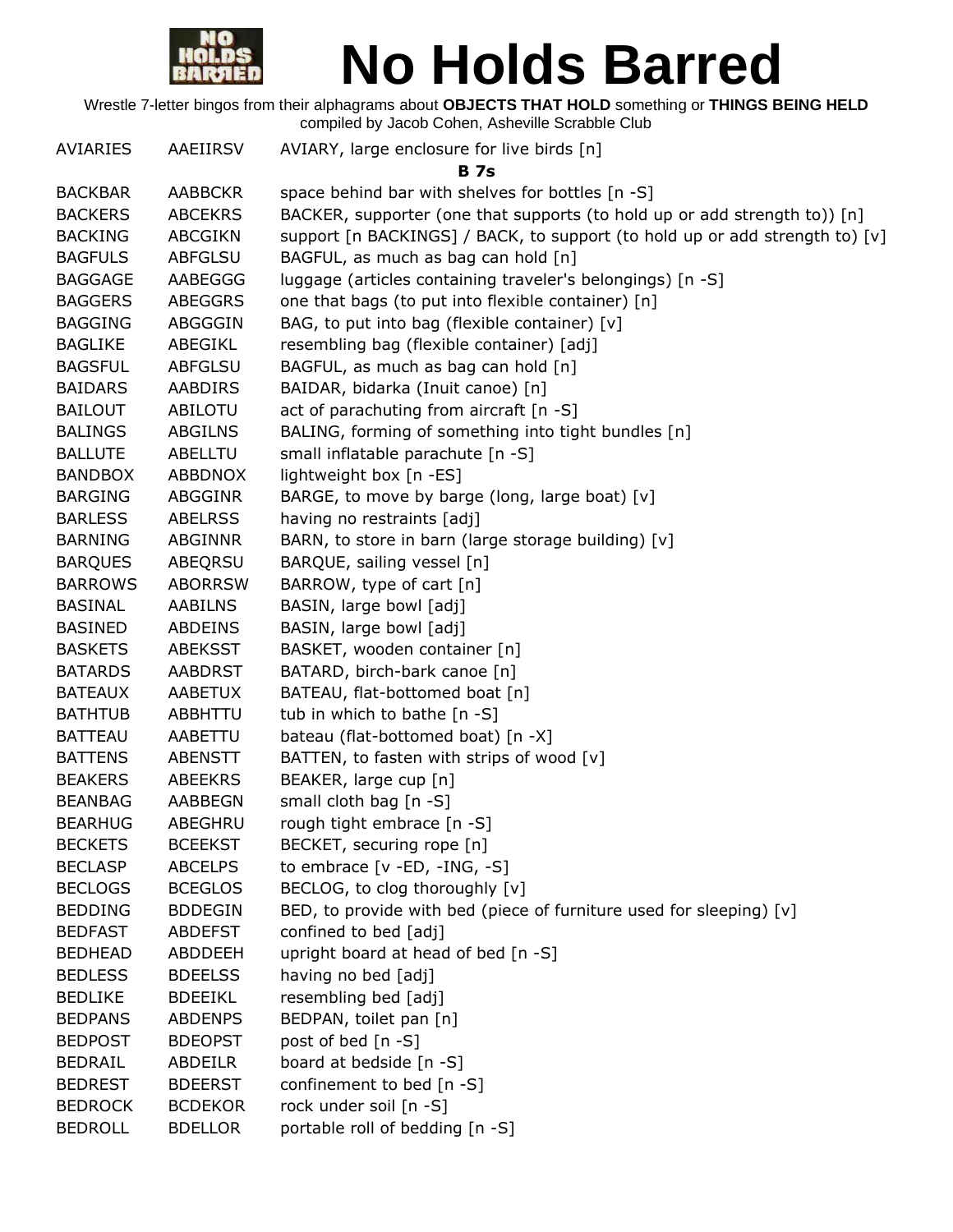# No Holds Barred

Wrestle 7-letter bingos from their alphagrams about **OBJECTS THAT HOLD** something or **THINGS BEING HELD**
compiled by Jacob Cohen, Asheville Scrabble Club

| | | |
|---|---|---|
| AVIARIES | AAEIIRSV | AVIARY, large enclosure for live birds [n] |
| | | **B 7s** |
| BACKBAR | AABBCKR | space behind bar with shelves for bottles [n -S] |
| BACKERS | ABCEKRS | BACKER, supporter (one that supports (to hold up or add strength to)) [n] |
| BACKING | ABCGIKN | support [n BACKINGS] / BACK, to support (to hold up or add strength to) [v] |
| BAGFULS | ABFGLSU | BAGFUL, as much as bag can hold [n] |
| BAGGAGE | AABEGGG | luggage (articles containing traveler's belongings) [n -S] |
| BAGGERS | ABEGGRS | one that bags (to put into flexible container) [n] |
| BAGGING | ABGGGIN | BAG, to put into bag (flexible container) [v] |
| BAGLIKE | ABEGIKL | resembling bag (flexible container) [adj] |
| BAGSFUL | ABFGLSU | BAGFUL, as much as bag can hold [n] |
| BAIDARS | AABDIRS | BAIDAR, bidarka (Inuit canoe) [n] |
| BAILOUT | ABILOTU | act of parachuting from aircraft [n -S] |
| BALINGS | ABGILNS | BALING, forming of something into tight bundles [n] |
| BALLUTE | ABELLTU | small inflatable parachute [n -S] |
| BANDBOX | ABBDNOX | lightweight box [n -ES] |
| BARGING | ABGGINR | BARGE, to move by barge (long, large boat) [v] |
| BARLESS | ABELRSS | having no restraints [adj] |
| BARNING | ABGINNR | BARN, to store in barn (large storage building) [v] |
| BARQUES | ABEQRSU | BARQUE, sailing vessel [n] |
| BARROWS | ABORRSW | BARROW, type of cart [n] |
| BASINAL | AABILNS | BASIN, large bowl [adj] |
| BASINED | ABDEINS | BASIN, large bowl [adj] |
| BASKETS | ABEKSST | BASKET, wooden container [n] |
| BATARDS | AABDRST | BATARD, birch-bark canoe [n] |
| BATEAUX | AABETUX | BATEAU, flat-bottomed boat [n] |
| BATHTUB | ABBHTTU | tub in which to bathe [n -S] |
| BATTEAU | AABETTU | bateau (flat-bottomed boat) [n -X] |
| BATTENS | ABENSTT | BATTEN, to fasten with strips of wood [v] |
| BEAKERS | ABEEKRS | BEAKER, large cup [n] |
| BEANBAG | AABBEGN | small cloth bag [n -S] |
| BEARHUG | ABEGHRU | rough tight embrace [n -S] |
| BECKETS | BCEEKST | BECKET, securing rope [n] |
| BECLASP | ABCELPS | to embrace [v -ED, -ING, -S] |
| BECLOGS | BCEGLOS | BECLOG, to clog thoroughly [v] |
| BEDDING | BDDEGIN | BED, to provide with bed (piece of furniture used for sleeping) [v] |
| BEDFAST | ABDEFST | confined to bed [adj] |
| BEDHEAD | ABDDEEH | upright board at head of bed [n -S] |
| BEDLESS | BDEELSS | having no bed [adj] |
| BEDLIKE | BDEEIKL | resembling bed [adj] |
| BEDPANS | ABDENPS | BEDPAN, toilet pan [n] |
| BEDPOST | BDEOPST | post of bed [n -S] |
| BEDRAIL | ABDEILR | board at bedside [n -S] |
| BEDREST | BDEERST | confinement to bed [n -S] |
| BEDROCK | BCDEKOR | rock under soil [n -S] |
| BEDROLL | BDELLOR | portable roll of bedding [n -S] |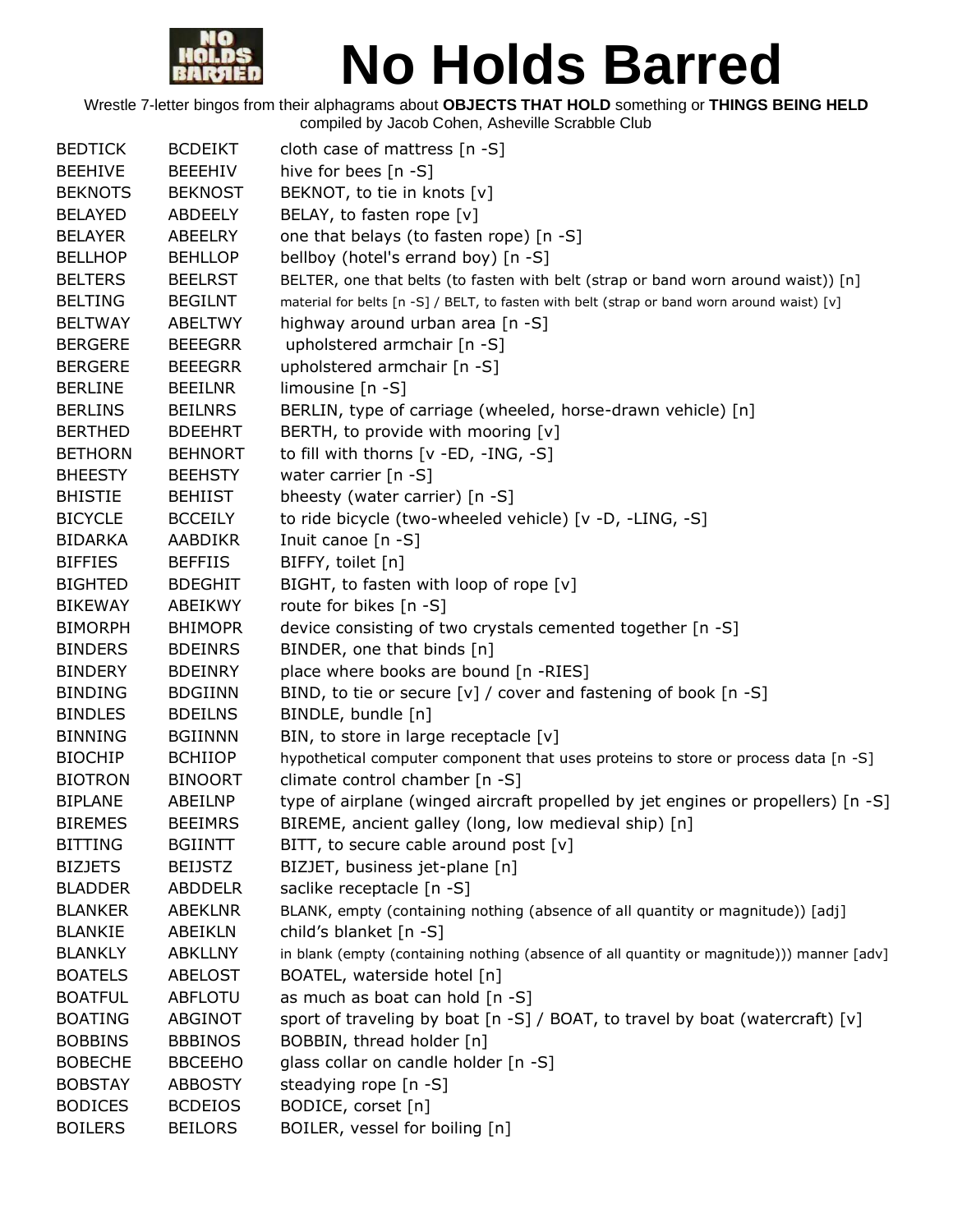# No Holds Barred

Wrestle 7-letter bingos from their alphagrams about **OBJECTS THAT HOLD** something or **THINGS BEING HELD**
compiled by Jacob Cohen, Asheville Scrabble Club

| | | |
|---|---|---|
| BEDTICK | BCDEIKT | cloth case of mattress [n -S] |
| BEEHIVE | BEEEHIV | hive for bees [n -S] |
| BEKNOTS | BEKNOST | BEKNOT, to tie in knots [v] |
| BELAYED | ABDEELY | BELAY, to fasten rope [v] |
| BELAYER | ABEELRY | one that belays (to fasten rope) [n -S] |
| BELLHOP | BEHLLOP | bellboy (hotel's errand boy) [n -S] |
| BELTERS | BEELRST | BELTER, one that belts (to fasten with belt (strap or band worn around waist)) [n] |
| BELTING | BEGILNT | material for belts [n -S] / BELT, to fasten with belt (strap or band worn around waist) [v] |
| BELTWAY | ABELTWY | highway around urban area [n -S] |
| BERGERE | BEEEGRR | upholstered armchair [n -S] |
| BERGERE | BEEEGRR | upholstered armchair [n -S] |
| BERLINE | BEEILNR | limousine [n -S] |
| BERLINS | BEILNRS | BERLIN, type of carriage (wheeled, horse-drawn vehicle) [n] |
| BERTHED | BDEEHRT | BERTH, to provide with mooring [v] |
| BETHORN | BEHNORT | to fill with thorns [v -ED, -ING, -S] |
| BHEESTY | BEEHSTY | water carrier [n -S] |
| BHISTIE | BEHIIST | bheesty (water carrier) [n -S] |
| BICYCLE | BCCEILY | to ride bicycle (two-wheeled vehicle) [v -D, -LING, -S] |
| BIDARKA | AABDIKR | Inuit canoe [n -S] |
| BIFFIES | BEFFIIS | BIFFY, toilet [n] |
| BIGHTED | BDEGHIT | BIGHT, to fasten with loop of rope [v] |
| BIKEWAY | ABEIKWY | route for bikes [n -S] |
| BIMORPH | BHIMOPR | device consisting of two crystals cemented together [n -S] |
| BINDERS | BDEINRS | BINDER, one that binds [n] |
| BINDERY | BDEINRY | place where books are bound [n -RIES] |
| BINDING | BDGIINN | BIND, to tie or secure [v] / cover and fastening of book [n -S] |
| BINDLES | BDEILNS | BINDLE, bundle [n] |
| BINNING | BGIINNN | BIN, to store in large receptacle [v] |
| BIOCHIP | BCHIIOP | hypothetical computer component that uses proteins to store or process data [n -S] |
| BIOTRON | BINOORT | climate control chamber [n -S] |
| BIPLANE | ABEILNP | type of airplane (winged aircraft propelled by jet engines or propellers) [n -S] |
| BIREMES | BEEIMRS | BIREME, ancient galley (long, low medieval ship) [n] |
| BITTING | BGIINTT | BITT, to secure cable around post [v] |
| BIZJETS | BEIJSTZ | BIZJET, business jet-plane [n] |
| BLADDER | ABDDELR | saclike receptacle [n -S] |
| BLANKER | ABEKLNR | BLANK, empty (containing nothing (absence of all quantity or magnitude)) [adj] |
| BLANKIE | ABEIKLN | child's blanket [n -S] |
| BLANKLY | ABKLLNY | in blank (empty (containing nothing (absence of all quantity or magnitude))) manner [adv] |
| BOATELS | ABELOST | BOATEL, waterside hotel [n] |
| BOATFUL | ABFLOTU | as much as boat can hold [n -S] |
| BOATING | ABGINOT | sport of traveling by boat [n -S] / BOAT, to travel by boat (watercraft) [v] |
| BOBBINS | BBBINOS | BOBBIN, thread holder [n] |
| BOBECHE | BBCEEHO | glass collar on candle holder [n -S] |
| BOBSTAY | ABBOSTY | steadying rope [n -S] |
| BODICES | BCDEIOS | BODICE, corset [n] |
| BOILERS | BEILORS | BOILER, vessel for boiling [n] |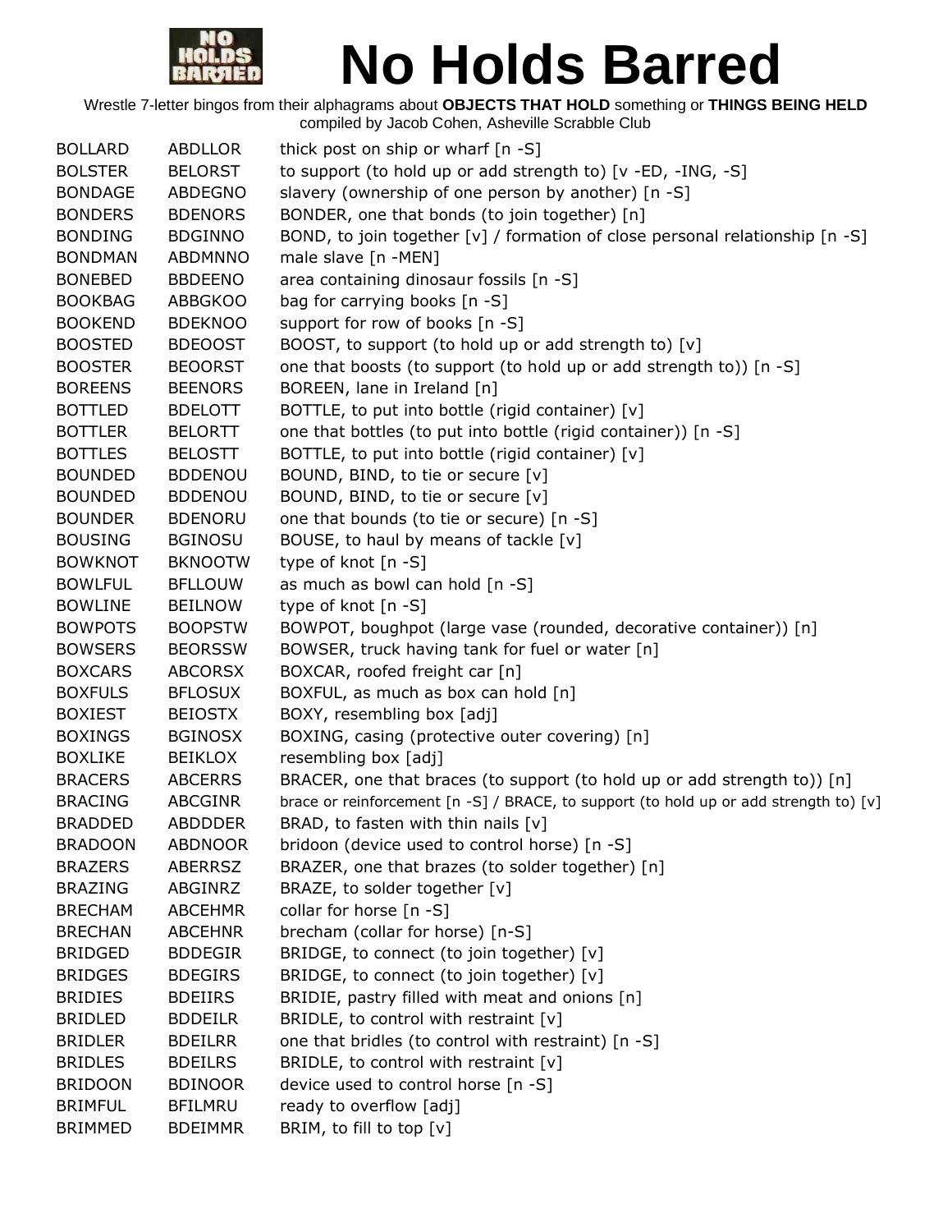# No Holds Barred

Wrestle 7-letter bingos from their alphagrams about **OBJECTS THAT HOLD** something or **THINGS BEING HELD**
compiled by Jacob Cohen, Asheville Scrabble Club

| | | |
|---|---|---|
| BOLLARD | ABDLLOR | thick post on ship or wharf [n -S] |
| BOLSTER | BELORST | to support (to hold up or add strength to) [v -ED, -ING, -S] |
| BONDAGE | ABDEGNO | slavery (ownership of one person by another) [n -S] |
| BONDERS | BDENORS | BONDER, one that bonds (to join together) [n] |
| BONDING | BDGINNO | BOND, to join together [v] / formation of close personal relationship [n -S] |
| BONDMAN | ABDMNNO | male slave [n -MEN] |
| BONEBED | BBDEENO | area containing dinosaur fossils [n -S] |
| BOOKBAG | ABBGKOO | bag for carrying books [n -S] |
| BOOKEND | BDEKNOO | support for row of books [n -S] |
| BOOSTED | BDEOOST | BOOST, to support (to hold up or add strength to) [v] |
| BOOSTER | BEOORST | one that boosts (to support (to hold up or add strength to)) [n -S] |
| BOREENS | BEENORS | BOREEN, lane in Ireland [n] |
| BOTTLED | BDELOTT | BOTTLE, to put into bottle (rigid container) [v] |
| BOTTLER | BELORTT | one that bottles (to put into bottle (rigid container)) [n -S] |
| BOTTLES | BELOSTT | BOTTLE, to put into bottle (rigid container) [v] |
| BOUNDED | BDDENOU | BOUND, BIND, to tie or secure [v] |
| BOUNDED | BDDENOU | BOUND, BIND, to tie or secure [v] |
| BOUNDER | BDENORU | one that bounds (to tie or secure) [n -S] |
| BOUSING | BGINOSU | BOUSE, to haul by means of tackle [v] |
| BOWKNOT | BKNOOTW | type of knot [n -S] |
| BOWLFUL | BFLLOUW | as much as bowl can hold [n -S] |
| BOWLINE | BEILNOW | type of knot [n -S] |
| BOWPOTS | BOOPSTW | BOWPOT, boughpot (large vase (rounded, decorative container)) [n] |
| BOWSERS | BEORSSW | BOWSER, truck having tank for fuel or water [n] |
| BOXCARS | ABCORSX | BOXCAR, roofed freight car [n] |
| BOXFULS | BFLOSUX | BOXFUL, as much as box can hold [n] |
| BOXIEST | BEIOSTX | BOXY, resembling box [adj] |
| BOXINGS | BGINOSX | BOXING, casing (protective outer covering) [n] |
| BOXLIKE | BEIKLOX | resembling box [adj] |
| BRACERS | ABCERRS | BRACER, one that braces (to support (to hold up or add strength to)) [n] |
| BRACING | ABCGINR | brace or reinforcement [n -S] / BRACE, to support (to hold up or add strength to) [v] |
| BRADDED | ABDDDER | BRAD, to fasten with thin nails [v] |
| BRADOON | ABDNOOR | bridoon (device used to control horse) [n -S] |
| BRAZERS | ABERRSZ | BRAZER, one that brazes (to solder together) [n] |
| BRAZING | ABGINRZ | BRAZE, to solder together [v] |
| BRECHAM | ABCEHMR | collar for horse [n -S] |
| BRECHAN | ABCEHNR | brecham (collar for horse) [n-S] |
| BRIDGED | BDDEGIR | BRIDGE, to connect (to join together) [v] |
| BRIDGES | BDEGIRS | BRIDGE, to connect (to join together) [v] |
| BRIDIES | BDEIIRS | BRIDIE, pastry filled with meat and onions [n] |
| BRIDLED | BDDEILR | BRIDLE, to control with restraint [v] |
| BRIDLER | BDEILRR | one that bridles (to control with restraint) [n -S] |
| BRIDLES | BDEILRS | BRIDLE, to control with restraint [v] |
| BRIDOON | BDINOOR | device used to control horse [n -S] |
| BRIMFUL | BFILMRU | ready to overflow [adj] |
| BRIMMED | BDEIMMR | BRIM, to fill to top [v] |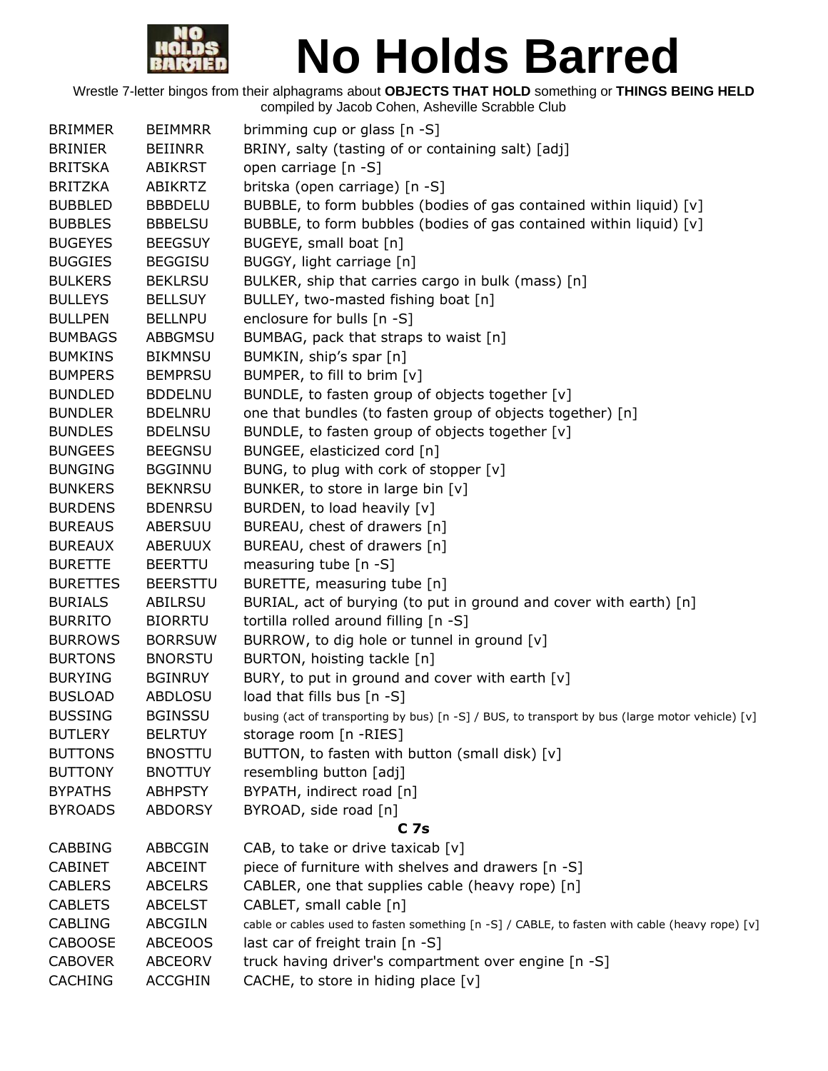# No Holds Barred

Wrestle 7-letter bingos from their alphagrams about **OBJECTS THAT HOLD** something or **THINGS BEING HELD**
compiled by Jacob Cohen, Asheville Scrabble Club

| | | |
|---|---|---|
| BRIMMER | BEIMMRR | brimming cup or glass [n -S] |
| BRINIER | BEIINRR | BRINY, salty (tasting of or containing salt) [adj] |
| BRITSKA | ABIKRST | open carriage [n -S] |
| BRITZKA | ABIKRTZ | britska (open carriage) [n -S] |
| BUBBLED | BBBDELU | BUBBLE, to form bubbles (bodies of gas contained within liquid) [v] |
| BUBBLES | BBBELSU | BUBBLE, to form bubbles (bodies of gas contained within liquid) [v] |
| BUGEYES | BEEGSUY | BUGEYE, small boat [n] |
| BUGGIES | BEGGISU | BUGGY, light carriage [n] |
| BULKERS | BEKLRSU | BULKER, ship that carries cargo in bulk (mass) [n] |
| BULLEYS | BELLSUY | BULLEY, two-masted fishing boat [n] |
| BULLPEN | BELLNPU | enclosure for bulls [n -S] |
| BUMBAGS | ABBGMSU | BUMBAG, pack that straps to waist [n] |
| BUMKINS | BIKMNSU | BUMKIN, ship’s spar [n] |
| BUMPERS | BEMPRSU | BUMPER, to fill to brim [v] |
| BUNDLED | BDDELNU | BUNDLE, to fasten group of objects together [v] |
| BUNDLER | BDELNRU | one that bundles (to fasten group of objects together) [n] |
| BUNDLES | BDELNSU | BUNDLE, to fasten group of objects together [v] |
| BUNGEES | BEEGNSU | BUNGEE, elasticized cord [n] |
| BUNGING | BGGINNU | BUNG, to plug with cork of stopper [v] |
| BUNKERS | BEKNRSU | BUNKER, to store in large bin [v] |
| BURDENS | BDENRSU | BURDEN, to load heavily [v] |
| BUREAUS | ABERSUU | BUREAU, chest of drawers [n] |
| BUREAUX | ABERUUX | BUREAU, chest of drawers [n] |
| BURETTE | BEERTTU | measuring tube [n -S] |
| BURETTES | BEERSTTU | BURETTE, measuring tube [n] |
| BURIALS | ABILRSU | BURIAL, act of burying (to put in ground and cover with earth) [n] |
| BURRITO | BIORRTU | tortilla rolled around filling [n -S] |
| BURROWS | BORRSUW | BURROW, to dig hole or tunnel in ground [v] |
| BURTONS | BNORSTU | BURTON, hoisting tackle [n] |
| BURYING | BGINRUY | BURY, to put in ground and cover with earth [v] |
| BUSLOAD | ABDLOSU | load that fills bus [n -S] |
| BUSSING | BGINSSU | busing (act of transporting by bus) [n -S] / BUS, to transport by bus (large motor vehicle) [v] |
| BUTLERY | BELRTUY | storage room [n -RIES] |
| BUTTONS | BNOSTTU | BUTTON, to fasten with button (small disk) [v] |
| BUTTONY | BNOTTUY | resembling button [adj] |
| BYPATHS | ABHPSTY | BYPATH, indirect road [n] |
| BYROADS | ABDORSY | BYROAD, side road [n] |

**C 7s**

| | | |
|---|---|---|
| CABBING | ABBCGIN | CAB, to take or drive taxicab [v] |
| CABINET | ABCEINT | piece of furniture with shelves and drawers [n -S] |
| CABLERS | ABCELRS | CABLER, one that supplies cable (heavy rope) [n] |
| CABLETS | ABCELST | CABLET, small cable [n] |
| CABLING | ABCGILN | cable or cables used to fasten something [n -S] / CABLE, to fasten with cable (heavy rope) [v] |
| CABOOSE | ABCEOOS | last car of freight train [n -S] |
| CABOVER | ABCEORV | truck having driver's compartment over engine [n -S] |
| CACHING | ACCGHIN | CACHE, to store in hiding place [v] |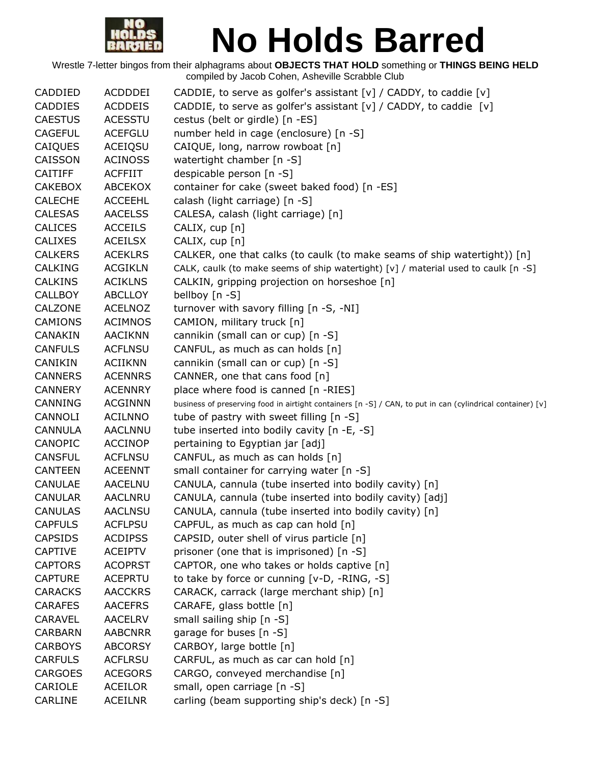# No Holds Barred

Wrestle 7-letter bingos from their alphagrams about **OBJECTS THAT HOLD** something or **THINGS BEING HELD**
compiled by Jacob Cohen, Asheville Scrabble Club

| | | |
|---|---|---|
| CADDIED | ACDDDEI | CADDIE, to serve as golfer's assistant [v] / CADDY, to caddie [v] |
| CADDIES | ACDDEIS | CADDIE, to serve as golfer's assistant [v] / CADDY, to caddie [v] |
| CAESTUS | ACESSTU | cestus (belt or girdle) [n -ES] |
| CAGEFUL | ACEFGLU | number held in cage (enclosure) [n -S] |
| CAIQUES | ACEIQSU | CAIQUE, long, narrow rowboat [n] |
| CAISSON | ACINOSS | watertight chamber [n -S] |
| CAITIFF | ACFFIIT | despicable person [n -S] |
| CAKEBOX | ABCEKOX | container for cake (sweet baked food) [n -ES] |
| CALECHE | ACCEEHL | calash (light carriage) [n -S] |
| CALESAS | AACELSS | CALESA, calash (light carriage) [n] |
| CALICES | ACCEILS | CALIX, cup [n] |
| CALIXES | ACEILSX | CALIX, cup [n] |
| CALKERS | ACEKLRS | CALKER, one that calks (to caulk (to make seams of ship watertight)) [n] |
| CALKING | ACGIKLN | CALK, caulk (to make seems of ship watertight) [v] / material used to caulk [n -S] |
| CALKINS | ACIKLNS | CALKIN, gripping projection on horseshoe [n] |
| CALLBOY | ABCLLOY | bellboy [n -S] |
| CALZONE | ACELNOZ | turnover with savory filling [n -S, -NI] |
| CAMIONS | ACIMNOS | CAMION, military truck [n] |
| CANAKIN | AACIKNN | cannikin (small can or cup) [n -S] |
| CANFULS | ACFLNSU | CANFUL, as much as can holds [n] |
| CANIKIN | ACIIKNN | cannikin (small can or cup) [n -S] |
| CANNERS | ACENNRS | CANNER, one that cans food [n] |
| CANNERY | ACENNRY | place where food is canned [n -RIES] |
| CANNING | ACGINNN | business of preserving food in airtight containers [n -S] / CAN, to put in can (cylindrical container) [v] |
| CANNOLI | ACILNNO | tube of pastry with sweet filling [n -S] |
| CANNULA | AACLNNU | tube inserted into bodily cavity [n -E, -S] |
| CANOPIC | ACCINOP | pertaining to Egyptian jar [adj] |
| CANSFUL | ACFLNSU | CANFUL, as much as can holds [n] |
| CANTEEN | ACEENNT | small container for carrying water [n -S] |
| CANULAE | AACELNU | CANULA, cannula (tube inserted into bodily cavity) [n] |
| CANULAR | AACLNRU | CANULA, cannula (tube inserted into bodily cavity) [adj] |
| CANULAS | AACLNSU | CANULA, cannula (tube inserted into bodily cavity) [n] |
| CAPFULS | ACFLPSU | CAPFUL, as much as cap can hold [n] |
| CAPSIDS | ACDIPSS | CAPSID, outer shell of virus particle [n] |
| CAPTIVE | ACEIPTV | prisoner (one that is imprisoned) [n -S] |
| CAPTORS | ACOPRST | CAPTOR, one who takes or holds captive [n] |
| CAPTURE | ACEPRTU | to take by force or cunning [v-D, -RING, -S] |
| CARACKS | AACCKRS | CARACK, carrack (large merchant ship) [n] |
| CARAFES | AACEFRS | CARAFE, glass bottle [n] |
| CARAVEL | AACELRV | small sailing ship [n -S] |
| CARBARN | AABCNRR | garage for buses [n -S] |
| CARBOYS | ABCORSY | CARBOY, large bottle [n] |
| CARFULS | ACFLRSU | CARFUL, as much as car can hold [n] |
| CARGOES | ACEGORS | CARGO, conveyed merchandise [n] |
| CARIOLE | ACEILOR | small, open carriage [n -S] |
| CARLINE | ACEILNR | carling (beam supporting ship's deck) [n -S] |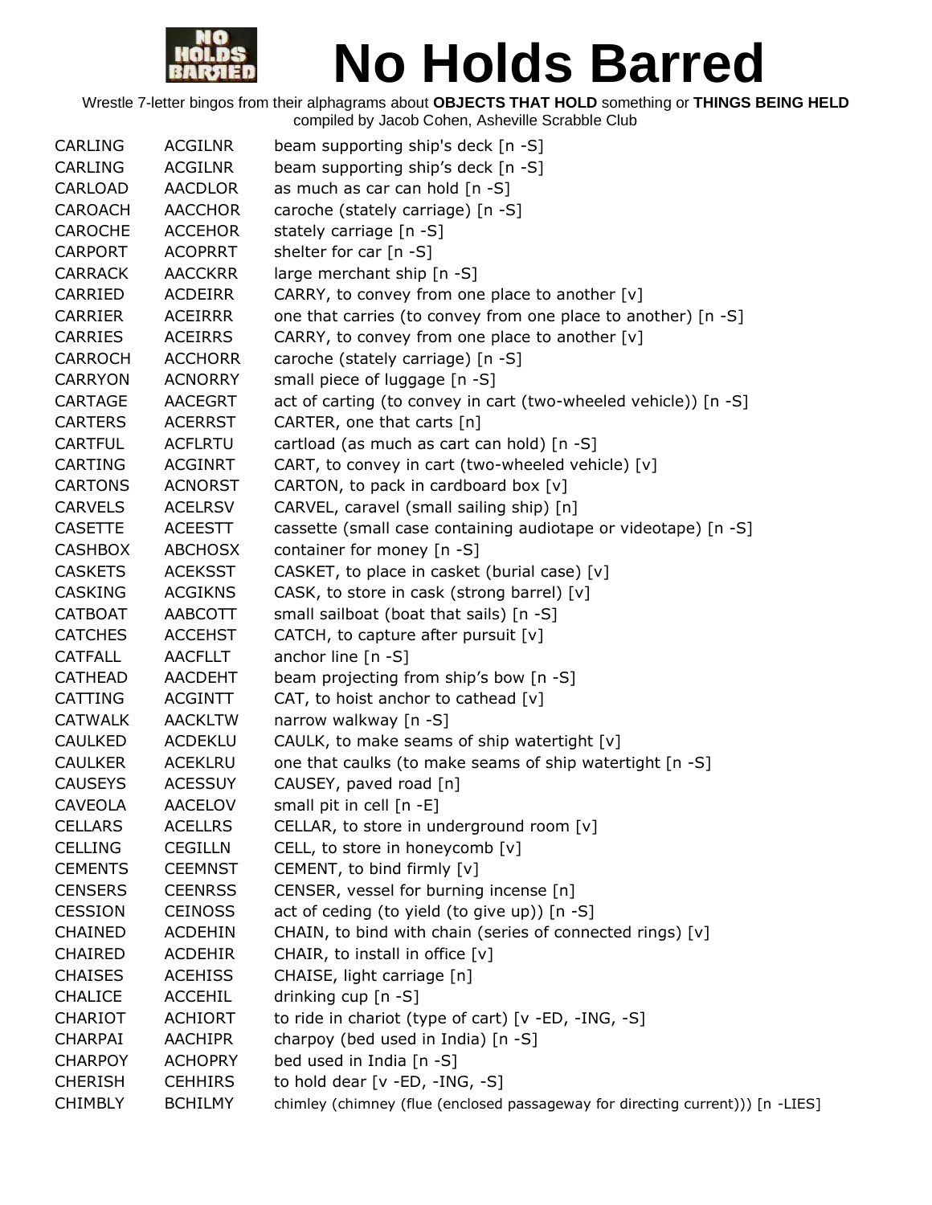# No Holds Barred

Wrestle 7-letter bingos from their alphagrams about **OBJECTS THAT HOLD** something or **THINGS BEING HELD**
compiled by Jacob Cohen, Asheville Scrabble Club

| | | |
|---|---|---|
| CARLING | ACGILNR | beam supporting ship's deck [n -S] |
| CARLING | ACGILNR | beam supporting ship’s deck [n -S] |
| CARLOAD | AACDLOR | as much as car can hold [n -S] |
| CAROACH | AACCHOR | caroche (stately carriage) [n -S] |
| CAROCHE | ACCEHOR | stately carriage [n -S] |
| CARPORT | ACOPRRT | shelter for car [n -S] |
| CARRACK | AACCKRR | large merchant ship [n -S] |
| CARRIED | ACDEIRR | CARRY, to convey from one place to another [v] |
| CARRIER | ACEIRRR | one that carries (to convey from one place to another) [n -S] |
| CARRIES | ACEIRRS | CARRY, to convey from one place to another [v] |
| CARROCH | ACCHORR | caroche (stately carriage) [n -S] |
| CARRYON | ACNORRY | small piece of luggage [n -S] |
| CARTAGE | AACEGRT | act of carting (to convey in cart (two-wheeled vehicle)) [n -S] |
| CARTERS | ACERRST | CARTER, one that carts [n] |
| CARTFUL | ACFLRTU | cartload (as much as cart can hold) [n -S] |
| CARTING | ACGINRT | CART, to convey in cart (two-wheeled vehicle) [v] |
| CARTONS | ACNORST | CARTON, to pack in cardboard box [v] |
| CARVELS | ACELRSV | CARVEL, caravel (small sailing ship) [n] |
| CASETTE | ACEESTT | cassette (small case containing audiotape or videotape) [n -S] |
| CASHBOX | ABCHOSX | container for money [n -S] |
| CASKETS | ACEKSST | CASKET, to place in casket (burial case) [v] |
| CASKING | ACGIKNS | CASK, to store in cask (strong barrel) [v] |
| CATBOAT | AABCOTT | small sailboat (boat that sails) [n -S] |
| CATCHES | ACCEHST | CATCH, to capture after pursuit [v] |
| CATFALL | AACFLLT | anchor line [n -S] |
| CATHEAD | AACDEHT | beam projecting from ship’s bow [n -S] |
| CATTING | ACGINTT | CAT, to hoist anchor to cathead [v] |
| CATWALK | AACKLTW | narrow walkway [n -S] |
| CAULKED | ACDEKLU | CAULK, to make seams of ship watertight [v] |
| CAULKER | ACEKLRU | one that caulks (to make seams of ship watertight [n -S] |
| CAUSEYS | ACESSUY | CAUSEY, paved road [n] |
| CAVEOLA | AACELOV | small pit in cell [n -E] |
| CELLARS | ACELLRS | CELLAR, to store in underground room [v] |
| CELLING | CEGILLN | CELL, to store in honeycomb [v] |
| CEMENTS | CEEMNST | CEMENT, to bind firmly [v] |
| CENSERS | CEENRSS | CENSER, vessel for burning incense [n] |
| CESSION | CEINOSS | act of ceding (to yield (to give up)) [n -S] |
| CHAINED | ACDEHIN | CHAIN, to bind with chain (series of connected rings) [v] |
| CHAIRED | ACDEHIR | CHAIR, to install in office [v] |
| CHAISES | ACEHISS | CHAISE, light carriage [n] |
| CHALICE | ACCEHIL | drinking cup [n -S] |
| CHARIOT | ACHIORT | to ride in chariot (type of cart) [v -ED, -ING, -S] |
| CHARPAI | AACHIPR | charpoy (bed used in India) [n -S] |
| CHARPOY | ACHOPRY | bed used in India [n -S] |
| CHERISH | CEHHIRS | to hold dear [v -ED, -ING, -S] |
| CHIMBLY | BCHILMY | chimley (chimney (flue (enclosed passageway for directing current))) [n -LIES] |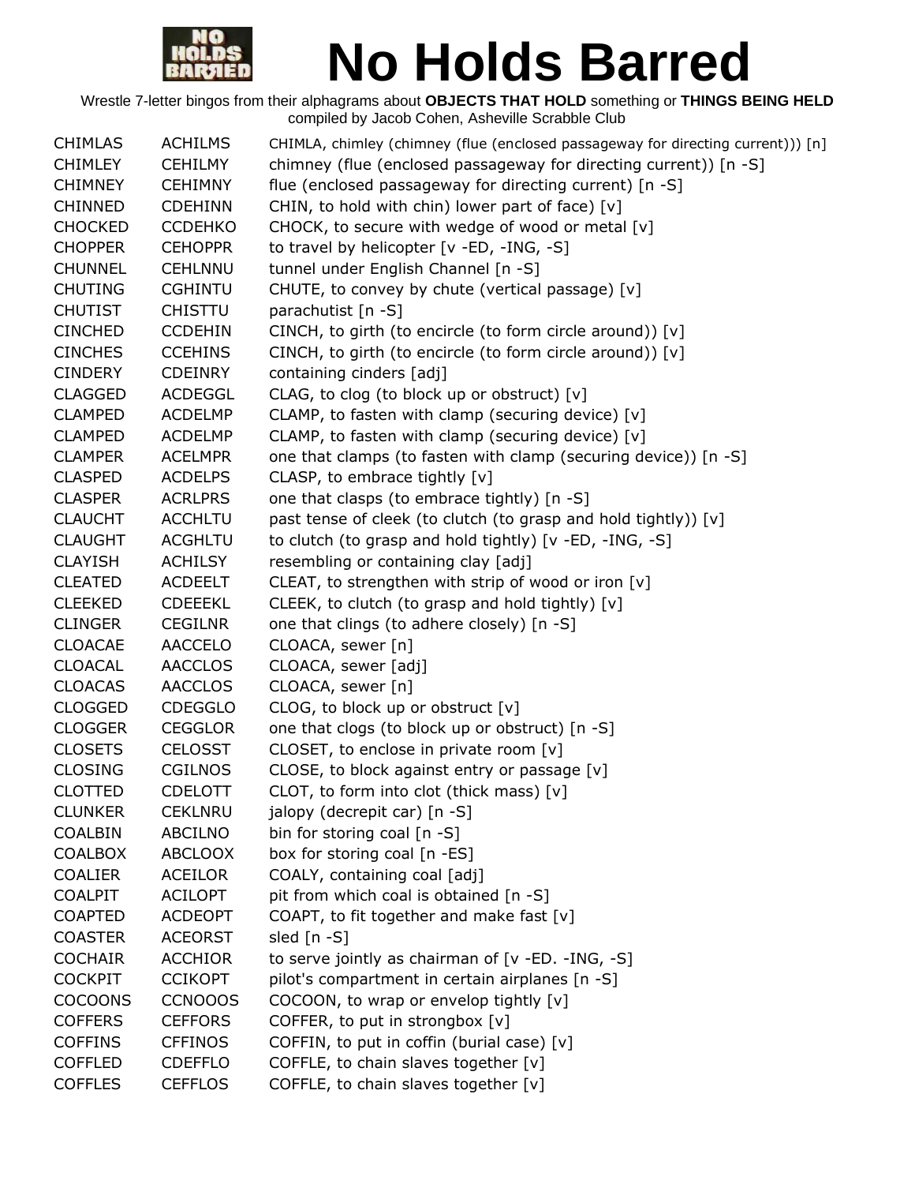# No Holds Barred

Wrestle 7-letter bingos from their alphagrams about **OBJECTS THAT HOLD** something or **THINGS BEING HELD**
compiled by Jacob Cohen, Asheville Scrabble Club

| | | |
|---|---|---|
| CHIMLAS | ACHILMS | CHIMLA, chimley (chimney (flue (enclosed passageway for directing current))) [n] |
| CHIMLEY | CEHILMY | chimney (flue (enclosed passageway for directing current)) [n -S] |
| CHIMNEY | CEHIMNY | flue (enclosed passageway for directing current) [n -S] |
| CHINNED | CDEHINN | CHIN, to hold with chin) lower part of face) [v] |
| CHOCKED | CCDEHKO | CHOCK, to secure with wedge of wood or metal [v] |
| CHOPPER | CEHOPPR | to travel by helicopter [v -ED, -ING, -S] |
| CHUNNEL | CEHLNNU | tunnel under English Channel [n -S] |
| CHUTING | CGHINTU | CHUTE, to convey by chute (vertical passage) [v] |
| CHUTIST | CHISTTU | parachutist [n -S] |
| CINCHED | CCDEHIN | CINCH, to girth (to encircle (to form circle around)) [v] |
| CINCHES | CCEHINS | CINCH, to girth (to encircle (to form circle around)) [v] |
| CINDERY | CDEINRY | containing cinders [adj] |
| CLAGGED | ACDEGGL | CLAG, to clog (to block up or obstruct) [v] |
| CLAMPED | ACDELMP | CLAMP, to fasten with clamp (securing device) [v] |
| CLAMPED | ACDELMP | CLAMP, to fasten with clamp (securing device) [v] |
| CLAMPER | ACELMPR | one that clamps (to fasten with clamp (securing device)) [n -S] |
| CLASPED | ACDELPS | CLASP, to embrace tightly [v] |
| CLASPER | ACRLPRS | one that clasps (to embrace tightly) [n -S] |
| CLAUCHT | ACCHLTU | past tense of cleek (to clutch (to grasp and hold tightly)) [v] |
| CLAUGHT | ACGHLTU | to clutch (to grasp and hold tightly) [v -ED, -ING, -S] |
| CLAYISH | ACHILSY | resembling or containing clay [adj] |
| CLEATED | ACDEELT | CLEAT, to strengthen with strip of wood or iron [v] |
| CLEEKED | CDEEEKL | CLEEK, to clutch (to grasp and hold tightly) [v] |
| CLINGER | CEGILNR | one that clings (to adhere closely) [n -S] |
| CLOACAE | AACCELO | CLOACA, sewer [n] |
| CLOACAL | AACCLOS | CLOACA, sewer [adj] |
| CLOACAS | AACCLOS | CLOACA, sewer [n] |
| CLOGGED | CDEGGLO | CLOG, to block up or obstruct [v] |
| CLOGGER | CEGGLOR | one that clogs (to block up or obstruct) [n -S] |
| CLOSETS | CELOSST | CLOSET, to enclose in private room [v] |
| CLOSING | CGILNOS | CLOSE, to block against entry or passage [v] |
| CLOTTED | CDELOTT | CLOT, to form into clot (thick mass) [v] |
| CLUNKER | CEKLNRU | jalopy (decrepit car) [n -S] |
| COALBIN | ABCILNO | bin for storing coal [n -S] |
| COALBOX | ABCLOOX | box for storing coal [n -ES] |
| COALIER | ACEILOR | COALY, containing coal [adj] |
| COALPIT | ACILOPT | pit from which coal is obtained [n -S] |
| COAPTED | ACDEOPT | COAPT, to fit together and make fast [v] |
| COASTER | ACEORST | sled [n -S] |
| COCHAIR | ACCHIOR | to serve jointly as chairman of [v -ED. -ING, -S] |
| COCKPIT | CCIKOPT | pilot's compartment in certain airplanes [n -S] |
| COCOONS | CCNOOOS | COCOON, to wrap or envelop tightly [v] |
| COFFERS | CEFFORS | COFFER, to put in strongbox [v] |
| COFFINS | CFFINOS | COFFIN, to put in coffin (burial case) [v] |
| COFFLED | CDEFFLO | COFFLE, to chain slaves together [v] |
| COFFLES | CEFFLOS | COFFLE, to chain slaves together [v] |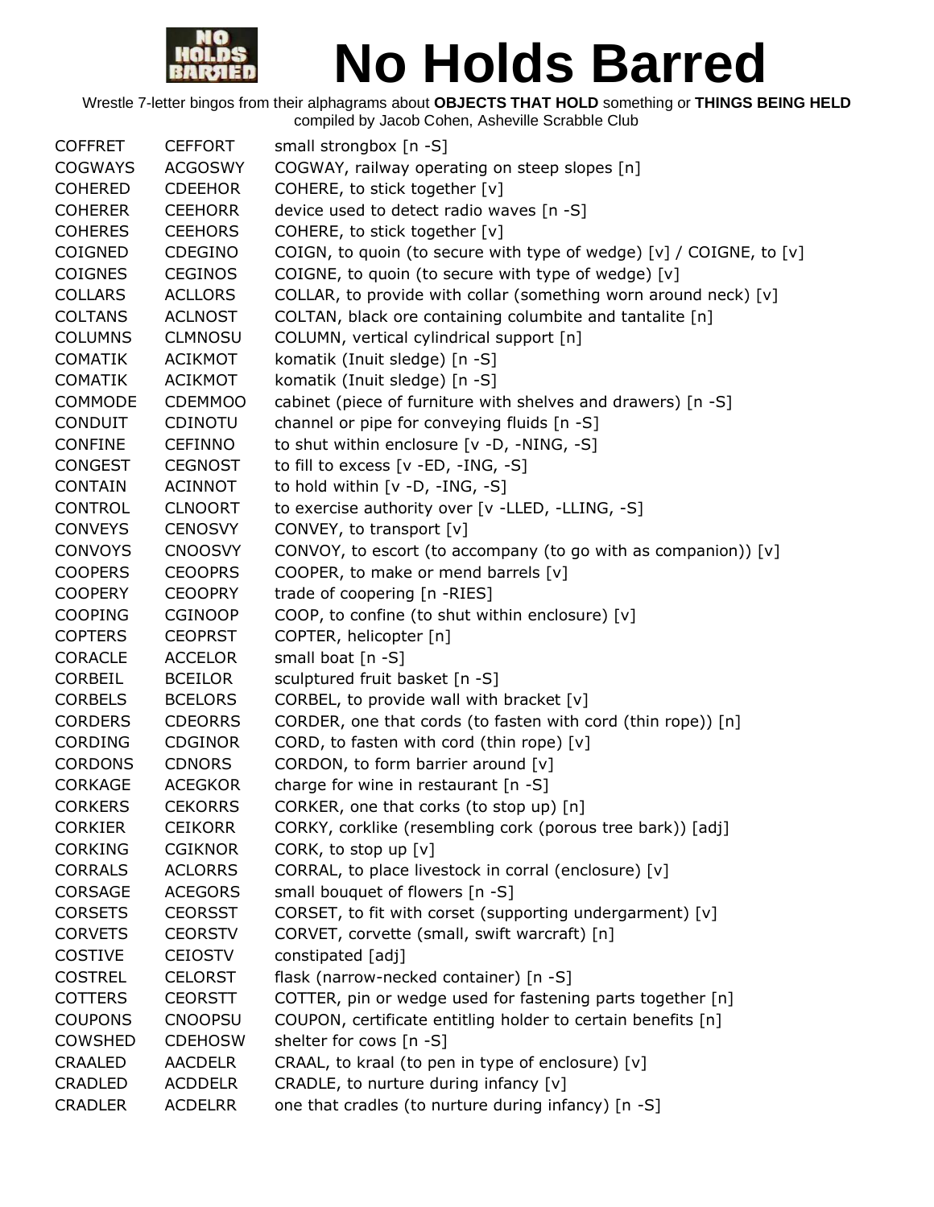# No Holds Barred

Wrestle 7-letter bingos from their alphagrams about **OBJECTS THAT HOLD** something or **THINGS BEING HELD**
compiled by Jacob Cohen, Asheville Scrabble Club

| | | |
|---|---|---|
| COFFRET | CEFFORT | small strongbox [n -S] |
| COGWAYS | ACGOSWY | COGWAY, railway operating on steep slopes [n] |
| COHERED | CDEEHOR | COHERE, to stick together [v] |
| COHERER | CEEHORR | device used to detect radio waves [n -S] |
| COHERES | CEEHORS | COHERE, to stick together [v] |
| COIGNED | CDEGINO | COIGN, to quoin (to secure with type of wedge) [v] / COIGNE, to [v] |
| COIGNES | CEGINOS | COIGNE, to quoin (to secure with type of wedge) [v] |
| COLLARS | ACLLORS | COLLAR, to provide with collar (something worn around neck) [v] |
| COLTANS | ACLNOST | COLTAN, black ore containing columbite and tantalite [n] |
| COLUMNS | CLMNOSU | COLUMN, vertical cylindrical support [n] |
| COMATIK | ACIKMOT | komatik (Inuit sledge) [n -S] |
| COMATIK | ACIKMOT | komatik (Inuit sledge) [n -S] |
| COMMODE | CDEMMOO | cabinet (piece of furniture with shelves and drawers) [n -S] |
| CONDUIT | CDINOTU | channel or pipe for conveying fluids [n -S] |
| CONFINE | CEFINNO | to shut within enclosure [v -D, -NING, -S] |
| CONGEST | CEGNOST | to fill to excess [v -ED, -ING, -S] |
| CONTAIN | ACINNOT | to hold within [v -D, -ING, -S] |
| CONTROL | CLNOORT | to exercise authority over [v -LLED, -LLING, -S] |
| CONVEYS | CENOSVY | CONVEY, to transport [v] |
| CONVOYS | CNOOSVY | CONVOY, to escort (to accompany (to go with as companion)) [v] |
| COOPERS | CEOOPRS | COOPER, to make or mend barrels [v] |
| COOPERY | CEOOPRY | trade of coopering [n -RIES] |
| COOPING | CGINOOP | COOP, to confine (to shut within enclosure) [v] |
| COPTERS | CEOPRST | COPTER, helicopter [n] |
| CORACLE | ACCELOR | small boat [n -S] |
| CORBEIL | BCEILOR | sculptured fruit basket [n -S] |
| CORBELS | BCELORS | CORBEL, to provide wall with bracket [v] |
| CORDERS | CDEORRS | CORDER, one that cords (to fasten with cord (thin rope)) [n] |
| CORDING | CDGINOR | CORD, to fasten with cord (thin rope) [v] |
| CORDONS | CDNORS | CORDON, to form barrier around [v] |
| CORKAGE | ACEGKOR | charge for wine in restaurant [n -S] |
| CORKERS | CEKORRS | CORKER, one that corks (to stop up) [n] |
| CORKIER | CEIKORR | CORKY, corklike (resembling cork (porous tree bark)) [adj] |
| CORKING | CGIKNOR | CORK, to stop up [v] |
| CORRALS | ACLORRS | CORRAL, to place livestock in corral (enclosure) [v] |
| CORSAGE | ACEGORS | small bouquet of flowers [n -S] |
| CORSETS | CEORSST | CORSET, to fit with corset (supporting undergarment) [v] |
| CORVETS | CEORSTV | CORVET, corvette (small, swift warcraft) [n] |
| COSTIVE | CEIOSTV | constipated [adj] |
| COSTREL | CELORST | flask (narrow-necked container) [n -S] |
| COTTERS | CEORSTT | COTTER, pin or wedge used for fastening parts together [n] |
| COUPONS | CNOOPSU | COUPON, certificate entitling holder to certain benefits [n] |
| COWSHED | CDEHOSW | shelter for cows [n -S] |
| CRAALED | AACDELR | CRAAL, to kraal (to pen in type of enclosure) [v] |
| CRADLED | ACDDELR | CRADLE, to nurture during infancy [v] |
| CRADLER | ACDELRR | one that cradles (to nurture during infancy) [n -S] |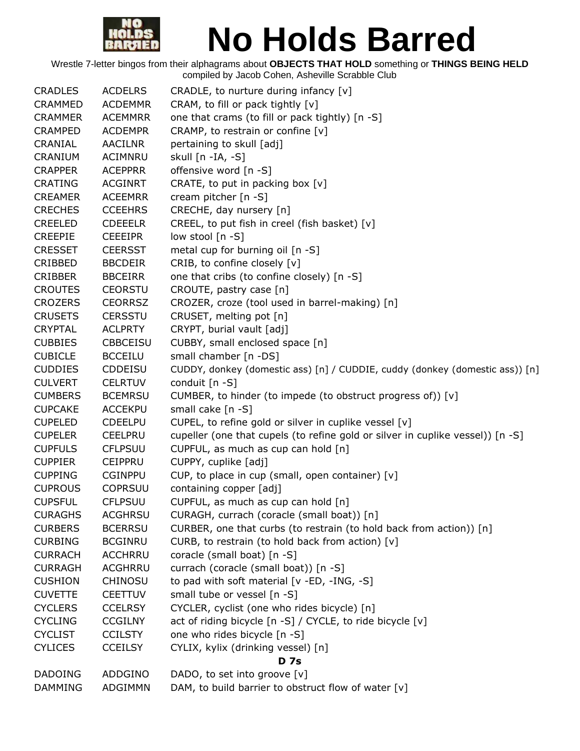# No Holds Barred

Wrestle 7-letter bingos from their alphagrams about **OBJECTS THAT HOLD** something or **THINGS BEING HELD**
compiled by Jacob Cohen, Asheville Scrabble Club

| | | |
|---|---|---|
| CRADLES | ACDELRS | CRADLE, to nurture during infancy [v] |
| CRAMMED | ACDEMMR | CRAM, to fill or pack tightly [v] |
| CRAMMER | ACEMMRR | one that crams (to fill or pack tightly) [n -S] |
| CRAMPED | ACDEMPR | CRAMP, to restrain or confine [v] |
| CRANIAL | AACILNR | pertaining to skull [adj] |
| CRANIUM | ACIMNRU | skull [n -IA, -S] |
| CRAPPER | ACEPPRR | offensive word [n -S] |
| CRATING | ACGINRT | CRATE, to put in packing box [v] |
| CREAMER | ACEEMRR | cream pitcher [n -S] |
| CRECHES | CCEEHRS | CRECHE, day nursery [n] |
| CREELED | CDEEELR | CREEL, to put fish in creel (fish basket) [v] |
| CREEPIE | CEEEIPR | low stool [n -S] |
| CRESSET | CEERSST | metal cup for burning oil [n -S] |
| CRIBBED | BBCDEIR | CRIB, to confine closely [v] |
| CRIBBER | BBCEIRR | one that cribs (to confine closely) [n -S] |
| CROUTES | CEORSTU | CROUTE, pastry case [n] |
| CROZERS | CEORRSZ | CROZER, croze (tool used in barrel-making) [n] |
| CRUSETS | CERSSTU | CRUSET, melting pot [n] |
| CRYPTAL | ACLPRTY | CRYPT, burial vault [adj] |
| CUBBIES | CBBCEISU | CUBBY, small enclosed space [n] |
| CUBICLE | BCCEILU | small chamber [n -DS] |
| CUDDIES | CDDEISU | CUDDY, donkey (domestic ass) [n] / CUDDIE, cuddy (donkey (domestic ass)) [n] |
| CULVERT | CELRTUV | conduit [n -S] |
| CUMBERS | BCEMRSU | CUMBER, to hinder (to impede (to obstruct progress of)) [v] |
| CUPCAKE | ACCEKPU | small cake [n -S] |
| CUPELED | CDEELPU | CUPEL, to refine gold or silver in cuplike vessel [v] |
| CUPELER | CEELPRU | cupeller (one that cupels (to refine gold or silver in cuplike vessel)) [n -S] |
| CUPFULS | CFLPSUU | CUPFUL, as much as cup can hold [n] |
| CUPPIER | CEIPPRU | CUPPY, cuplike [adj] |
| CUPPING | CGINPPU | CUP, to place in cup (small, open container) [v] |
| CUPROUS | COPRSUU | containing copper [adj] |
| CUPSFUL | CFLPSUU | CUPFUL, as much as cup can hold [n] |
| CURAGHS | ACGHRSU | CURAGH, currach (coracle (small boat)) [n] |
| CURBERS | BCERRSU | CURBER, one that curbs (to restrain (to hold back from action)) [n] |
| CURBING | BCGINRU | CURB, to restrain (to hold back from action) [v] |
| CURRACH | ACCHRRU | coracle (small boat) [n -S] |
| CURRAGH | ACGHRRU | currach (coracle (small boat)) [n -S] |
| CUSHION | CHINOSU | to pad with soft material [v -ED, -ING, -S] |
| CUVETTE | CEETTUV | small tube or vessel [n -S] |
| CYCLERS | CCELRSY | CYCLER, cyclist (one who rides bicycle) [n] |
| CYCLING | CCGILNY | act of riding bicycle [n -S] / CYCLE, to ride bicycle [v] |
| CYCLIST | CCILSTY | one who rides bicycle [n -S] |
| CYLICES | CCEILSY | CYLIX, kylix (drinking vessel) [n] |
| | **D 7s** | |
| DADOING | ADDGINO | DADO, to set into groove [v] |
| DAMMING | ADGIMMN | DAM, to build barrier to obstruct flow of water [v] |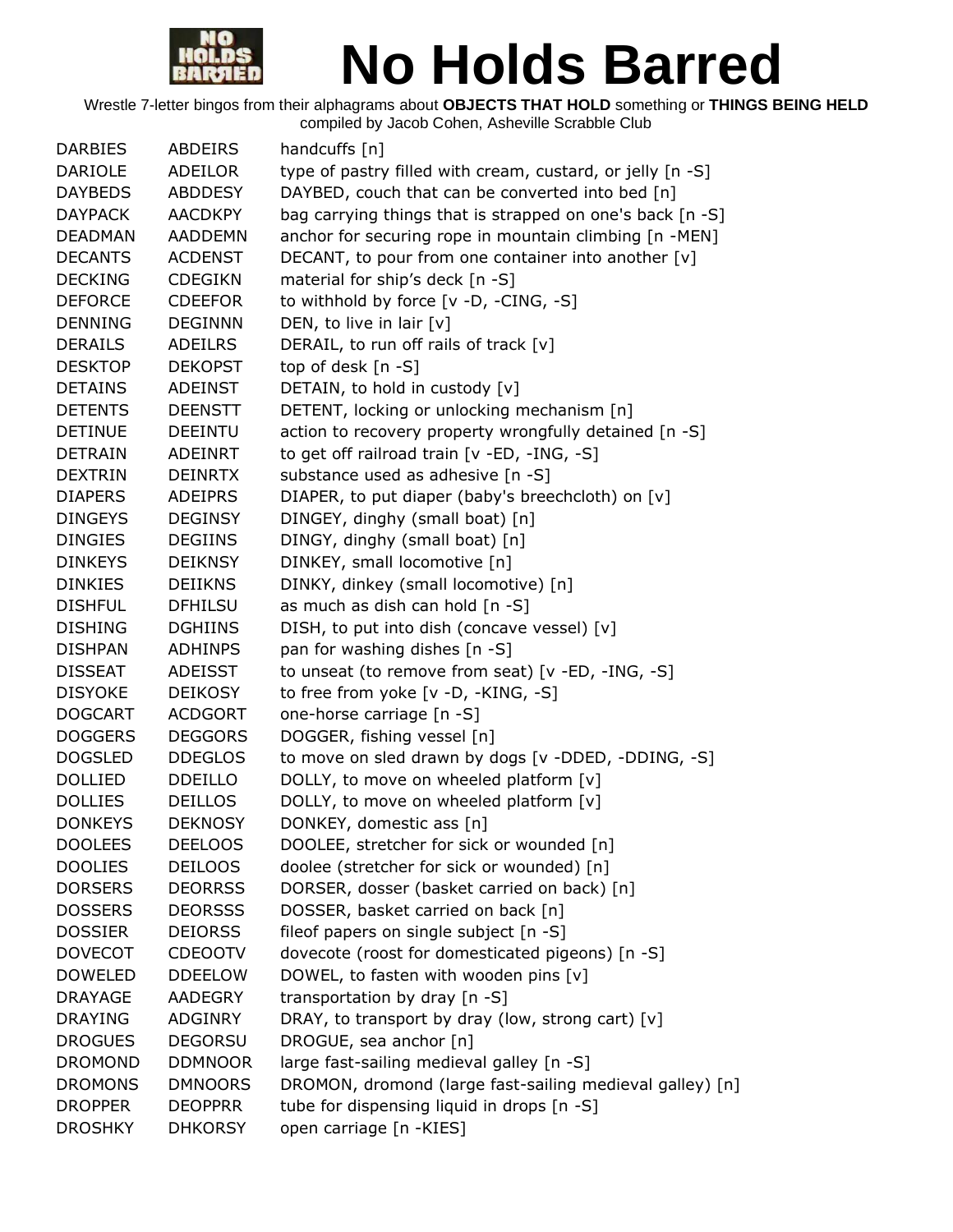# No Holds Barred

Wrestle 7-letter bingos from their alphagrams about **OBJECTS THAT HOLD** something or **THINGS BEING HELD**
compiled by Jacob Cohen, Asheville Scrabble Club

| | | |
|---|---|---|
| DARBIES | ABDEIRS | handcuffs [n] |
| DARIOLE | ADEILOR | type of pastry filled with cream, custard, or jelly [n -S] |
| DAYBEDS | ABDDESY | DAYBED, couch that can be converted into bed [n] |
| DAYPACK | AACDKPY | bag carrying things that is strapped on one's back [n -S] |
| DEADMAN | AADDEMN | anchor for securing rope in mountain climbing [n -MEN] |
| DECANTS | ACDENST | DECANT, to pour from one container into another [v] |
| DECKING | CDEGIKN | material for ship's deck [n -S] |
| DEFORCE | CDEEFOR | to withhold by force [v -D, -CING, -S] |
| DENNING | DEGINNN | DEN, to live in lair [v] |
| DERAILS | ADEILRS | DERAIL, to run off rails of track [v] |
| DESKTOP | DEKOPST | top of desk [n -S] |
| DETAINS | ADEINST | DETAIN, to hold in custody [v] |
| DETENTS | DEENSTT | DETENT, locking or unlocking mechanism [n] |
| DETINUE | DEEINTU | action to recovery property wrongfully detained [n -S] |
| DETRAIN | ADEINRT | to get off railroad train [v -ED, -ING, -S] |
| DEXTRIN | DEINRTX | substance used as adhesive [n -S] |
| DIAPERS | ADEIPRS | DIAPER, to put diaper (baby's breechcloth) on [v] |
| DINGEYS | DEGINSY | DINGEY, dinghy (small boat) [n] |
| DINGIES | DEGIINS | DINGY, dinghy (small boat) [n] |
| DINKEYS | DEIKNSY | DINKEY, small locomotive [n] |
| DINKIES | DEIIKNS | DINKY, dinkey (small locomotive) [n] |
| DISHFUL | DFHILSU | as much as dish can hold [n -S] |
| DISHING | DGHIINS | DISH, to put into dish (concave vessel) [v] |
| DISHPAN | ADHINPS | pan for washing dishes [n -S] |
| DISSEAT | ADEISST | to unseat (to remove from seat) [v -ED, -ING, -S] |
| DISYOKE | DEIKOSY | to free from yoke [v -D, -KING, -S] |
| DOGCART | ACDGORT | one-horse carriage [n -S] |
| DOGGERS | DEGGORS | DOGGER, fishing vessel [n] |
| DOGSLED | DDEGLOS | to move on sled drawn by dogs [v -DDED, -DDING, -S] |
| DOLLIED | DDEILLO | DOLLY, to move on wheeled platform [v] |
| DOLLIES | DEILLOS | DOLLY, to move on wheeled platform [v] |
| DONKEYS | DEKNOSY | DONKEY, domestic ass [n] |
| DOOLEES | DEELOOS | DOOLEE, stretcher for sick or wounded [n] |
| DOOLIES | DEILOOS | doolee (stretcher for sick or wounded) [n] |
| DORSERS | DEORRSS | DORSER, dosser (basket carried on back) [n] |
| DOSSERS | DEORSSS | DOSSER, basket carried on back [n] |
| DOSSIER | DEIORSS | fileof papers on single subject [n -S] |
| DOVECOT | CDEOOTV | dovecote (roost for domesticated pigeons) [n -S] |
| DOWELED | DDEELOW | DOWEL, to fasten with wooden pins [v] |
| DRAYAGE | AADEGRY | transportation by dray [n -S] |
| DRAYING | ADGINRY | DRAY, to transport by dray (low, strong cart) [v] |
| DROGUES | DEGORSU | DROGUE, sea anchor [n] |
| DROMOND | DDMNOOR | large fast-sailing medieval galley [n -S] |
| DROMONS | DMNOORS | DROMON, dromond (large fast-sailing medieval galley) [n] |
| DROPPER | DEOPPRR | tube for dispensing liquid in drops [n -S] |
| DROSHKY | DHKORSY | open carriage [n -KIES] |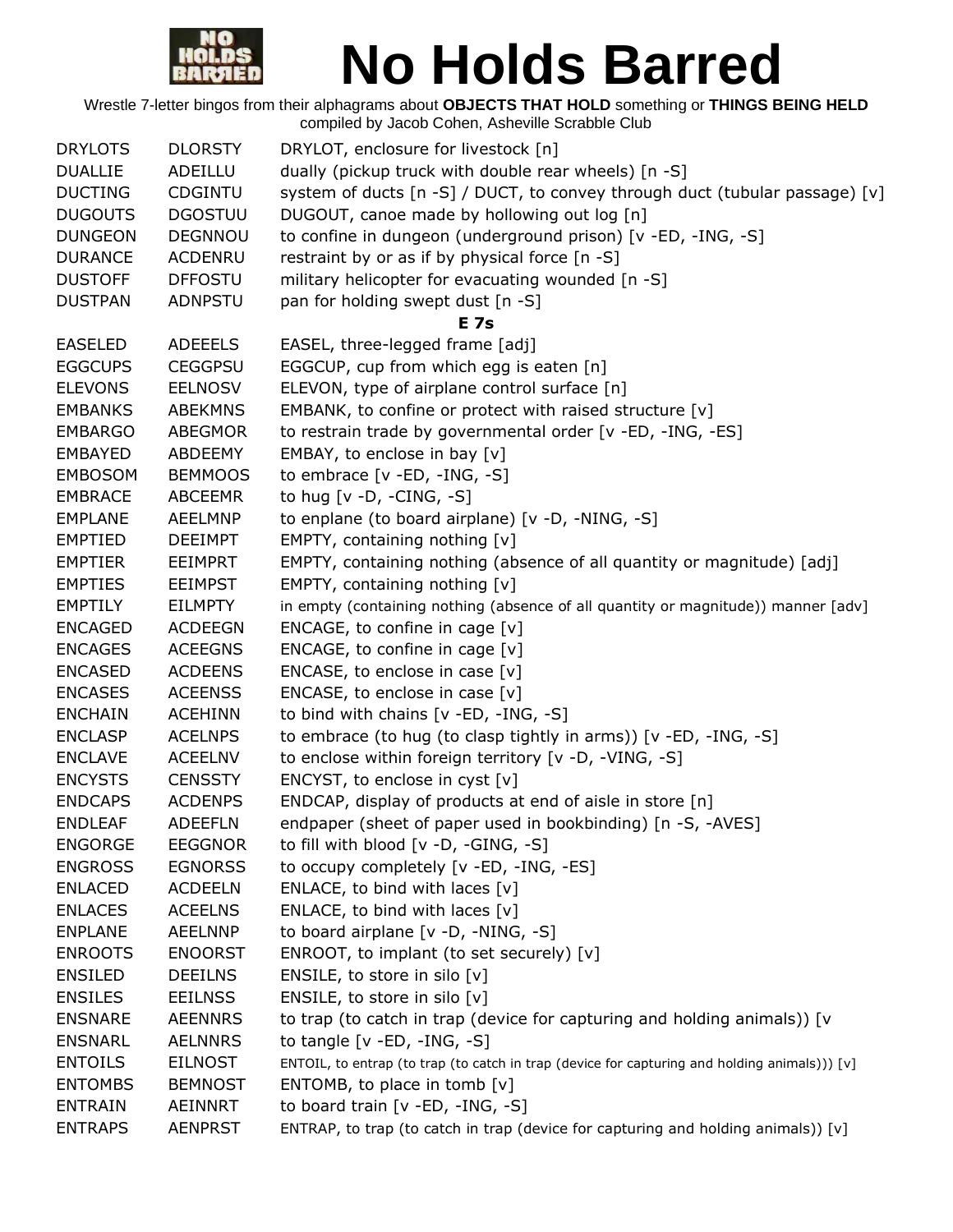# No Holds Barred

Wrestle 7-letter bingos from their alphagrams about **OBJECTS THAT HOLD** something or **THINGS BEING HELD**
compiled by Jacob Cohen, Asheville Scrabble Club

| | | |
|---|---|---|
| DRYLOTS | DLORSTY | DRYLOT, enclosure for livestock [n] |
| DUALLIE | ADEILLU | dually (pickup truck with double rear wheels) [n -S] |
| DUCTING | CDGINTU | system of ducts [n -S] / DUCT, to convey through duct (tubular passage) [v] |
| DUGOUTS | DGOSTUU | DUGOUT, canoe made by hollowing out log [n] |
| DUNGEON | DEGNNOU | to confine in dungeon (underground prison) [v -ED, -ING, -S] |
| DURANCE | ACDENRU | restraint by or as if by physical force [n -S] |
| DUSTOFF | DFFOSTU | military helicopter for evacuating wounded [n -S] |
| DUSTPAN | ADNPSTU | pan for holding swept dust [n -S] |
| | | **E 7s** |
| EASELED | ADEEELS | EASEL, three-legged frame [adj] |
| EGGCUPS | CEGGPSU | EGGCUP, cup from which egg is eaten [n] |
| ELEVONS | EELNOSV | ELEVON, type of airplane control surface [n] |
| EMBANKS | ABEKMNS | EMBANK, to confine or protect with raised structure [v] |
| EMBARGO | ABEGMOR | to restrain trade by governmental order [v -ED, -ING, -ES] |
| EMBAYED | ABDEEMY | EMBAY, to enclose in bay [v] |
| EMBOSOM | BEMMOOS | to embrace [v -ED, -ING, -S] |
| EMBRACE | ABCEEMR | to hug [v -D, -CING, -S] |
| EMPLANE | AEELMNP | to enplane (to board airplane) [v -D, -NING, -S] |
| EMPTIED | DEEIMPT | EMPTY, containing nothing [v] |
| EMPTIER | EEIMPRT | EMPTY, containing nothing (absence of all quantity or magnitude) [adj] |
| EMPTIES | EEIMPST | EMPTY, containing nothing [v] |
| EMPTILY | EILMPTY | in empty (containing nothing (absence of all quantity or magnitude)) manner [adv] |
| ENCAGED | ACDEEGN | ENCAGE, to confine in cage [v] |
| ENCAGES | ACEEGNS | ENCAGE, to confine in cage [v] |
| ENCASED | ACDEENS | ENCASE, to enclose in case [v] |
| ENCASES | ACEENSS | ENCASE, to enclose in case [v] |
| ENCHAIN | ACEHINN | to bind with chains [v -ED, -ING, -S] |
| ENCLASP | ACELNPS | to embrace (to hug (to clasp tightly in arms)) [v -ED, -ING, -S] |
| ENCLAVE | ACEELNV | to enclose within foreign territory [v -D, -VING, -S] |
| ENCYSTS | CENSSTY | ENCYST, to enclose in cyst [v] |
| ENDCAPS | ACDENPS | ENDCAP, display of products at end of aisle in store [n] |
| ENDLEAF | ADEEFLN | endpaper (sheet of paper used in bookbinding) [n -S, -AVES] |
| ENGORGE | EEGGNOR | to fill with blood [v -D, -GING, -S] |
| ENGROSS | EGNORSS | to occupy completely [v -ED, -ING, -ES] |
| ENLACED | ACDEELN | ENLACE, to bind with laces [v] |
| ENLACES | ACEELNS | ENLACE, to bind with laces [v] |
| ENPLANE | AEELNNP | to board airplane [v -D, -NING, -S] |
| ENROOTS | ENOORST | ENROOT, to implant (to set securely) [v] |
| ENSILED | DEEILNS | ENSILE, to store in silo [v] |
| ENSILES | EEILNSS | ENSILE, to store in silo [v] |
| ENSNARE | AEENNRS | to trap (to catch in trap (device for capturing and holding animals)) [v |
| ENSNARL | AELNNRS | to tangle [v -ED, -ING, -S] |
| ENTOILS | EILNOST | ENTOIL, to entrap (to trap (to catch in trap (device for capturing and holding animals))) [v] |
| ENTOMBS | BEMNOST | ENTOMB, to place in tomb [v] |
| ENTRAIN | AEINNRT | to board train [v -ED, -ING, -S] |
| ENTRAPS | AENPRST | ENTRAP, to trap (to catch in trap (device for capturing and holding animals)) [v] |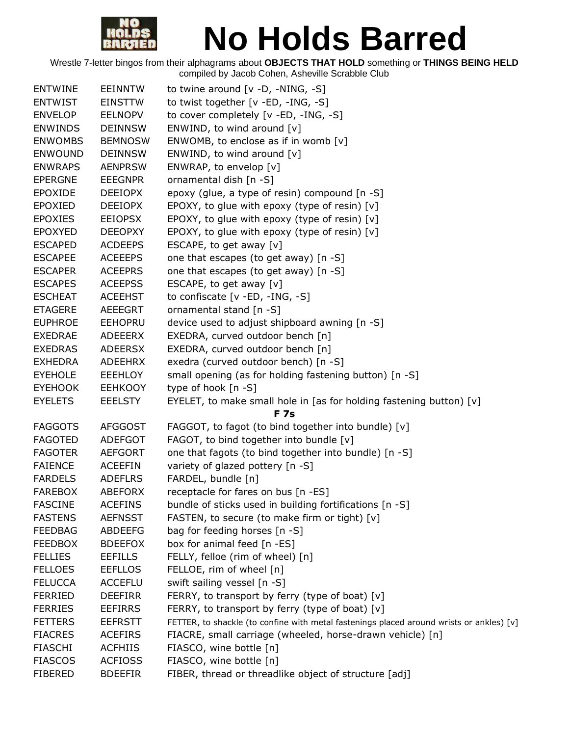# No Holds Barred

Wrestle 7-letter bingos from their alphagrams about **OBJECTS THAT HOLD** something or **THINGS BEING HELD**
compiled by Jacob Cohen, Asheville Scrabble Club

| | | |
|---|---|---|
| ENTWINE | EEINNTW | to twine around [v -D, -NING, -S] |
| ENTWIST | EINSTTW | to twist together [v -ED, -ING, -S] |
| ENVELOP | EELNOPV | to cover completely [v -ED, -ING, -S] |
| ENWINDS | DEINNSW | ENWIND, to wind around [v] |
| ENWOMBS | BEMNOSW | ENWOMB, to enclose as if in womb [v] |
| ENWOUND | DEINNSW | ENWIND, to wind around [v] |
| ENWRAPS | AENPRSW | ENWRAP, to envelop [v] |
| EPERGNE | EEEGNPR | ornamental dish [n -S] |
| EPOXIDE | DEEIOPX | epoxy (glue, a type of resin) compound [n -S] |
| EPOXIED | DEEIOPX | EPOXY, to glue with epoxy (type of resin) [v] |
| EPOXIES | EEIOPSX | EPOXY, to glue with epoxy (type of resin) [v] |
| EPOXYED | DEEOPXY | EPOXY, to glue with epoxy (type of resin) [v] |
| ESCAPED | ACDEEPS | ESCAPE, to get away [v] |
| ESCAPEE | ACEEEPS | one that escapes (to get away) [n -S] |
| ESCAPER | ACEEPRS | one that escapes (to get away) [n -S] |
| ESCAPES | ACEEPSS | ESCAPE, to get away [v] |
| ESCHEAT | ACEEHST | to confiscate [v -ED, -ING, -S] |
| ETAGERE | AEEEGRT | ornamental stand [n -S] |
| EUPHROE | EEHOPRU | device used to adjust shipboard awning [n -S] |
| EXEDRAE | ADEEERX | EXEDRA, curved outdoor bench [n] |
| EXEDRAS | ADEERSX | EXEDRA, curved outdoor bench [n] |
| EXHEDRA | ADEEHRX | exedra (curved outdoor bench) [n -S] |
| EYEHOLE | EEEHLOY | small opening (as for holding fastening button) [n -S] |
| EYEHOOK | EEHKOOY | type of hook [n -S] |
| EYELETS | EEELSTY | EYELET, to make small hole in [as for holding fastening button) [v] |
| | | **F 7s** |
| FAGGOTS | AFGGOST | FAGGOT, to fagot (to bind together into bundle) [v] |
| FAGOTED | ADEFGOT | FAGOT, to bind together into bundle [v] |
| FAGOTER | AEFGORT | one that fagots (to bind together into bundle) [n -S] |
| FAIENCE | ACEEFIN | variety of glazed pottery [n -S] |
| FARDELS | ADEFLRS | FARDEL, bundle [n] |
| FAREBOX | ABEFORX | receptacle for fares on bus [n -ES] |
| FASCINE | ACEFINS | bundle of sticks used in building fortifications [n -S] |
| FASTENS | AEFNSST | FASTEN, to secure (to make firm or tight) [v] |
| FEEDBAG | ABDEEFG | bag for feeding horses [n -S] |
| FEEDBOX | BDEEFOX | box for animal feed [n -ES] |
| FELLIES | EEFILLS | FELLY, felloe (rim of wheel) [n] |
| FELLOES | EEFLLOS | FELLOE, rim of wheel [n] |
| FELUCCA | ACCEFLU | swift sailing vessel [n -S] |
| FERRIED | DEEFIRR | FERRY, to transport by ferry (type of boat) [v] |
| FERRIES | EEFIRRS | FERRY, to transport by ferry (type of boat) [v] |
| FETTERS | EEFRSTT | FETTER, to shackle (to confine with metal fastenings placed around wrists or ankles) [v] |
| FIACRES | ACEFIRS | FIACRE, small carriage (wheeled, horse-drawn vehicle) [n] |
| FIASCHI | ACFHIIS | FIASCO, wine bottle [n] |
| FIASCOS | ACFIOSS | FIASCO, wine bottle [n] |
| FIBERED | BDEEFIR | FIBER, thread or threadlike object of structure [adj] |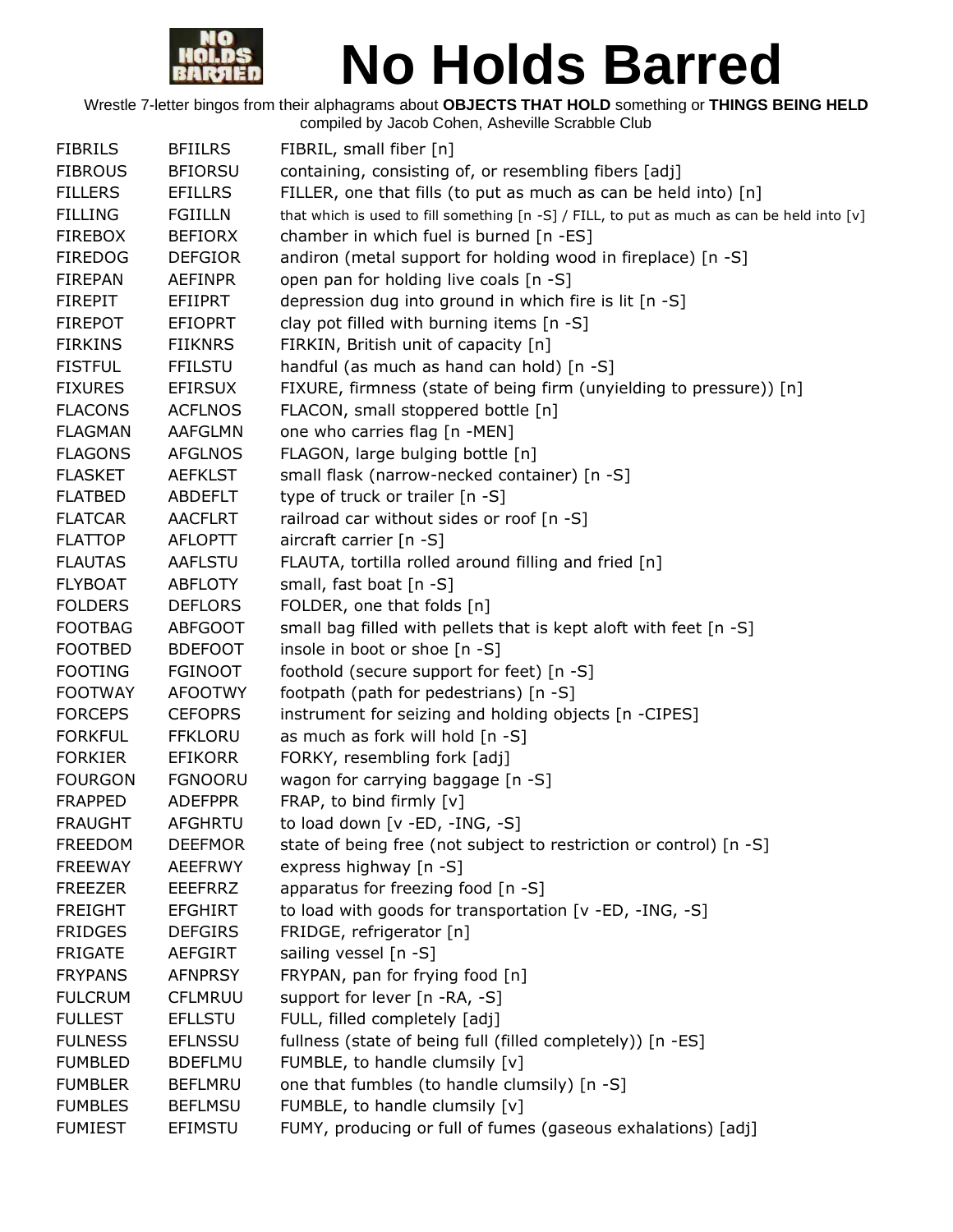# No Holds Barred

Wrestle 7-letter bingos from their alphagrams about **OBJECTS THAT HOLD** something or **THINGS BEING HELD**
compiled by Jacob Cohen, Asheville Scrabble Club

| | | |
|---|---|---|
| FIBRILS | BFIILRS | FIBRIL, small fiber [n] |
| FIBROUS | BFIORSU | containing, consisting of, or resembling fibers [adj] |
| FILLERS | EFILLRS | FILLER, one that fills (to put as much as can be held into) [n] |
| FILLING | FGIILLN | that which is used to fill something [n -S] / FILL, to put as much as can be held into [v] |
| FIREBOX | BEFIORX | chamber in which fuel is burned [n -ES] |
| FIREDOG | DEFGIOR | andiron (metal support for holding wood in fireplace) [n -S] |
| FIREPAN | AEFINPR | open pan for holding live coals [n -S] |
| FIREPIT | EFIIPRT | depression dug into ground in which fire is lit [n -S] |
| FIREPOT | EFIOPRT | clay pot filled with burning items [n -S] |
| FIRKINS | FIIKNRS | FIRKIN, British unit of capacity [n] |
| FISTFUL | FFILSTU | handful (as much as hand can hold) [n -S] |
| FIXURES | EFIRSUX | FIXURE, firmness (state of being firm (unyielding to pressure)) [n] |
| FLACONS | ACFLNOS | FLACON, small stoppered bottle [n] |
| FLAGMAN | AAFGLMN | one who carries flag [n -MEN] |
| FLAGONS | AFGLNOS | FLAGON, large bulging bottle [n] |
| FLASKET | AEFKLST | small flask (narrow-necked container) [n -S] |
| FLATBED | ABDEFLT | type of truck or trailer [n -S] |
| FLATCAR | AACFLRT | railroad car without sides or roof [n -S] |
| FLATTOP | AFLOPTT | aircraft carrier [n -S] |
| FLAUTAS | AAFLSTU | FLAUTA, tortilla rolled around filling and fried [n] |
| FLYBOAT | ABFLOTY | small, fast boat [n -S] |
| FOLDERS | DEFLORS | FOLDER, one that folds [n] |
| FOOTBAG | ABFGOOT | small bag filled with pellets that is kept aloft with feet [n -S] |
| FOOTBED | BDEFOOT | insole in boot or shoe [n -S] |
| FOOTING | FGINOOT | foothold (secure support for feet) [n -S] |
| FOOTWAY | AFOOTWY | footpath (path for pedestrians) [n -S] |
| FORCEPS | CEFOPRS | instrument for seizing and holding objects [n -CIPES] |
| FORKFUL | FFKLORU | as much as fork will hold [n -S] |
| FORKIER | EFIKORR | FORKY, resembling fork [adj] |
| FOURGON | FGNOORU | wagon for carrying baggage [n -S] |
| FRAPPED | ADEFPPR | FRAP, to bind firmly [v] |
| FRAUGHT | AFGHRTU | to load down [v -ED, -ING, -S] |
| FREEDOM | DEEFMOR | state of being free (not subject to restriction or control) [n -S] |
| FREEWAY | AEEFRWY | express highway [n -S] |
| FREEZER | EEEFRRZ | apparatus for freezing food [n -S] |
| FREIGHT | EFGHIRT | to load with goods for transportation [v -ED, -ING, -S] |
| FRIDGES | DEFGIRS | FRIDGE, refrigerator [n] |
| FRIGATE | AEFGIRT | sailing vessel [n -S] |
| FRYPANS | AFNPRSY | FRYPAN, pan for frying food [n] |
| FULCRUM | CFLMRUU | support for lever [n -RA, -S] |
| FULLEST | EFLLSTU | FULL, filled completely [adj] |
| FULNESS | EFLNSSU | fullness (state of being full (filled completely)) [n -ES] |
| FUMBLED | BDEFLMU | FUMBLE, to handle clumsily [v] |
| FUMBLER | BEFLMRU | one that fumbles (to handle clumsily) [n -S] |
| FUMBLES | BEFLMSU | FUMBLE, to handle clumsily [v] |
| FUMIEST | EFIMSTU | FUMY, producing or full of fumes (gaseous exhalations) [adj] |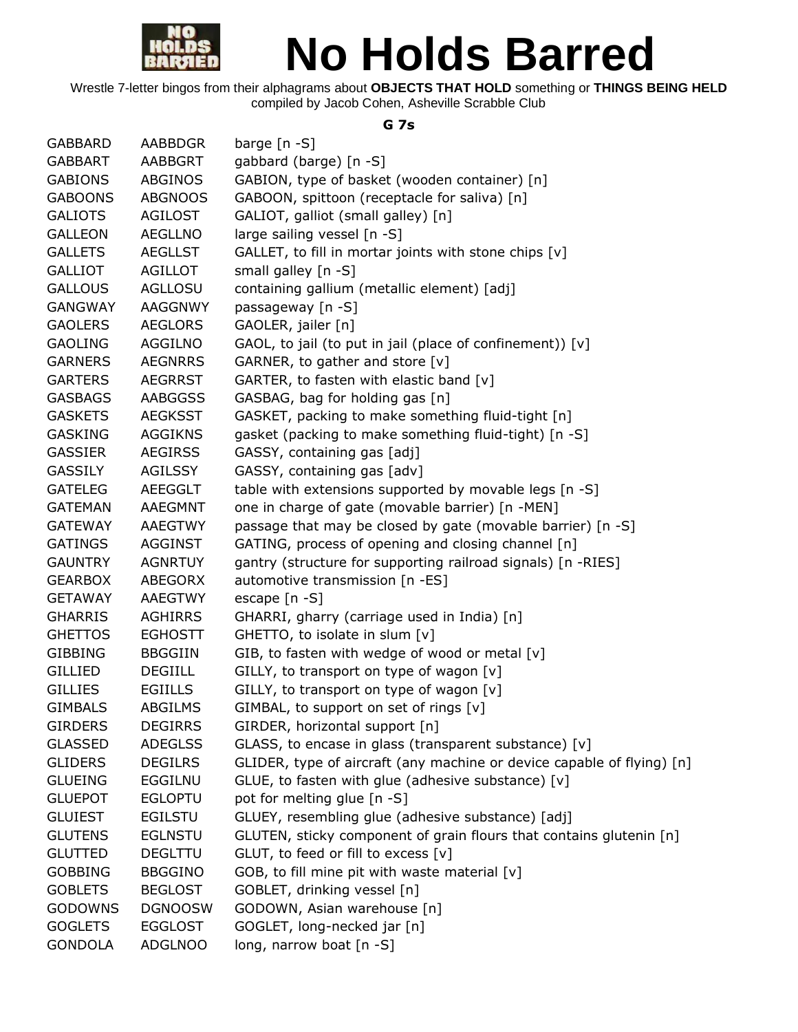# No Holds Barred

Wrestle 7-letter bingos from their alphagrams about **OBJECTS THAT HOLD** something or **THINGS BEING HELD**
compiled by Jacob Cohen, Asheville Scrabble Club

### G 7s

| | | |
|---|---|---|
| GABBARD | AABBDGR | barge [n -S] |
| GABBART | AABBGRT | gabbard (barge) [n -S] |
| GABIONS | ABGINOS | GABION, type of basket (wooden container) [n] |
| GABOONS | ABGNOOS | GABOON, spittoon (receptacle for saliva) [n] |
| GALIOTS | AGILOST | GALIOT, galliot (small galley) [n] |
| GALLEON | AEGLLNO | large sailing vessel [n -S] |
| GALLETS | AEGLLST | GALLET, to fill in mortar joints with stone chips [v] |
| GALLIOT | AGILLOT | small galley [n -S] |
| GALLOUS | AGLLOSU | containing gallium (metallic element) [adj] |
| GANGWAY | AAGGNWY | passageway [n -S] |
| GAOLERS | AEGLORS | GAOLER, jailer [n] |
| GAOLING | AGGILNO | GAOL, to jail (to put in jail (place of confinement)) [v] |
| GARNERS | AEGNRRS | GARNER, to gather and store [v] |
| GARTERS | AEGRRST | GARTER, to fasten with elastic band [v] |
| GASBAGS | AABGGSS | GASBAG, bag for holding gas [n] |
| GASKETS | AEGKSST | GASKET, packing to make something fluid-tight [n] |
| GASKING | AGGIKNS | gasket (packing to make something fluid-tight) [n -S] |
| GASSIER | AEGIRSS | GASSY, containing gas [adj] |
| GASSILY | AGILSSY | GASSY, containing gas [adv] |
| GATELEG | AEEGGLT | table with extensions supported by movable legs [n -S] |
| GATEMAN | AAEGMNT | one in charge of gate (movable barrier) [n -MEN] |
| GATEWAY | AAEGTWY | passage that may be closed by gate (movable barrier) [n -S] |
| GATINGS | AGGINST | GATING, process of opening and closing channel [n] |
| GAUNTRY | AGNRTUY | gantry (structure for supporting railroad signals) [n -RIES] |
| GEARBOX | ABEGORX | automotive transmission [n -ES] |
| GETAWAY | AAEGTWY | escape [n -S] |
| GHARRIS | AGHIRRS | GHARRI, gharry (carriage used in India) [n] |
| GHETTOS | EGHOSTT | GHETTO, to isolate in slum [v] |
| GIBBING | BBGGIIN | GIB, to fasten with wedge of wood or metal [v] |
| GILLIED | DEGIILL | GILLY, to transport on type of wagon [v] |
| GILLIES | EGIILLS | GILLY, to transport on type of wagon [v] |
| GIMBALS | ABGILMS | GIMBAL, to support on set of rings [v] |
| GIRDERS | DEGIRRS | GIRDER, horizontal support [n] |
| GLASSED | ADEGLSS | GLASS, to encase in glass (transparent substance) [v] |
| GLIDERS | DEGILRS | GLIDER, type of aircraft (any machine or device capable of flying) [n] |
| GLUEING | EGGILNU | GLUE, to fasten with glue (adhesive substance) [v] |
| GLUEPOT | EGLOPTU | pot for melting glue [n -S] |
| GLUIEST | EGILSTU | GLUEY, resembling glue (adhesive substance) [adj] |
| GLUTENS | EGLNSTU | GLUTEN, sticky component of grain flours that contains glutenin [n] |
| GLUTTED | DEGLTTU | GLUT, to feed or fill to excess [v] |
| GOBBING | BBGGINO | GOB, to fill mine pit with waste material [v] |
| GOBLETS | BEGLOST | GOBLET, drinking vessel [n] |
| GODOWNS | DGNOOSW | GODOWN, Asian warehouse [n] |
| GOGLETS | EGGLOST | GOGLET, long-necked jar [n] |
| GONDOLA | ADGLNOO | long, narrow boat [n -S] |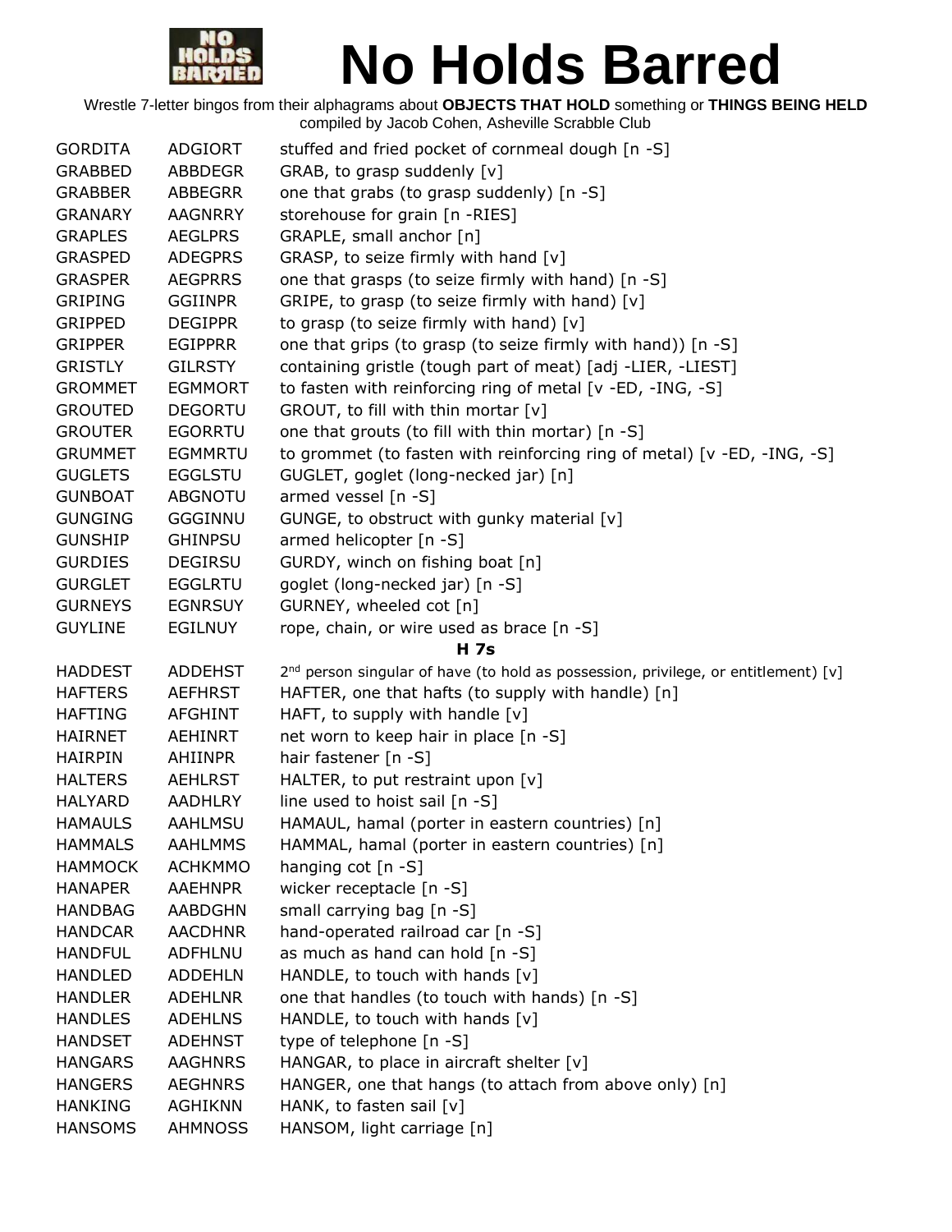# No Holds Barred

Wrestle 7-letter bingos from their alphagrams about **OBJECTS THAT HOLD** something or **THINGS BEING HELD**
compiled by Jacob Cohen, Asheville Scrabble Club

| | | |
|---|---|---|
| GORDITA | ADGIORT | stuffed and fried pocket of cornmeal dough [n -S] |
| GRABBED | ABBDEGR | GRAB, to grasp suddenly [v] |
| GRABBER | ABBEGRR | one that grabs (to grasp suddenly) [n -S] |
| GRANARY | AAGNRRY | storehouse for grain [n -RIES] |
| GRAPLES | AEGLPRS | GRAPLE, small anchor [n] |
| GRASPED | ADEGPRS | GRASP, to seize firmly with hand [v] |
| GRASPER | AEGPRRS | one that grasps (to seize firmly with hand) [n -S] |
| GRIPING | GGIINPR | GRIPE, to grasp (to seize firmly with hand) [v] |
| GRIPPED | DEGIPPR | to grasp (to seize firmly with hand) [v] |
| GRIPPER | EGIPPRR | one that grips (to grasp (to seize firmly with hand)) [n -S] |
| GRISTLY | GILRSTY | containing gristle (tough part of meat) [adj -LIER, -LIEST] |
| GROMMET | EGMMORT | to fasten with reinforcing ring of metal [v -ED, -ING, -S] |
| GROUTED | DEGORTU | GROUT, to fill with thin mortar [v] |
| GROUTER | EGORRTU | one that grouts (to fill with thin mortar) [n -S] |
| GRUMMET | EGMMRTU | to grommet (to fasten with reinforcing ring of metal) [v -ED, -ING, -S] |
| GUGLETS | EGGLSTU | GUGLET, goglet (long-necked jar) [n] |
| GUNBOAT | ABGNOTU | armed vessel [n -S] |
| GUNGING | GGGINNU | GUNGE, to obstruct with gunky material [v] |
| GUNSHIP | GHINPSU | armed helicopter [n -S] |
| GURDIES | DEGIRSU | GURDY, winch on fishing boat [n] |
| GURGLET | EGGLRTU | goglet (long-necked jar) [n -S] |
| GURNEYS | EGNRSUY | GURNEY, wheeled cot [n] |
| GUYLINE | EGILNUY | rope, chain, or wire used as brace [n -S] |
| | | **H 7s** |
| HADDEST | ADDEHST | 2nd person singular of have (to hold as possession, privilege, or entitlement) [v] |
| HAFTERS | AEFHRST | HAFTER, one that hafts (to supply with handle) [n] |
| HAFTING | AFGHINT | HAFT, to supply with handle [v] |
| HAIRNET | AEHINRT | net worn to keep hair in place [n -S] |
| HAIRPIN | AHIINPR | hair fastener [n -S] |
| HALTERS | AEHLRST | HALTER, to put restraint upon [v] |
| HALYARD | AADHLRY | line used to hoist sail [n -S] |
| HAMAULS | AAHLMSU | HAMAUL, hamal (porter in eastern countries) [n] |
| HAMMALS | AAHLMMS | HAMMAL, hamal (porter in eastern countries) [n] |
| HAMMOCK | ACHKMMO | hanging cot [n -S] |
| HANAPER | AAEHNPR | wicker receptacle [n -S] |
| HANDBAG | AABDGHN | small carrying bag [n -S] |
| HANDCAR | AACDHNR | hand-operated railroad car [n -S] |
| HANDFUL | ADFHLNU | as much as hand can hold [n -S] |
| HANDLED | ADDEHLN | HANDLE, to touch with hands [v] |
| HANDLER | ADEHLNR | one that handles (to touch with hands) [n -S] |
| HANDLES | ADEHLNS | HANDLE, to touch with hands [v] |
| HANDSET | ADEHNST | type of telephone [n -S] |
| HANGARS | AAGHNRS | HANGAR, to place in aircraft shelter [v] |
| HANGERS | AEGHNRS | HANGER, one that hangs (to attach from above only) [n] |
| HANKING | AGHIKNN | HANK, to fasten sail [v] |
| HANSOMS | AHMNOSS | HANSOM, light carriage [n] |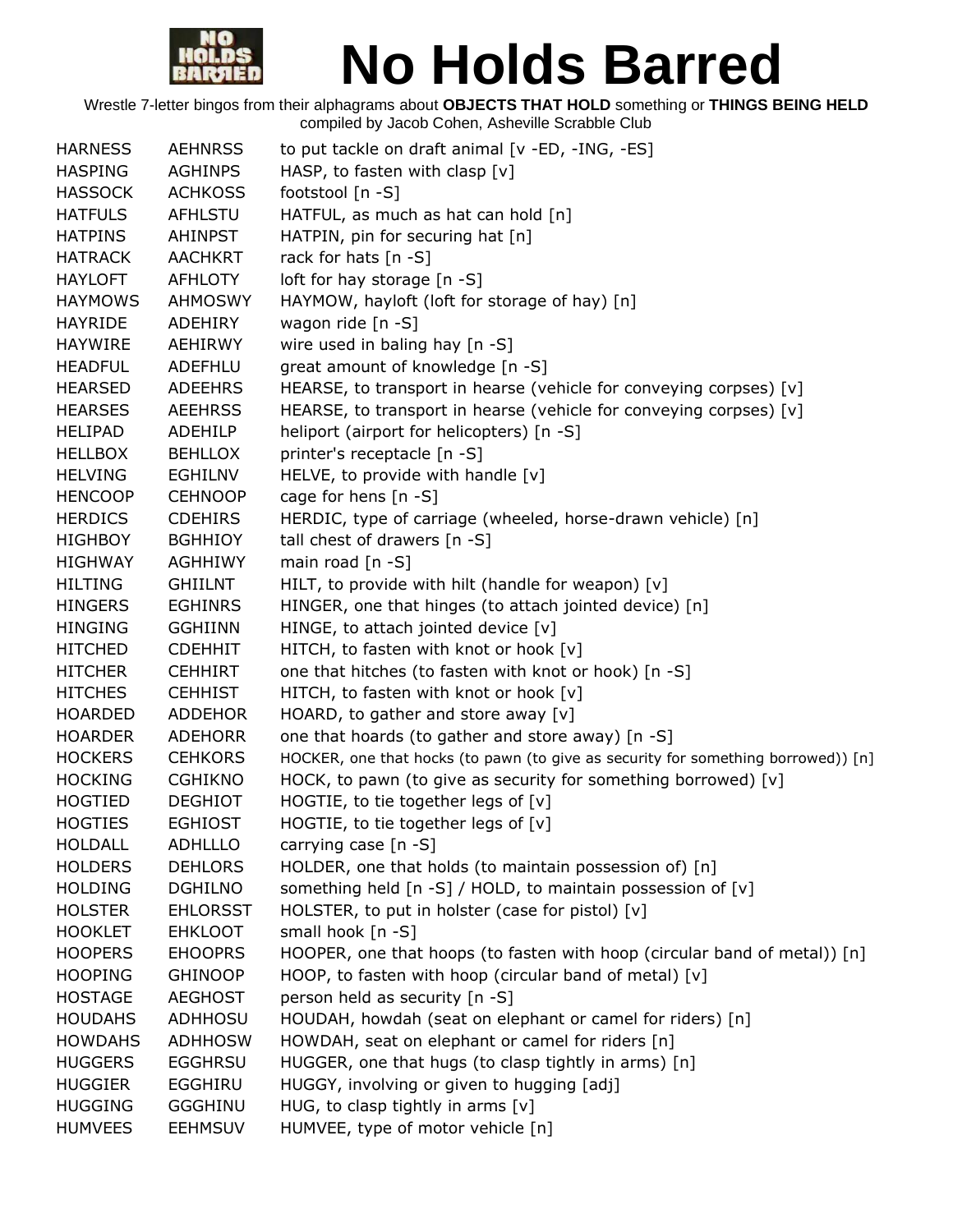# No Holds Barred

Wrestle 7-letter bingos from their alphagrams about **OBJECTS THAT HOLD** something or **THINGS BEING HELD**
compiled by Jacob Cohen, Asheville Scrabble Club

| | | |
|---|---|---|
| HARNESS | AEHNRSS | to put tackle on draft animal [v -ED, -ING, -ES] |
| HASPING | AGHINPS | HASP, to fasten with clasp [v] |
| HASSOCK | ACHKOSS | footstool [n -S] |
| HATFULS | AFHLSTU | HATFUL, as much as hat can hold [n] |
| HATPINS | AHINPST | HATPIN, pin for securing hat [n] |
| HATRACK | AACHKRT | rack for hats [n -S] |
| HAYLOFT | AFHLOTY | loft for hay storage [n -S] |
| HAYMOWS | AHMOSWY | HAYMOW, hayloft (loft for storage of hay) [n] |
| HAYRIDE | ADEHIRY | wagon ride [n -S] |
| HAYWIRE | AEHIRWY | wire used in baling hay [n -S] |
| HEADFUL | ADEFHLU | great amount of knowledge [n -S] |
| HEARSED | ADEEHRS | HEARSE, to transport in hearse (vehicle for conveying corpses) [v] |
| HEARSES | AEEHRSS | HEARSE, to transport in hearse (vehicle for conveying corpses) [v] |
| HELIPAD | ADEHILP | heliport (airport for helicopters) [n -S] |
| HELLBOX | BEHLLOX | printer's receptacle [n -S] |
| HELVING | EGHILNV | HELVE, to provide with handle [v] |
| HENCOOP | CEHNOOP | cage for hens [n -S] |
| HERDICS | CDEHIRS | HERDIC, type of carriage (wheeled, horse-drawn vehicle) [n] |
| HIGHBOY | BGHHIOY | tall chest of drawers [n -S] |
| HIGHWAY | AGHHIWY | main road [n -S] |
| HILTING | GHIILNT | HILT, to provide with hilt (handle for weapon) [v] |
| HINGERS | EGHINRS | HINGER, one that hinges (to attach jointed device) [n] |
| HINGING | GGHIINN | HINGE, to attach jointed device [v] |
| HITCHED | CDEHHIT | HITCH, to fasten with knot or hook [v] |
| HITCHER | CEHHIRT | one that hitches (to fasten with knot or hook) [n -S] |
| HITCHES | CEHHIST | HITCH, to fasten with knot or hook [v] |
| HOARDED | ADDEHOR | HOARD, to gather and store away [v] |
| HOARDER | ADEHORR | one that hoards (to gather and store away) [n -S] |
| HOCKERS | CEHKORS | HOCKER, one that hocks (to pawn (to give as security for something borrowed)) [n] |
| HOCKING | CGHIKNO | HOCK, to pawn (to give as security for something borrowed) [v] |
| HOGTIED | DEGHIOT | HOGTIE, to tie together legs of [v] |
| HOGTIES | EGHIOST | HOGTIE, to tie together legs of [v] |
| HOLDALL | ADHLLLO | carrying case [n -S] |
| HOLDERS | DEHLORS | HOLDER, one that holds (to maintain possession of) [n] |
| HOLDING | DGHILNO | something held [n -S] / HOLD, to maintain possession of [v] |
| HOLSTER | EHLORSST | HOLSTER, to put in holster (case for pistol) [v] |
| HOOKLET | EHKLOOT | small hook [n -S] |
| HOOPERS | EHOOPRS | HOOPER, one that hoops (to fasten with hoop (circular band of metal)) [n] |
| HOOPING | GHINOOP | HOOP, to fasten with hoop (circular band of metal) [v] |
| HOSTAGE | AEGHOST | person held as security [n -S] |
| HOUDAHS | ADHHOSU | HOUDAH, howdah (seat on elephant or camel for riders) [n] |
| HOWDAHS | ADHHOSW | HOWDAH, seat on elephant or camel for riders [n] |
| HUGGERS | EGGHRSU | HUGGER, one that hugs (to clasp tightly in arms) [n] |
| HUGGIER | EGGHIRU | HUGGY, involving or given to hugging [adj] |
| HUGGING | GGGHINU | HUG, to clasp tightly in arms [v] |
| HUMVEES | EEHMSUV | HUMVEE, type of motor vehicle [n] |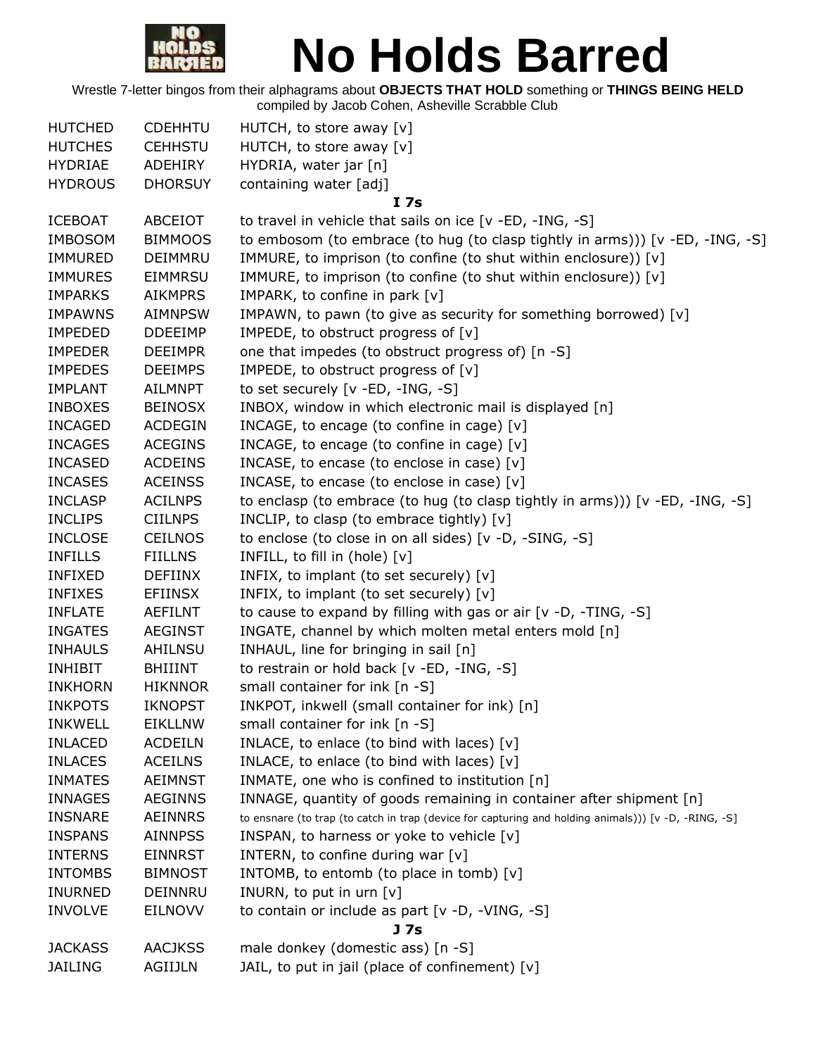# No Holds Barred

Wrestle 7-letter bingos from their alphagrams about **OBJECTS THAT HOLD** something or **THINGS BEING HELD**
compiled by Jacob Cohen, Asheville Scrabble Club

| | | |
|---|---|---|
| HUTCHED | CDEHHTU | HUTCH, to store away [v] |
| HUTCHES | CEHHSTU | HUTCH, to store away [v] |
| HYDRIAE | ADEHIRY | HYDRIA, water jar [n] |
| HYDROUS | DHORSUY | containing water [adj] |
| | | **I 7s** |
| ICEBOAT | ABCEIOT | to travel in vehicle that sails on ice [v -ED, -ING, -S] |
| IMBOSOM | BIMMOOS | to embosom (to embrace (to hug (to clasp tightly in arms))) [v -ED, -ING, -S] |
| IMMURED | DEIMMRU | IMMURE, to imprison (to confine (to shut within enclosure)) [v] |
| IMMURES | EIMMRSU | IMMURE, to imprison (to confine (to shut within enclosure)) [v] |
| IMPARKS | AIKMPRS | IMPARK, to confine in park [v] |
| IMPAWNS | AIMNPSW | IMPAWN, to pawn (to give as security for something borrowed) [v] |
| IMPEDED | DDEEIMP | IMPEDE, to obstruct progress of [v] |
| IMPEDER | DEEIMPR | one that impedes (to obstruct progress of) [n -S] |
| IMPEDES | DEEIMPS | IMPEDE, to obstruct progress of [v] |
| IMPLANT | AILMNPT | to set securely [v -ED, -ING, -S] |
| INBOXES | BEINOSX | INBOX, window in which electronic mail is displayed [n] |
| INCAGED | ACDEGIN | INCAGE, to encage (to confine in cage) [v] |
| INCAGES | ACEGINS | INCAGE, to encage (to confine in cage) [v] |
| INCASED | ACDEINS | INCASE, to encase (to enclose in case) [v] |
| INCASES | ACEINSS | INCASE, to encase (to enclose in case) [v] |
| INCLASP | ACILNPS | to enclasp (to embrace (to hug (to clasp tightly in arms))) [v -ED, -ING, -S] |
| INCLIPS | CIILNPS | INCLIP, to clasp (to embrace tightly) [v] |
| INCLOSE | CEILNOS | to enclose (to close in on all sides) [v -D, -SING, -S] |
| INFILLS | FIILLNS | INFILL, to fill in (hole) [v] |
| INFIXED | DEFIINX | INFIX, to implant (to set securely) [v] |
| INFIXES | EFIINSX | INFIX, to implant (to set securely) [v] |
| INFLATE | AEFILNT | to cause to expand by filling with gas or air [v -D, -TING, -S] |
| INGATES | AEGINST | INGATE, channel by which molten metal enters mold [n] |
| INHAULS | AHILNSU | INHAUL, line for bringing in sail [n] |
| INHIBIT | BHIIINT | to restrain or hold back [v -ED, -ING, -S] |
| INKHORN | HIKNNOR | small container for ink [n -S] |
| INKPOTS | IKNOPST | INKPOT, inkwell (small container for ink) [n] |
| INKWELL | EIKLLNW | small container for ink [n -S] |
| INLACED | ACDEILN | INLACE, to enlace (to bind with laces) [v] |
| INLACES | ACEILNS | INLACE, to enlace (to bind with laces) [v] |
| INMATES | AEIMNST | INMATE, one who is confined to institution [n] |
| INNAGES | AEGINNS | INNAGE, quantity of goods remaining in container after shipment [n] |
| INSNARE | AEINNRS | to ensnare (to trap (to catch in trap (device for capturing and holding animals))) [v -D, -RING, -S] |
| INSPANS | AINNPSS | INSPAN, to harness or yoke to vehicle [v] |
| INTERNS | EINNRST | INTERN, to confine during war [v] |
| INTOMBS | BIMNOST | INTOMB, to entomb (to place in tomb) [v] |
| INURNED | DEINNRU | INURN, to put in urn [v] |
| INVOLVE | EILNOVV | to contain or include as part [v -D, -VING, -S] |
| | | **J 7s** |
| JACKASS | AACJKSS | male donkey (domestic ass) [n -S] |
| JAILING | AGIIJLN | JAIL, to put in jail (place of confinement) [v] |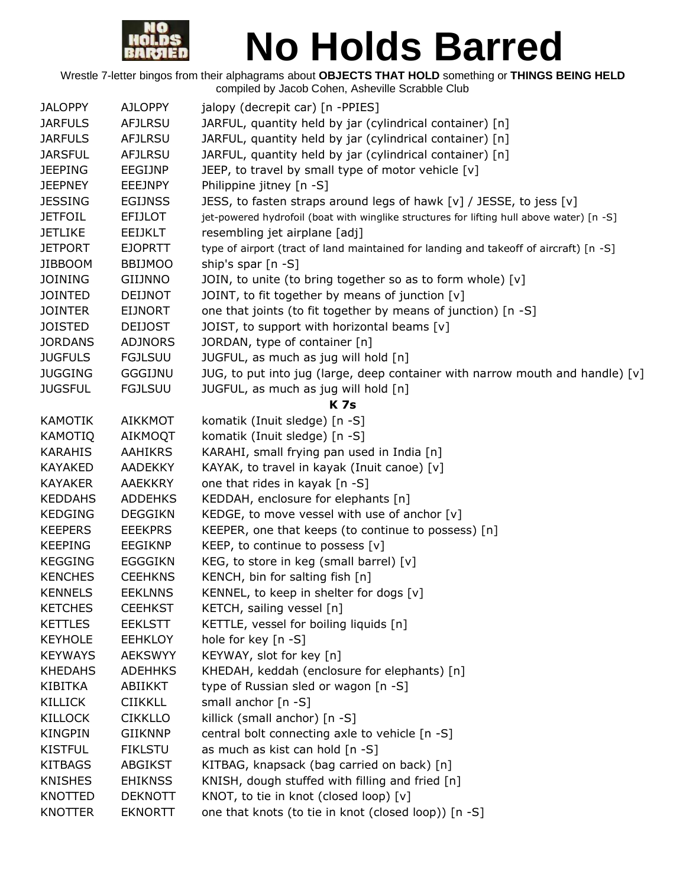# No Holds Barred

Wrestle 7-letter bingos from their alphagrams about **OBJECTS THAT HOLD** something or **THINGS BEING HELD**
compiled by Jacob Cohen, Asheville Scrabble Club

| | | |
|---|---|---|
| JALOPPY | AJLOPPY | jalopy (decrepit car) [n -PPIES] |
| JARFULS | AFJLRSU | JARFUL, quantity held by jar (cylindrical container) [n] |
| JARFULS | AFJLRSU | JARFUL, quantity held by jar (cylindrical container) [n] |
| JARSFUL | AFJLRSU | JARFUL, quantity held by jar (cylindrical container) [n] |
| JEEPING | EEGIJNP | JEEP, to travel by small type of motor vehicle [v] |
| JEEPNEY | EEEJNPY | Philippine jitney [n -S] |
| JESSING | EGIJNSS | JESS, to fasten straps around legs of hawk [v] / JESSE, to jess [v] |
| JETFOIL | EFIJLOT | jet-powered hydrofoil (boat with winglike structures for lifting hull above water) [n -S] |
| JETLIKE | EEIJKLT | resembling jet airplane [adj] |
| JETPORT | EJOPRTT | type of airport (tract of land maintained for landing and takeoff of aircraft) [n -S] |
| JIBBOOM | BBIJMOO | ship's spar [n -S] |
| JOINING | GIIJNNO | JOIN, to unite (to bring together so as to form whole) [v] |
| JOINTED | DEIJNOT | JOINT, to fit together by means of junction [v] |
| JOINTER | EIJNORT | one that joints (to fit together by means of junction) [n -S] |
| JOISTED | DEIJOST | JOIST, to support with horizontal beams [v] |
| JORDANS | ADJNORS | JORDAN, type of container [n] |
| JUGFULS | FGJLSUU | JUGFUL, as much as jug will hold [n] |
| JUGGING | GGGIJNU | JUG, to put into jug (large, deep container with narrow mouth and handle) [v] |
| JUGSFUL | FGJLSUU | JUGFUL, as much as jug will hold [n] |
| | | **K 7s** |
| KAMOTIK | AIKKMOT | komatik (Inuit sledge) [n -S] |
| KAMOTIQ | AIKMOQT | komatik (Inuit sledge) [n -S] |
| KARAHIS | AAHIKRS | KARAHI, small frying pan used in India [n] |
| KAYAKED | AADEKKY | KAYAK, to travel in kayak (Inuit canoe) [v] |
| KAYAKER | AAEKKRY | one that rides in kayak [n -S] |
| KEDDAHS | ADDEHKS | KEDDAH, enclosure for elephants [n] |
| KEDGING | DEGGIKN | KEDGE, to move vessel with use of anchor [v] |
| KEEPERS | EEEKPRS | KEEPER, one that keeps (to continue to possess) [n] |
| KEEPING | EEGIKNP | KEEP, to continue to possess [v] |
| KEGGING | EGGGIKN | KEG, to store in keg (small barrel) [v] |
| KENCHES | CEEHKNS | KENCH, bin for salting fish [n] |
| KENNELS | EEKLNNS | KENNEL, to keep in shelter for dogs [v] |
| KETCHES | CEEHKST | KETCH, sailing vessel [n] |
| KETTLES | EEKLSTT | KETTLE, vessel for boiling liquids [n] |
| KEYHOLE | EEHKLOY | hole for key [n -S] |
| KEYWAYS | AEKSWYY | KEYWAY, slot for key [n] |
| KHEDAHS | ADEHHKS | KHEDAH, keddah (enclosure for elephants) [n] |
| KIBITKA | ABIIKKT | type of Russian sled or wagon [n -S] |
| KILLICK | CIIKKLL | small anchor [n -S] |
| KILLOCK | CIKKLLO | killick (small anchor) [n -S] |
| KINGPIN | GIIKNNP | central bolt connecting axle to vehicle [n -S] |
| KISTFUL | FIKLSTU | as much as kist can hold [n -S] |
| KITBAGS | ABGIKST | KITBAG, knapsack (bag carried on back) [n] |
| KNISHES | EHIKNSS | KNISH, dough stuffed with filling and fried [n] |
| KNOTTED | DEKNOTT | KNOT, to tie in knot (closed loop) [v] |
| KNOTTER | EKNORTT | one that knots (to tie in knot (closed loop)) [n -S] |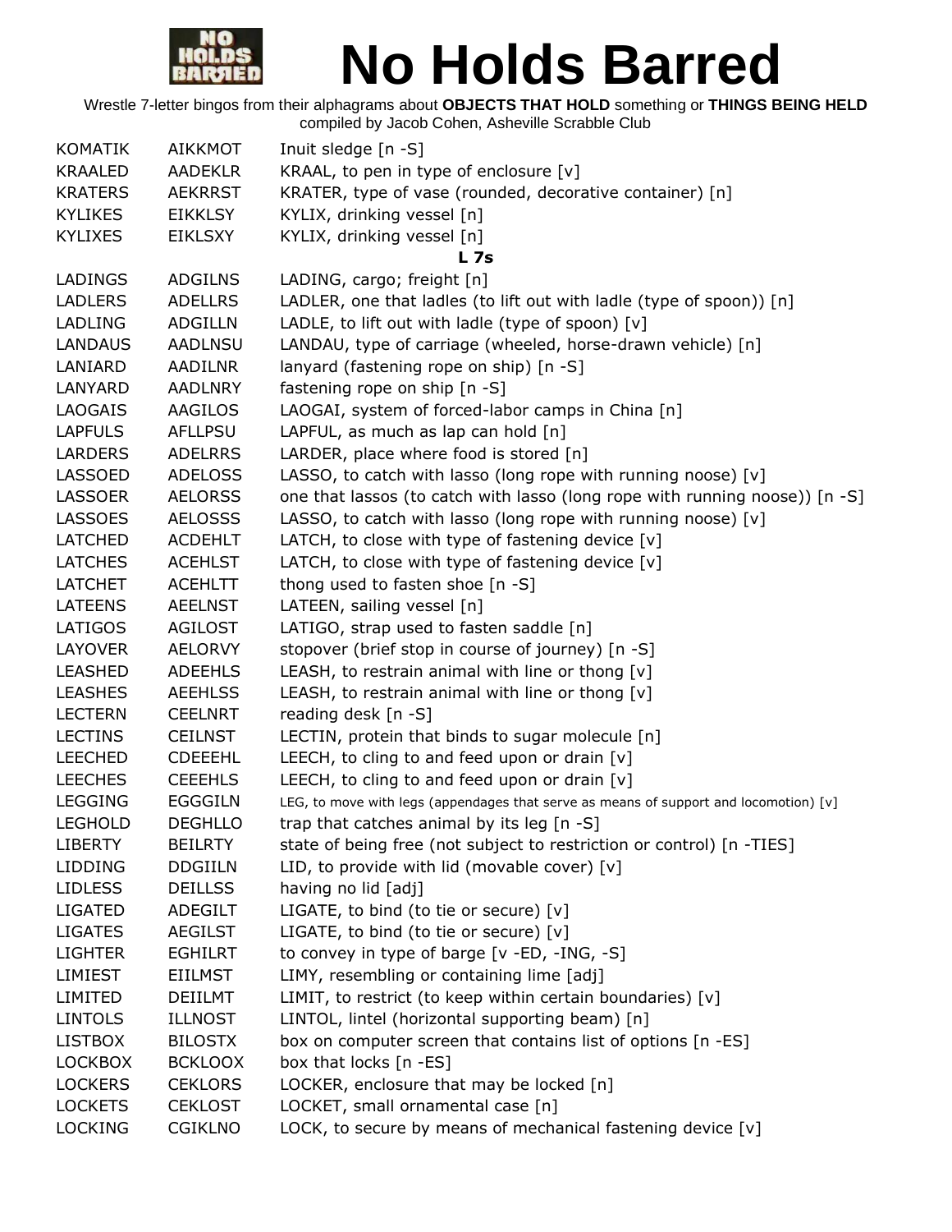# No Holds Barred

Wrestle 7-letter bingos from their alphagrams about **OBJECTS THAT HOLD** something or **THINGS BEING HELD**
compiled by Jacob Cohen, Asheville Scrabble Club

| | | |
|---|---|---|
| KOMATIK | AIKKMOT | Inuit sledge [n -S] |
| KRAALED | AADEKLR | KRAAL, to pen in type of enclosure [v] |
| KRATERS | AEKRRST | KRATER, type of vase (rounded, decorative container) [n] |
| KYLIKES | EIKKLSY | KYLIX, drinking vessel [n] |
| KYLIXES | EIKLSXY | KYLIX, drinking vessel [n] |
| | | **L 7s** |
| LADINGS | ADGILNS | LADING, cargo; freight [n] |
| LADLERS | ADELLRS | LADLER, one that ladles (to lift out with ladle (type of spoon)) [n] |
| LADLING | ADGILLN | LADLE, to lift out with ladle (type of spoon) [v] |
| LANDAUS | AADLNSU | LANDAU, type of carriage (wheeled, horse-drawn vehicle) [n] |
| LANIARD | AADILNR | lanyard (fastening rope on ship) [n -S] |
| LANYARD | AADLNRY | fastening rope on ship [n -S] |
| LAOGAIS | AAGILOS | LAOGAI, system of forced-labor camps in China [n] |
| LAPFULS | AFLLPSU | LAPFUL, as much as lap can hold [n] |
| LARDERS | ADELRRS | LARDER, place where food is stored [n] |
| LASSOED | ADELOSS | LASSO, to catch with lasso (long rope with running noose) [v] |
| LASSOER | AELORSS | one that lassos (to catch with lasso (long rope with running noose)) [n -S] |
| LASSOES | AELOSSS | LASSO, to catch with lasso (long rope with running noose) [v] |
| LATCHED | ACDEHLT | LATCH, to close with type of fastening device [v] |
| LATCHES | ACEHLST | LATCH, to close with type of fastening device [v] |
| LATCHET | ACEHLTT | thong used to fasten shoe [n -S] |
| LATEENS | AEELNST | LATEEN, sailing vessel [n] |
| LATIGOS | AGILOST | LATIGO, strap used to fasten saddle [n] |
| LAYOVER | AELORVY | stopover (brief stop in course of journey) [n -S] |
| LEASHED | ADEEHLS | LEASH, to restrain animal with line or thong [v] |
| LEASHES | AEEHLSS | LEASH, to restrain animal with line or thong [v] |
| LECTERN | CEELNRT | reading desk [n -S] |
| LECTINS | CEILNST | LECTIN, protein that binds to sugar molecule [n] |
| LEECHED | CDEEEHL | LEECH, to cling to and feed upon or drain [v] |
| LEECHES | CEEEHLS | LEECH, to cling to and feed upon or drain [v] |
| LEGGING | EGGGILN | LEG, to move with legs (appendages that serve as means of support and locomotion) [v] |
| LEGHOLD | DEGHLLO | trap that catches animal by its leg [n -S] |
| LIBERTY | BEILRTY | state of being free (not subject to restriction or control) [n -TIES] |
| LIDDING | DDGIILN | LID, to provide with lid (movable cover) [v] |
| LIDLESS | DEILLSS | having no lid [adj] |
| LIGATED | ADEGILT | LIGATE, to bind (to tie or secure) [v] |
| LIGATES | AEGILST | LIGATE, to bind (to tie or secure) [v] |
| LIGHTER | EGHILRT | to convey in type of barge [v -ED, -ING, -S] |
| LIMIEST | EIILMST | LIMY, resembling or containing lime [adj] |
| LIMITED | DEIILMT | LIMIT, to restrict (to keep within certain boundaries) [v] |
| LINTOLS | ILLNOST | LINTOL, lintel (horizontal supporting beam) [n] |
| LISTBOX | BILOSTX | box on computer screen that contains list of options [n -ES] |
| LOCKBOX | BCKLOOX | box that locks [n -ES] |
| LOCKERS | CEKLORS | LOCKER, enclosure that may be locked [n] |
| LOCKETS | CEKLOST | LOCKET, small ornamental case [n] |
| LOCKING | CGIKLNO | LOCK, to secure by means of mechanical fastening device [v] |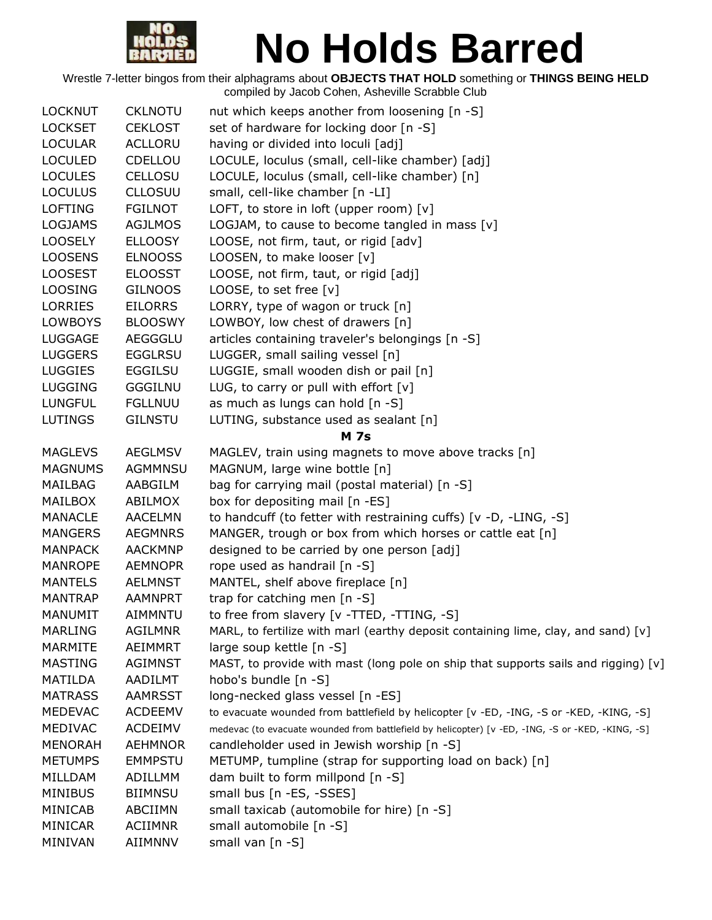# No Holds Barred

Wrestle 7-letter bingos from their alphagrams about **OBJECTS THAT HOLD** something or **THINGS BEING HELD**
compiled by Jacob Cohen, Asheville Scrabble Club

| | | |
|---|---|---|
| LOCKNUT | CKLNOTU | nut which keeps another from loosening [n -S] |
| LOCKSET | CEKLOST | set of hardware for locking door [n -S] |
| LOCULAR | ACLLORU | having or divided into loculi [adj] |
| LOCULED | CDELLOU | LOCULE, loculus (small, cell-like chamber) [adj] |
| LOCULES | CELLOSU | LOCULE, loculus (small, cell-like chamber) [n] |
| LOCULUS | CLLOSUU | small, cell-like chamber [n -LI] |
| LOFTING | FGILNOT | LOFT, to store in loft (upper room) [v] |
| LOGJAMS | AGJLMOS | LOGJAM, to cause to become tangled in mass [v] |
| LOOSELY | ELLOOSY | LOOSE, not firm, taut, or rigid [adv] |
| LOOSENS | ELNOOSS | LOOSEN, to make looser [v] |
| LOOSEST | ELOOSST | LOOSE, not firm, taut, or rigid [adj] |
| LOOSING | GILNOOS | LOOSE, to set free [v] |
| LORRIES | EILORRS | LORRY, type of wagon or truck [n] |
| LOWBOYS | BLOOSWY | LOWBOY, low chest of drawers [n] |
| LUGGAGE | AEGGGLU | articles containing traveler's belongings [n -S] |
| LUGGERS | EGGLRSU | LUGGER, small sailing vessel [n] |
| LUGGIES | EGGILSU | LUGGIE, small wooden dish or pail [n] |
| LUGGING | GGGILNU | LUG, to carry or pull with effort [v] |
| LUNGFUL | FGLLNUU | as much as lungs can hold [n -S] |
| LUTINGS | GILNSTU | LUTING, substance used as sealant [n] |
| | | **M 7s** |
| MAGLEVS | AEGLMSV | MAGLEV, train using magnets to move above tracks [n] |
| MAGNUMS | AGMMNSU | MAGNUM, large wine bottle [n] |
| MAILBAG | AABGILM | bag for carrying mail (postal material) [n -S] |
| MAILBOX | ABILMOX | box for depositing mail [n -ES] |
| MANACLE | AACELMN | to handcuff (to fetter with restraining cuffs) [v -D, -LING, -S] |
| MANGERS | AEGMNRS | MANGER, trough or box from which horses or cattle eat [n] |
| MANPACK | AACKMNP | designed to be carried by one person [adj] |
| MANROPE | AEMNOPR | rope used as handrail [n -S] |
| MANTELS | AELMNST | MANTEL, shelf above fireplace [n] |
| MANTRAP | AAMNPRT | trap for catching men [n -S] |
| MANUMIT | AIMMNTU | to free from slavery [v -TTED, -TTING, -S] |
| MARLING | AGILMNR | MARL, to fertilize with marl (earthy deposit containing lime, clay, and sand) [v] |
| MARMITE | AEIMMRT | large soup kettle [n -S] |
| MASTING | AGIMNST | MAST, to provide with mast (long pole on ship that supports sails and rigging) [v] |
| MATILDA | AADILMT | hobo's bundle [n -S] |
| MATRASS | AAMRSST | long-necked glass vessel [n -ES] |
| MEDEVAC | ACDEEMV | to evacuate wounded from battlefield by helicopter [v -ED, -ING, -S or -KED, -KING, -S] |
| MEDIVAC | ACDEIMV | medevac (to evacuate wounded from battlefield by helicopter) [v -ED, -ING, -S or -KED, -KING, -S] |
| MENORAH | AEHMNOR | candleholder used in Jewish worship [n -S] |
| METUMPS | EMMPSTU | METUMP, tumpline (strap for supporting load on back) [n] |
| MILLDAM | ADILLMM | dam built to form millpond [n -S] |
| MINIBUS | BIIMNSU | small bus [n -ES, -SSES] |
| MINICAB | ABCIIMN | small taxicab (automobile for hire) [n -S] |
| MINICAR | ACIIMNR | small automobile [n -S] |
| MINIVAN | AIIMNNV | small van [n -S] |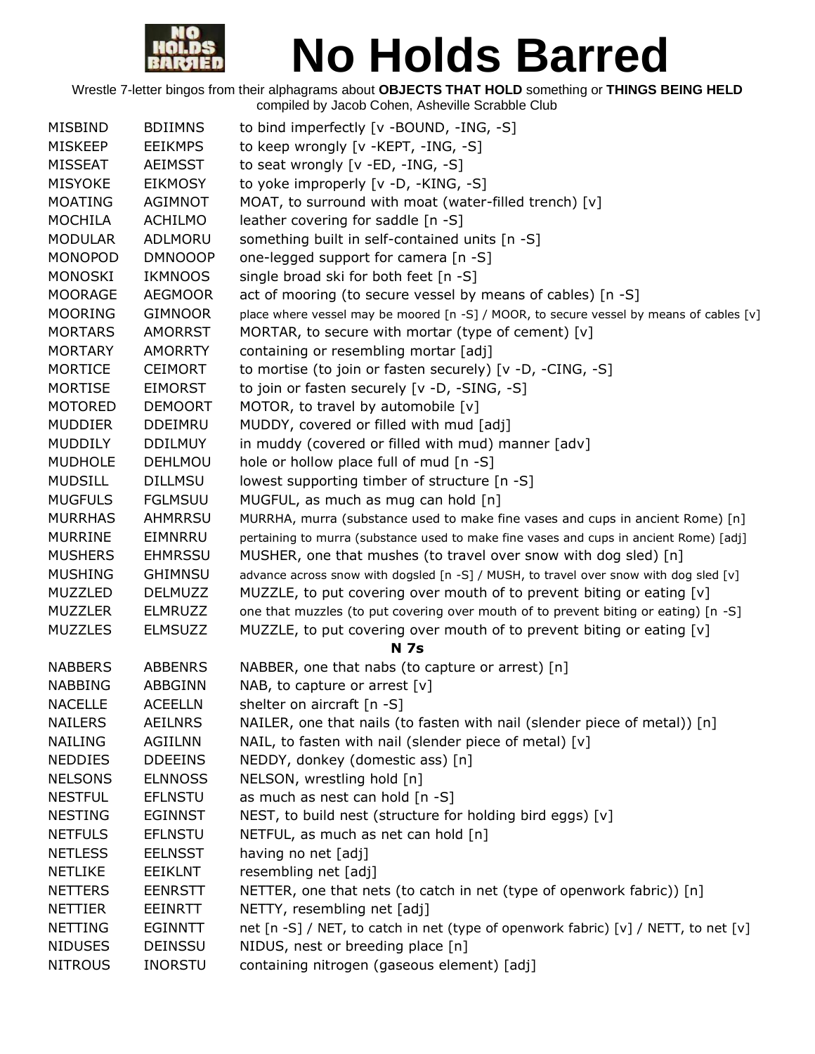# No Holds Barred

Wrestle 7-letter bingos from their alphagrams about **OBJECTS THAT HOLD** something or **THINGS BEING HELD**
compiled by Jacob Cohen, Asheville Scrabble Club

| | | |
|---|---|---|
| MISBIND | BDIIMNS | to bind imperfectly [v -BOUND, -ING, -S] |
| MISKEEP | EEIKMPS | to keep wrongly [v -KEPT, -ING, -S] |
| MISSEAT | AEIMSST | to seat wrongly [v -ED, -ING, -S] |
| MISYOKE | EIKMOSY | to yoke improperly [v -D, -KING, -S] |
| MOATING | AGIMNOT | MOAT, to surround with moat (water-filled trench) [v] |
| MOCHILA | ACHILMO | leather covering for saddle [n -S] |
| MODULAR | ADLMORU | something built in self-contained units [n -S] |
| MONOPOD | DMNOOOP | one-legged support for camera [n -S] |
| MONOSKI | IKMNOOS | single broad ski for both feet [n -S] |
| MOORAGE | AEGMOOR | act of mooring (to secure vessel by means of cables) [n -S] |
| MOORING | GIMNOOR | place where vessel may be moored [n -S] / MOOR, to secure vessel by means of cables [v] |
| MORTARS | AMORRST | MORTAR, to secure with mortar (type of cement) [v] |
| MORTARY | AMORRTY | containing or resembling mortar [adj] |
| MORTICE | CEIMORT | to mortise (to join or fasten securely) [v -D, -CING, -S] |
| MORTISE | EIMORST | to join or fasten securely [v -D, -SING, -S] |
| MOTORED | DEMOORT | MOTOR, to travel by automobile [v] |
| MUDDIER | DDEIMRU | MUDDY, covered or filled with mud [adj] |
| MUDDILY | DDILMUY | in muddy (covered or filled with mud) manner [adv] |
| MUDHOLE | DEHLMOU | hole or hollow place full of mud [n -S] |
| MUDSILL | DILLMSU | lowest supporting timber of structure [n -S] |
| MUGFULS | FGLMSUU | MUGFUL, as much as mug can hold [n] |
| MURRHAS | AHMRRSU | MURRHA, murra (substance used to make fine vases and cups in ancient Rome) [n] |
| MURRINE | EIMNRRU | pertaining to murra (substance used to make fine vases and cups in ancient Rome) [adj] |
| MUSHERS | EHMRSSU | MUSHER, one that mushes (to travel over snow with dog sled) [n] |
| MUSHING | GHIMNSU | advance across snow with dogsled [n -S] / MUSH, to travel over snow with dog sled [v] |
| MUZZLED | DELMUZZ | MUZZLE, to put covering over mouth of to prevent biting or eating [v] |
| MUZZLER | ELMRUZZ | one that muzzles (to put covering over mouth of to prevent biting or eating) [n -S] |
| MUZZLES | ELMSUZZ | MUZZLE, to put covering over mouth of to prevent biting or eating [v] |
| | | **N 7s** |
| NABBERS | ABBENRS | NABBER, one that nabs (to capture or arrest) [n] |
| NABBING | ABBGINN | NAB, to capture or arrest [v] |
| NACELLE | ACEELLN | shelter on aircraft [n -S] |
| NAILERS | AEILNRS | NAILER, one that nails (to fasten with nail (slender piece of metal)) [n] |
| NAILING | AGIILNN | NAIL, to fasten with nail (slender piece of metal) [v] |
| NEDDIES | DDEEINS | NEDDY, donkey (domestic ass) [n] |
| NELSONS | ELNNOSS | NELSON, wrestling hold [n] |
| NESTFUL | EFLNSTU | as much as nest can hold [n -S] |
| NESTING | EGINNST | NEST, to build nest (structure for holding bird eggs) [v] |
| NETFULS | EFLNSTU | NETFUL, as much as net can hold [n] |
| NETLESS | EELNSST | having no net [adj] |
| NETLIKE | EEIKLNT | resembling net [adj] |
| NETTERS | EENRSTT | NETTER, one that nets (to catch in net (type of openwork fabric)) [n] |
| NETTIER | EEINRTT | NETTY, resembling net [adj] |
| NETTING | EGINNTT | net [n -S] / NET, to catch in net (type of openwork fabric) [v] / NETT, to net [v] |
| NIDUSES | DEINSSU | NIDUS, nest or breeding place [n] |
| NITROUS | INORSTU | containing nitrogen (gaseous element) [adj] |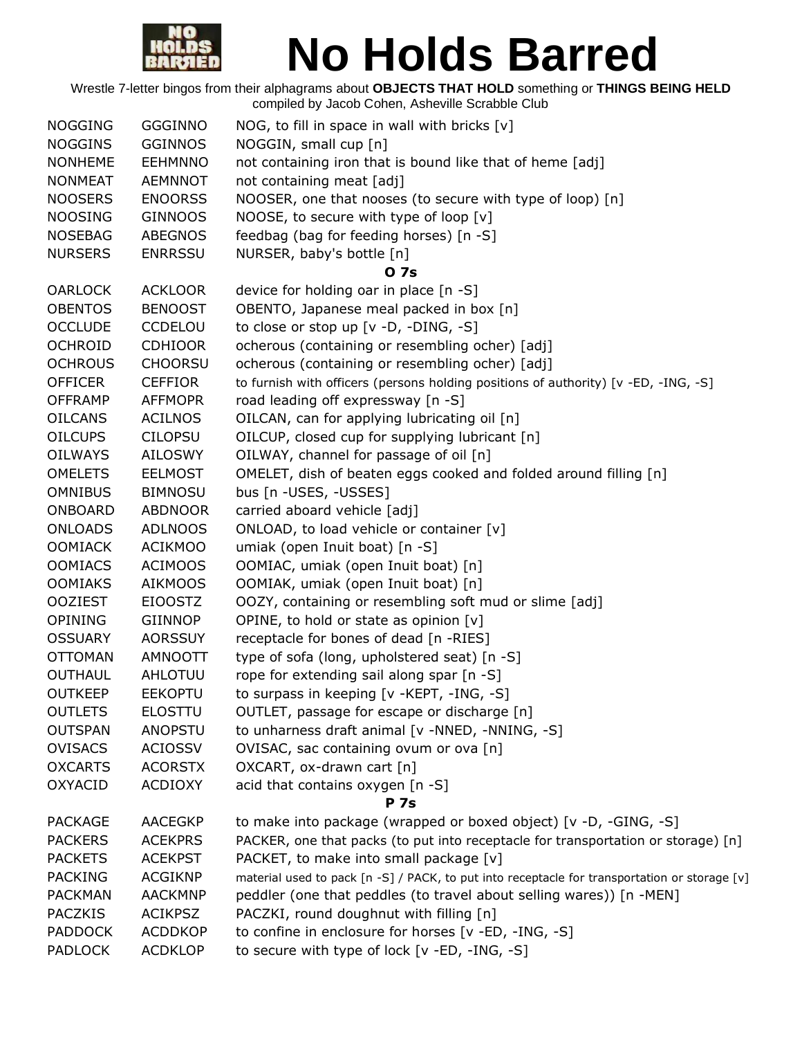# No Holds Barred

Wrestle 7-letter bingos from their alphagrams about **OBJECTS THAT HOLD** something or **THINGS BEING HELD**
compiled by Jacob Cohen, Asheville Scrabble Club

| | | |
|---|---|---|
| NOGGING | GGGINNO | NOG, to fill in space in wall with bricks [v] |
| NOGGINS | GGINNOS | NOGGIN, small cup [n] |
| NONHEME | EEHMNNO | not containing iron that is bound like that of heme [adj] |
| NONMEAT | AEMNNOT | not containing meat [adj] |
| NOOSERS | ENOORSS | NOOSER, one that nooses (to secure with type of loop) [n] |
| NOOSING | GINNOOS | NOOSE, to secure with type of loop [v] |
| NOSEBAG | ABEGNOS | feedbag (bag for feeding horses) [n -S] |
| NURSERS | ENRRSSU | NURSER, baby's bottle [n] |
| | | **O 7s** |
| OARLOCK | ACKLOOR | device for holding oar in place [n -S] |
| OBENTOS | BENOOST | OBENTO, Japanese meal packed in box [n] |
| OCCLUDE | CCDELOU | to close or stop up [v -D, -DING, -S] |
| OCHROID | CDHIOOR | ocherous (containing or resembling ocher) [adj] |
| OCHROUS | CHOORSU | ocherous (containing or resembling ocher) [adj] |
| OFFICER | CEFFIOR | to furnish with officers (persons holding positions of authority) [v -ED, -ING, -S] |
| OFFRAMP | AFFMOPR | road leading off expressway [n -S] |
| OILCANS | ACILNOS | OILCAN, can for applying lubricating oil [n] |
| OILCUPS | CILOPSU | OILCUP, closed cup for supplying lubricant [n] |
| OILWAYS | AILOSWY | OILWAY, channel for passage of oil [n] |
| OMELETS | EELMOST | OMELET, dish of beaten eggs cooked and folded around filling [n] |
| OMNIBUS | BIMNOSU | bus [n -USES, -USSES] |
| ONBOARD | ABDNOOR | carried aboard vehicle [adj] |
| ONLOADS | ADLNOOS | ONLOAD, to load vehicle or container [v] |
| OOMIACK | ACIKMOO | umiak (open Inuit boat) [n -S] |
| OOMIACS | ACIMOOS | OOMIAC, umiak (open Inuit boat) [n] |
| OOMIAKS | AIKMOOS | OOMIAK, umiak (open Inuit boat) [n] |
| OOZIEST | EIOOSTZ | OOZY, containing or resembling soft mud or slime [adj] |
| OPINING | GIINNOP | OPINE, to hold or state as opinion [v] |
| OSSUARY | AORSSUY | receptacle for bones of dead [n -RIES] |
| OTTOMAN | AMNOOTT | type of sofa (long, upholstered seat) [n -S] |
| OUTHAUL | AHLOTUU | rope for extending sail along spar [n -S] |
| OUTKEEP | EEKOPTU | to surpass in keeping [v -KEPT, -ING, -S] |
| OUTLETS | ELOSTTU | OUTLET, passage for escape or discharge [n] |
| OUTSPAN | ANOPSTU | to unharness draft animal [v -NNED, -NNING, -S] |
| OVISACS | ACIOSSV | OVISAC, sac containing ovum or ova [n] |
| OXCARTS | ACORSTX | OXCART, ox-drawn cart [n] |
| OXYACID | ACDIOXY | acid that contains oxygen [n -S] |
| | | **P 7s** |
| PACKAGE | AACEGKP | to make into package (wrapped or boxed object) [v -D, -GING, -S] |
| PACKERS | ACEKPRS | PACKER, one that packs (to put into receptacle for transportation or storage) [n] |
| PACKETS | ACEKPST | PACKET, to make into small package [v] |
| PACKING | ACGIKNP | material used to pack [n -S] / PACK, to put into receptacle for transportation or storage [v] |
| PACKMAN | AACKMNP | peddler (one that peddles (to travel about selling wares)) [n -MEN] |
| PACZKIS | ACIKPSZ | PACZKI, round doughnut with filling [n] |
| PADDOCK | ACDDKOP | to confine in enclosure for horses [v -ED, -ING, -S] |
| PADLOCK | ACDKLOP | to secure with type of lock [v -ED, -ING, -S] |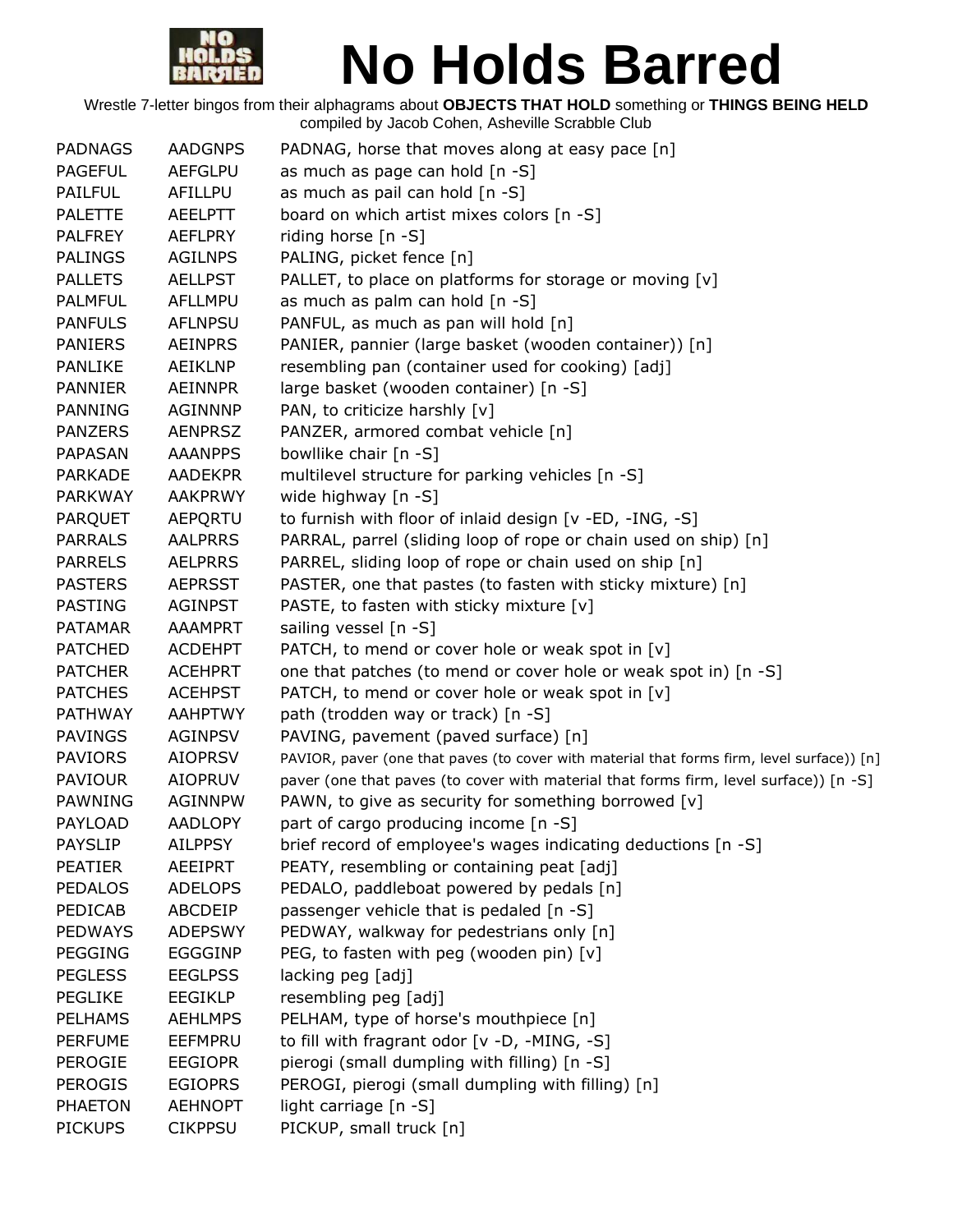# No Holds Barred

Wrestle 7-letter bingos from their alphagrams about **OBJECTS THAT HOLD** something or **THINGS BEING HELD**
compiled by Jacob Cohen, Asheville Scrabble Club

| | | |
|---|---|---|
| PADNAGS | AADGNPS | PADNAG, horse that moves along at easy pace [n] |
| PAGEFUL | AEFGLPU | as much as page can hold [n -S] |
| PAILFUL | AFILLPU | as much as pail can hold [n -S] |
| PALETTE | AEELPTT | board on which artist mixes colors [n -S] |
| PALFREY | AEFLPRY | riding horse [n -S] |
| PALINGS | AGILNPS | PALING, picket fence [n] |
| PALLETS | AELLPST | PALLET, to place on platforms for storage or moving [v] |
| PALMFUL | AFLLMPU | as much as palm can hold [n -S] |
| PANFULS | AFLNPSU | PANFUL, as much as pan will hold [n] |
| PANIERS | AEINPRS | PANIER, pannier (large basket (wooden container)) [n] |
| PANLIKE | AEIKLNP | resembling pan (container used for cooking) [adj] |
| PANNIER | AEINNPR | large basket (wooden container) [n -S] |
| PANNING | AGINNNP | PAN, to criticize harshly [v] |
| PANZERS | AENPRSZ | PANZER, armored combat vehicle [n] |
| PAPASAN | AAANPPS | bowllike chair [n -S] |
| PARKADE | AADEKPR | multilevel structure for parking vehicles [n -S] |
| PARKWAY | AAKPRWY | wide highway [n -S] |
| PARQUET | AEPQRTU | to furnish with floor of inlaid design [v -ED, -ING, -S] |
| PARRALS | AALPRRS | PARRAL, parrel (sliding loop of rope or chain used on ship) [n] |
| PARRELS | AELPRRS | PARREL, sliding loop of rope or chain used on ship [n] |
| PASTERS | AEPRSST | PASTER, one that pastes (to fasten with sticky mixture) [n] |
| PASTING | AGINPST | PASTE, to fasten with sticky mixture [v] |
| PATAMAR | AAAMPRT | sailing vessel [n -S] |
| PATCHED | ACDEHPT | PATCH, to mend or cover hole or weak spot in [v] |
| PATCHER | ACEHPRT | one that patches (to mend or cover hole or weak spot in) [n -S] |
| PATCHES | ACEHPST | PATCH, to mend or cover hole or weak spot in [v] |
| PATHWAY | AAHPTWY | path (trodden way or track) [n -S] |
| PAVINGS | AGINPSV | PAVING, pavement (paved surface) [n] |
| PAVIORS | AIOPRSV | PAVIOR, paver (one that paves (to cover with material that forms firm, level surface)) [n] |
| PAVIOUR | AIOPRUV | paver (one that paves (to cover with material that forms firm, level surface)) [n -S] |
| PAWNING | AGINNPW | PAWN, to give as security for something borrowed [v] |
| PAYLOAD | AADLOPY | part of cargo producing income [n -S] |
| PAYSLIP | AILPPSY | brief record of employee's wages indicating deductions [n -S] |
| PEATIER | AEEIPRT | PEATY, resembling or containing peat [adj] |
| PEDALOS | ADELOPS | PEDALO, paddleboat powered by pedals [n] |
| PEDICAB | ABCDEIP | passenger vehicle that is pedaled [n -S] |
| PEDWAYS | ADEPSWY | PEDWAY, walkway for pedestrians only [n] |
| PEGGING | EGGGINP | PEG, to fasten with peg (wooden pin) [v] |
| PEGLESS | EEGLPSS | lacking peg [adj] |
| PEGLIKE | EEGIKLP | resembling peg [adj] |
| PELHAMS | AEHLMPS | PELHAM, type of horse's mouthpiece [n] |
| PERFUME | EEFMPRU | to fill with fragrant odor [v -D, -MING, -S] |
| PEROGIE | EEGIOPR | pierogi (small dumpling with filling) [n -S] |
| PEROGIS | EGIOPRS | PEROGI, pierogi (small dumpling with filling) [n] |
| PHAETON | AEHNOPT | light carriage [n -S] |
| PICKUPS | CIKPPSU | PICKUP, small truck [n] |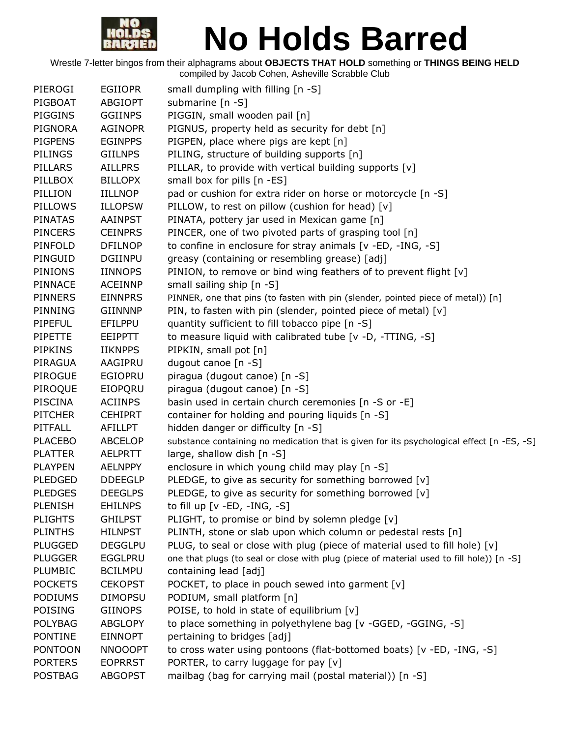# No Holds Barred

Wrestle 7-letter bingos from their alphagrams about **OBJECTS THAT HOLD** something or **THINGS BEING HELD**
compiled by Jacob Cohen, Asheville Scrabble Club

| | | |
|---|---|---|
| PIEROGI | EGIIOPR | small dumpling with filling [n -S] |
| PIGBOAT | ABGIOPT | submarine [n -S] |
| PIGGINS | GGIINPS | PIGGIN, small wooden pail [n] |
| PIGNORA | AGINOPR | PIGNUS, property held as security for debt [n] |
| PIGPENS | EGINPPS | PIGPEN, place where pigs are kept [n] |
| PILINGS | GIILNPS | PILING, structure of building supports [n] |
| PILLARS | AILLPRS | PILLAR, to provide with vertical building supports [v] |
| PILLBOX | BILLOPX | small box for pills [n -ES] |
| PILLION | IILLNOP | pad or cushion for extra rider on horse or motorcycle [n -S] |
| PILLOWS | ILLOPSW | PILLOW, to rest on pillow (cushion for head) [v] |
| PINATAS | AAINPST | PINATA, pottery jar used in Mexican game [n] |
| PINCERS | CEINPRS | PINCER, one of two pivoted parts of grasping tool [n] |
| PINFOLD | DFILNOP | to confine in enclosure for stray animals [v -ED, -ING, -S] |
| PINGUID | DGIINPU | greasy (containing or resembling grease) [adj] |
| PINIONS | IINNOPS | PINION, to remove or bind wing feathers of to prevent flight [v] |
| PINNACE | ACEINNP | small sailing ship [n -S] |
| PINNERS | EINNPRS | PINNER, one that pins (to fasten with pin (slender, pointed piece of metal)) [n] |
| PINNING | GIINNNP | PIN, to fasten with pin (slender, pointed piece of metal) [v] |
| PIPEFUL | EFILPPU | quantity sufficient to fill tobacco pipe [n -S] |
| PIPETTE | EEIPPTT | to measure liquid with calibrated tube [v -D, -TTING, -S] |
| PIPKINS | IIKNPPS | PIPKIN, small pot [n] |
| PIRAGUA | AAGIPRU | dugout canoe [n -S] |
| PIROGUE | EGIOPRU | piragua (dugout canoe) [n -S] |
| PIROQUE | EIOPQRU | piragua (dugout canoe) [n -S] |
| PISCINA | ACIINPS | basin used in certain church ceremonies [n -S or -E] |
| PITCHER | CEHIPRT | container for holding and pouring liquids [n -S] |
| PITFALL | AFILLPT | hidden danger or difficulty [n -S] |
| PLACEBO | ABCELOP | substance containing no medication that is given for its psychological effect [n -ES, -S] |
| PLATTER | AELPRTT | large, shallow dish [n -S] |
| PLAYPEN | AELNPPY | enclosure in which young child may play [n -S] |
| PLEDGED | DDEEGLP | PLEDGE, to give as security for something borrowed [v] |
| PLEDGES | DEEGLPS | PLEDGE, to give as security for something borrowed [v] |
| PLENISH | EHILNPS | to fill up [v -ED, -ING, -S] |
| PLIGHTS | GHILPST | PLIGHT, to promise or bind by solemn pledge [v] |
| PLINTHS | HILNPST | PLINTH, stone or slab upon which column or pedestal rests [n] |
| PLUGGED | DEGGLPU | PLUG, to seal or close with plug (piece of material used to fill hole) [v] |
| PLUGGER | EGGLPRU | one that plugs (to seal or close with plug (piece of material used to fill hole)) [n -S] |
| PLUMBIC | BCILMPU | containing lead [adj] |
| POCKETS | CEKOPST | POCKET, to place in pouch sewed into garment [v] |
| PODIUMS | DIMOPSU | PODIUM, small platform [n] |
| POISING | GIINOPS | POISE, to hold in state of equilibrium [v] |
| POLYBAG | ABGLOPY | to place something in polyethylene bag [v -GGED, -GGING, -S] |
| PONTINE | EINNOPT | pertaining to bridges [adj] |
| PONTOON | NNOOOPT | to cross water using pontoons (flat-bottomed boats) [v -ED, -ING, -S] |
| PORTERS | EOPRRST | PORTER, to carry luggage for pay [v] |
| POSTBAG | ABGOPST | mailbag (bag for carrying mail (postal material)) [n -S] |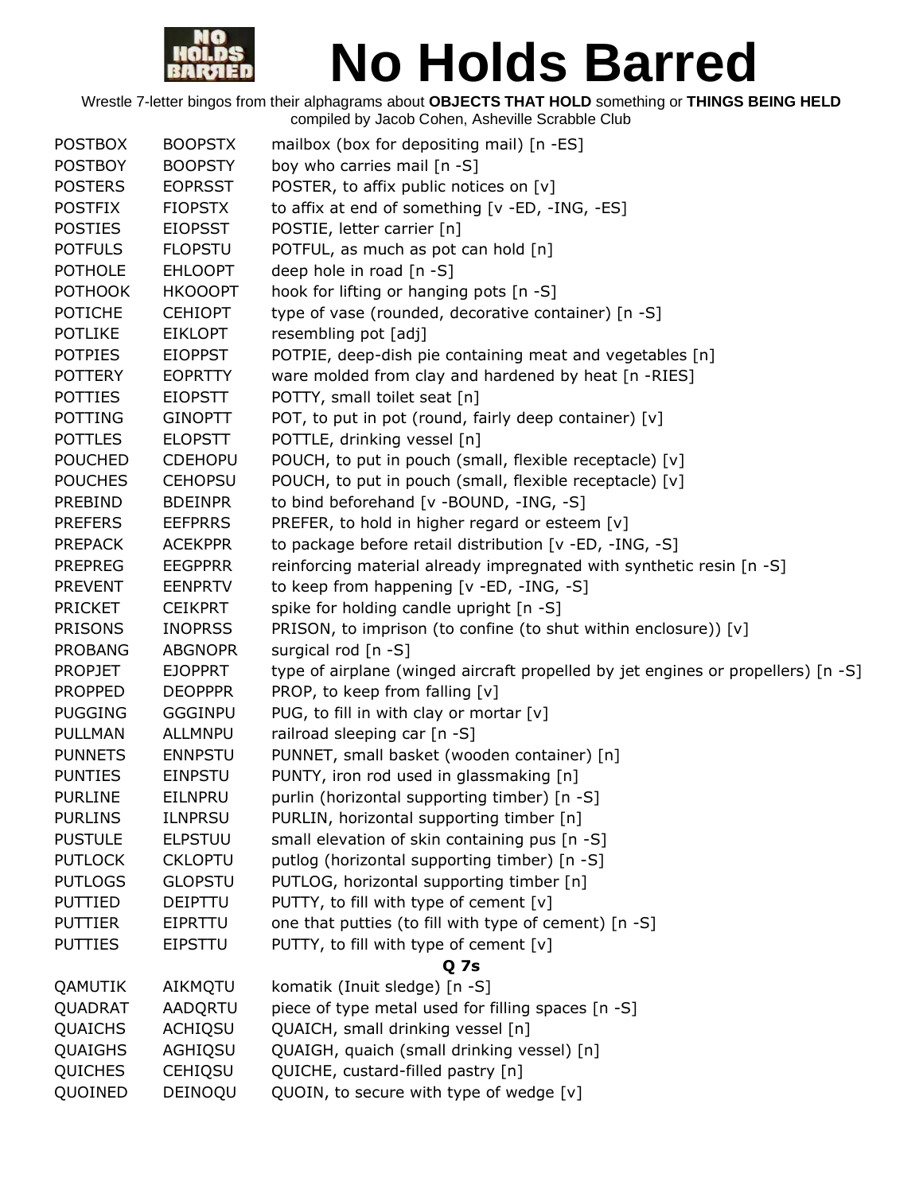# No Holds Barred

Wrestle 7-letter bingos from their alphagrams about **OBJECTS THAT HOLD** something or **THINGS BEING HELD**
compiled by Jacob Cohen, Asheville Scrabble Club

| | | |
|---|---|---|
| POSTBOX | BOOPSTX | mailbox (box for depositing mail) [n -ES] |
| POSTBOY | BOOPSTY | boy who carries mail [n -S] |
| POSTERS | EOPRSST | POSTER, to affix public notices on [v] |
| POSTFIX | FIOPSTX | to affix at end of something [v -ED, -ING, -ES] |
| POSTIES | EIOPSST | POSTIE, letter carrier [n] |
| POTFULS | FLOPSTU | POTFUL, as much as pot can hold [n] |
| POTHOLE | EHLOOPT | deep hole in road [n -S] |
| POTHOOK | HKOOOPT | hook for lifting or hanging pots [n -S] |
| POTICHE | CEHIOPT | type of vase (rounded, decorative container) [n -S] |
| POTLIKE | EIKLOPT | resembling pot [adj] |
| POTPIES | EIOPPST | POTPIE, deep-dish pie containing meat and vegetables [n] |
| POTTERY | EOPRTTY | ware molded from clay and hardened by heat [n -RIES] |
| POTTIES | EIOPSTT | POTTY, small toilet seat [n] |
| POTTING | GINOPTT | POT, to put in pot (round, fairly deep container) [v] |
| POTTLES | ELOPSTT | POTTLE, drinking vessel [n] |
| POUCHED | CDEHOPU | POUCH, to put in pouch (small, flexible receptacle) [v] |
| POUCHES | CEHOPSU | POUCH, to put in pouch (small, flexible receptacle) [v] |
| PREBIND | BDEINPR | to bind beforehand [v -BOUND, -ING, -S] |
| PREFERS | EEFPRRS | PREFER, to hold in higher regard or esteem [v] |
| PREPACK | ACEKPPR | to package before retail distribution [v -ED, -ING, -S] |
| PREPREG | EEGPPRR | reinforcing material already impregnated with synthetic resin [n -S] |
| PREVENT | EENPRTV | to keep from happening [v -ED, -ING, -S] |
| PRICKET | CEIKPRT | spike for holding candle upright [n -S] |
| PRISONS | INOPRSS | PRISON, to imprison (to confine (to shut within enclosure)) [v] |
| PROBANG | ABGNOPR | surgical rod [n -S] |
| PROPJET | EJOPPRT | type of airplane (winged aircraft propelled by jet engines or propellers) [n -S] |
| PROPPED | DEOPPPR | PROP, to keep from falling [v] |
| PUGGING | GGGINPU | PUG, to fill in with clay or mortar [v] |
| PULLMAN | ALLMNPU | railroad sleeping car [n -S] |
| PUNNETS | ENNPSTU | PUNNET, small basket (wooden container) [n] |
| PUNTIES | EINPSTU | PUNTY, iron rod used in glassmaking [n] |
| PURLINE | EILNPRU | purlin (horizontal supporting timber) [n -S] |
| PURLINS | ILNPRSU | PURLIN, horizontal supporting timber [n] |
| PUSTULE | ELPSTUU | small elevation of skin containing pus [n -S] |
| PUTLOCK | CKLOPTU | putlog (horizontal supporting timber) [n -S] |
| PUTLOGS | GLOPSTU | PUTLOG, horizontal supporting timber [n] |
| PUTTIED | DEIPTTU | PUTTY, to fill with type of cement [v] |
| PUTTIER | EIPRTTU | one that putties (to fill with type of cement) [n -S] |
| PUTTIES | EIPSTTU | PUTTY, to fill with type of cement [v] |
| | | **Q 7s** |
| QAMUTIK | AIKMQTU | komatik (Inuit sledge) [n -S] |
| QUADRAT | AADQRTU | piece of type metal used for filling spaces [n -S] |
| QUAICHS | ACHIQSU | QUAICH, small drinking vessel [n] |
| QUAIGHS | AGHIQSU | QUAIGH, quaich (small drinking vessel) [n] |
| QUICHES | CEHIQSU | QUICHE, custard-filled pastry [n] |
| QUOINED | DEINOQU | QUOIN, to secure with type of wedge [v] |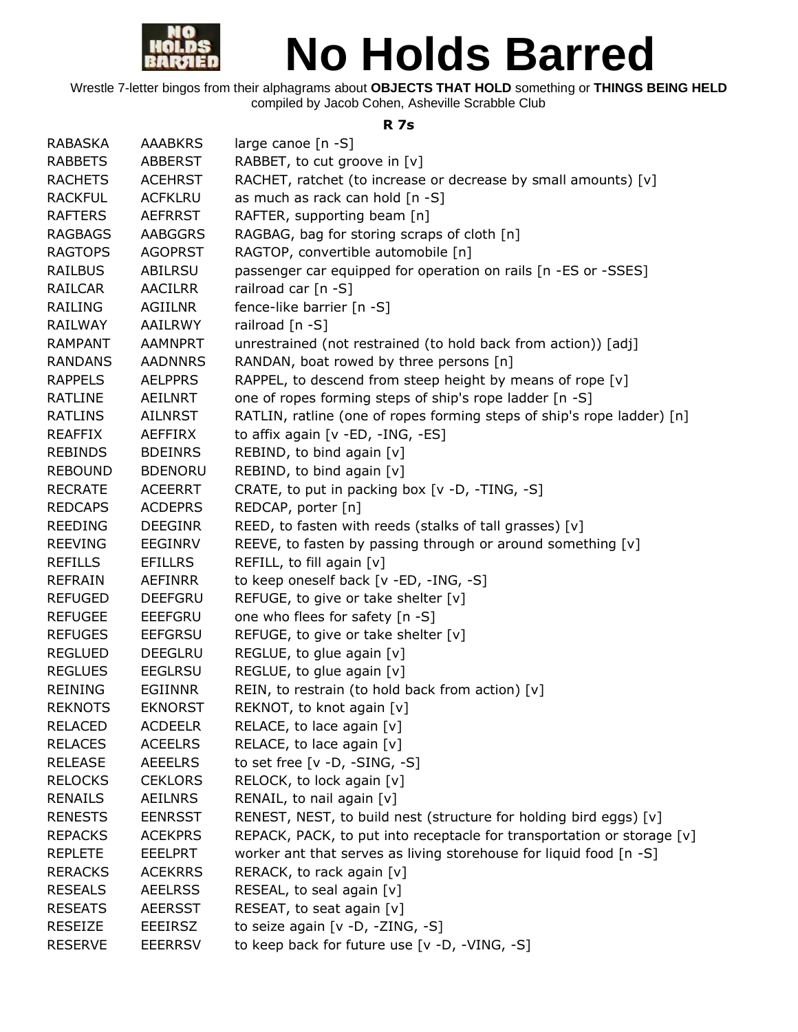# No Holds Barred

Wrestle 7-letter bingos from their alphagrams about **OBJECTS THAT HOLD** something or **THINGS BEING HELD**
compiled by Jacob Cohen, Asheville Scrabble Club

### R 7s

| | | |
|---|---|---|
| RABASKA | AAABKRS | large canoe [n -S] |
| RABBETS | ABBERST | RABBET, to cut groove in [v] |
| RACHETS | ACEHRST | RACHET, ratchet (to increase or decrease by small amounts) [v] |
| RACKFUL | ACFKLRU | as much as rack can hold [n -S] |
| RAFTERS | AEFRRST | RAFTER, supporting beam [n] |
| RAGBAGS | AABGGRS | RAGBAG, bag for storing scraps of cloth [n] |
| RAGTOPS | AGOPRST | RAGTOP, convertible automobile [n] |
| RAILBUS | ABILRSU | passenger car equipped for operation on rails [n -ES or -SSES] |
| RAILCAR | AACILRR | railroad car [n -S] |
| RAILING | AGIILNR | fence-like barrier [n -S] |
| RAILWAY | AAILRWY | railroad [n -S] |
| RAMPANT | AAMNPRT | unrestrained (not restrained (to hold back from action)) [adj] |
| RANDANS | AADNNRS | RANDAN, boat rowed by three persons [n] |
| RAPPELS | AELPPRS | RAPPEL, to descend from steep height by means of rope [v] |
| RATLINE | AEILNRT | one of ropes forming steps of ship's rope ladder [n -S] |
| RATLINS | AILNRST | RATLIN, ratline (one of ropes forming steps of ship's rope ladder) [n] |
| REAFFIX | AEFFIRX | to affix again [v -ED, -ING, -ES] |
| REBINDS | BDEINRS | REBIND, to bind again [v] |
| REBOUND | BDENORU | REBIND, to bind again [v] |
| RECRATE | ACEERRT | CRATE, to put in packing box [v -D, -TING, -S] |
| REDCAPS | ACDEPRS | REDCAP, porter [n] |
| REEDING | DEEGINR | REED, to fasten with reeds (stalks of tall grasses) [v] |
| REEVING | EEGINRV | REEVE, to fasten by passing through or around something [v] |
| REFILLS | EFILLRS | REFILL, to fill again [v] |
| REFRAIN | AEFINRR | to keep oneself back [v -ED, -ING, -S] |
| REFUGED | DEEFGRU | REFUGE, to give or take shelter [v] |
| REFUGEE | EEEFGRU | one who flees for safety [n -S] |
| REFUGES | EEFGRSU | REFUGE, to give or take shelter [v] |
| REGLUED | DEEGLRU | REGLUE, to glue again [v] |
| REGLUES | EEGLRSU | REGLUE, to glue again [v] |
| REINING | EGIINNR | REIN, to restrain (to hold back from action) [v] |
| REKNOTS | EKNORST | REKNOT, to knot again [v] |
| RELACED | ACDEELR | RELACE, to lace again [v] |
| RELACES | ACEELRS | RELACE, to lace again [v] |
| RELEASE | AEEELRS | to set free [v -D, -SING, -S] |
| RELOCKS | CEKLORS | RELOCK, to lock again [v] |
| RENAILS | AEILNRS | RENAIL, to nail again [v] |
| RENESTS | EENRSST | RENEST, NEST, to build nest (structure for holding bird eggs) [v] |
| REPACKS | ACEKPRS | REPACK, PACK, to put into receptacle for transportation or storage [v] |
| REPLETE | EEELPRT | worker ant that serves as living storehouse for liquid food [n -S] |
| RERACKS | ACEKRRS | RERACK, to rack again [v] |
| RESEALS | AEELRSS | RESEAL, to seal again [v] |
| RESEATS | AEERSST | RESEAT, to seat again [v] |
| RESEIZE | EEEIRSZ | to seize again [v -D, -ZING, -S] |
| RESERVE | EEERRSV | to keep back for future use [v -D, -VING, -S] |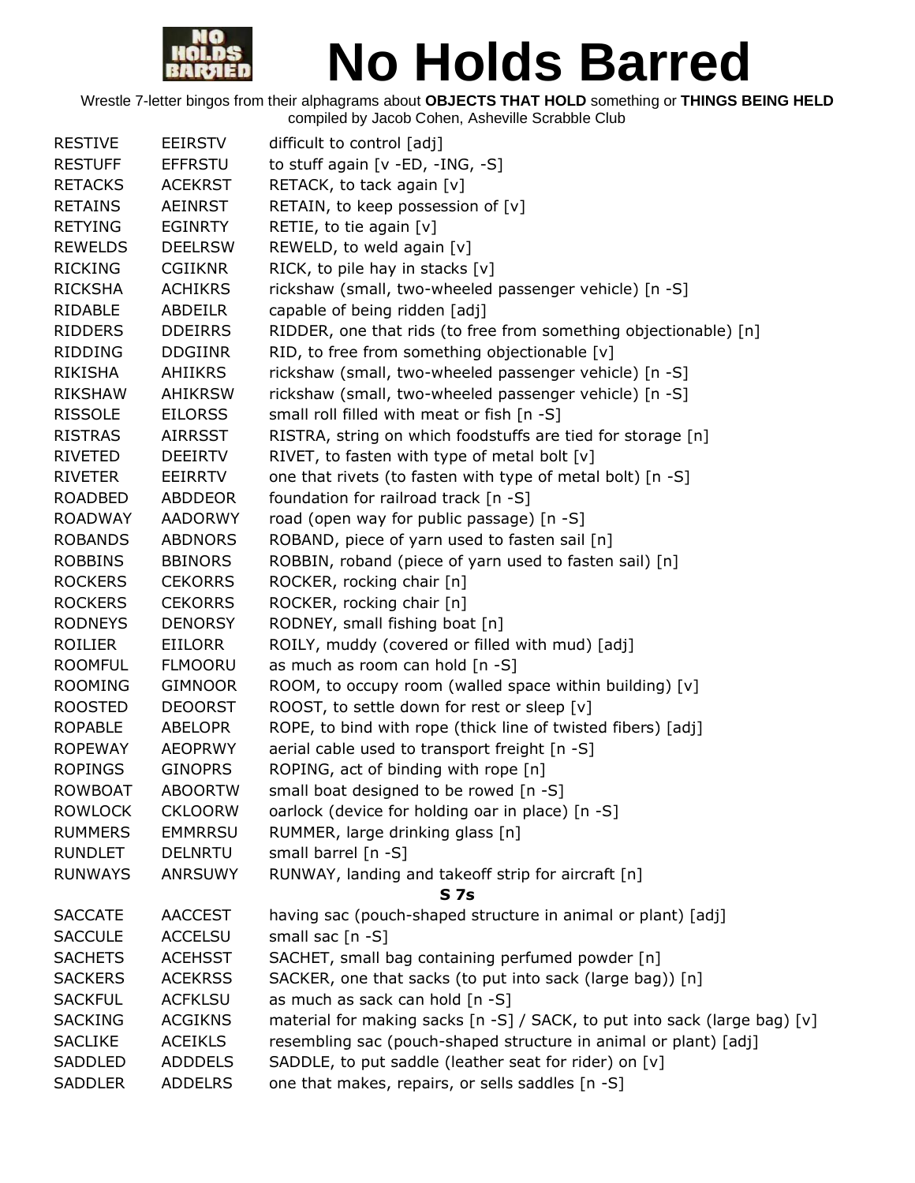# No Holds Barred

Wrestle 7-letter bingos from their alphagrams about **OBJECTS THAT HOLD** something or **THINGS BEING HELD**
compiled by Jacob Cohen, Asheville Scrabble Club

| | | |
|---|---|---|
| RESTIVE | EEIRSTV | difficult to control [adj] |
| RESTUFF | EFFRSTU | to stuff again [v -ED, -ING, -S] |
| RETACKS | ACEKRST | RETACK, to tack again [v] |
| RETAINS | AEINRST | RETAIN, to keep possession of [v] |
| RETYING | EGINRTY | RETIE, to tie again [v] |
| REWELDS | DEELRSW | REWELD, to weld again [v] |
| RICKING | CGIIKNR | RICK, to pile hay in stacks [v] |
| RICKSHA | ACHIKRS | rickshaw (small, two-wheeled passenger vehicle) [n -S] |
| RIDABLE | ABDEILR | capable of being ridden [adj] |
| RIDDERS | DDEIRRS | RIDDER, one that rids (to free from something objectionable) [n] |
| RIDDING | DDGIINR | RID, to free from something objectionable [v] |
| RIKISHA | AHIIKRS | rickshaw (small, two-wheeled passenger vehicle) [n -S] |
| RIKSHAW | AHIKRSW | rickshaw (small, two-wheeled passenger vehicle) [n -S] |
| RISSOLE | EILORSS | small roll filled with meat or fish [n -S] |
| RISTRAS | AIRRSST | RISTRA, string on which foodstuffs are tied for storage [n] |
| RIVETED | DEEIRTV | RIVET, to fasten with type of metal bolt [v] |
| RIVETER | EEIRRTV | one that rivets (to fasten with type of metal bolt) [n -S] |
| ROADBED | ABDDEOR | foundation for railroad track [n -S] |
| ROADWAY | AADORWY | road (open way for public passage) [n -S] |
| ROBANDS | ABDNORS | ROBAND, piece of yarn used to fasten sail [n] |
| ROBBINS | BBINORS | ROBBIN, roband (piece of yarn used to fasten sail) [n] |
| ROCKERS | CEKORRS | ROCKER, rocking chair [n] |
| ROCKERS | CEKORRS | ROCKER, rocking chair [n] |
| RODNEYS | DENORSY | RODNEY, small fishing boat [n] |
| ROILIER | EIILORR | ROILY, muddy (covered or filled with mud) [adj] |
| ROOMFUL | FLMOORU | as much as room can hold [n -S] |
| ROOMING | GIMNOOR | ROOM, to occupy room (walled space within building) [v] |
| ROOSTED | DEOORST | ROOST, to settle down for rest or sleep [v] |
| ROPABLE | ABELOPR | ROPE, to bind with rope (thick line of twisted fibers) [adj] |
| ROPEWAY | AEOPRWY | aerial cable used to transport freight [n -S] |
| ROPINGS | GINOPRS | ROPING, act of binding with rope [n] |
| ROWBOAT | ABOORTW | small boat designed to be rowed [n -S] |
| ROWLOCK | CKLOORW | oarlock (device for holding oar in place) [n -S] |
| RUMMERS | EMMRRSU | RUMMER, large drinking glass [n] |
| RUNDLET | DELNRTU | small barrel [n -S] |
| RUNWAYS | ANRSUWY | RUNWAY, landing and takeoff strip for aircraft [n] |
| | | **S 7s** |
| SACCATE | AACCEST | having sac (pouch-shaped structure in animal or plant) [adj] |
| SACCULE | ACCELSU | small sac [n -S] |
| SACHETS | ACEHSST | SACHET, small bag containing perfumed powder [n] |
| SACKERS | ACEKRSS | SACKER, one that sacks (to put into sack (large bag)) [n] |
| SACKFUL | ACFKLSU | as much as sack can hold [n -S] |
| SACKING | ACGIKNS | material for making sacks [n -S] / SACK, to put into sack (large bag) [v] |
| SACLIKE | ACEIKLS | resembling sac (pouch-shaped structure in animal or plant) [adj] |
| SADDLED | ADDDELS | SADDLE, to put saddle (leather seat for rider) on [v] |
| SADDLER | ADDELRS | one that makes, repairs, or sells saddles [n -S] |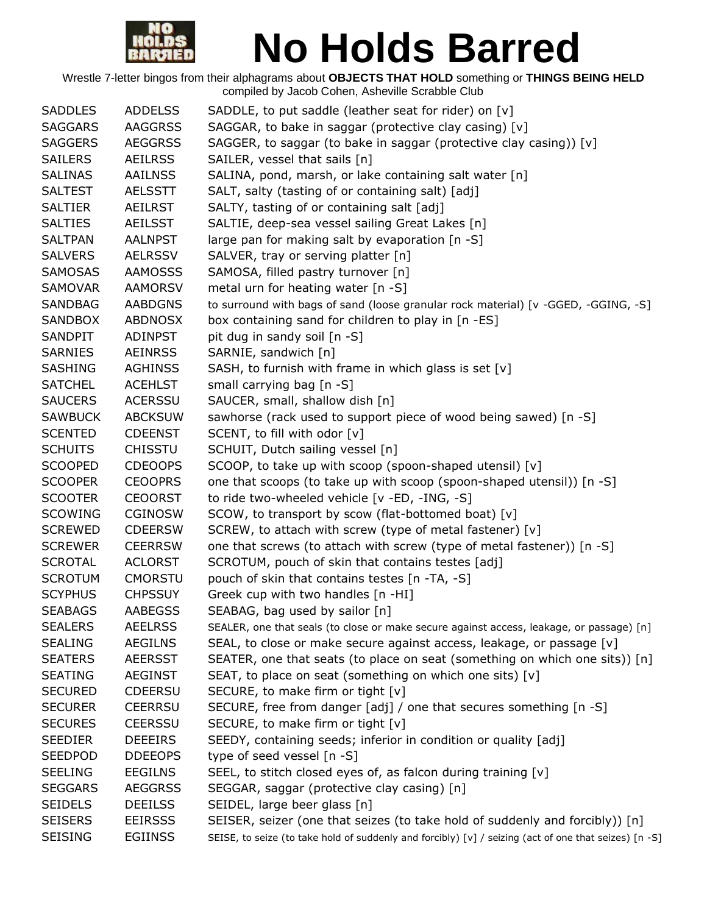# No Holds Barred

Wrestle 7-letter bingos from their alphagrams about **OBJECTS THAT HOLD** something or **THINGS BEING HELD**
compiled by Jacob Cohen, Asheville Scrabble Club

| | | |
|---|---|---|
| SADDLES | ADDELSS | SADDLE, to put saddle (leather seat for rider) on [v] |
| SAGGARS | AAGGRSS | SAGGAR, to bake in saggar (protective clay casing) [v] |
| SAGGERS | AEGGRSS | SAGGER, to saggar (to bake in saggar (protective clay casing)) [v] |
| SAILERS | AEILRSS | SAILER, vessel that sails [n] |
| SALINAS | AAILNSS | SALINA, pond, marsh, or lake containing salt water [n] |
| SALTEST | AELSSTT | SALT, salty (tasting of or containing salt) [adj] |
| SALTIER | AEILRST | SALTY, tasting of or containing salt [adj] |
| SALTIES | AEILSST | SALTIE, deep-sea vessel sailing Great Lakes [n] |
| SALTPAN | AALNPST | large pan for making salt by evaporation [n -S] |
| SALVERS | AELRSSV | SALVER, tray or serving platter [n] |
| SAMOSAS | AAMOSSS | SAMOSA, filled pastry turnover [n] |
| SAMOVAR | AAMORSV | metal urn for heating water [n -S] |
| SANDBAG | AABDGNS | to surround with bags of sand (loose granular rock material) [v -GGED, -GGING, -S] |
| SANDBOX | ABDNOSX | box containing sand for children to play in [n -ES] |
| SANDPIT | ADINPST | pit dug in sandy soil [n -S] |
| SARNIES | AEINRSS | SARNIE, sandwich [n] |
| SASHING | AGHINSS | SASH, to furnish with frame in which glass is set [v] |
| SATCHEL | ACEHLST | small carrying bag [n -S] |
| SAUCERS | ACERSSU | SAUCER, small, shallow dish [n] |
| SAWBUCK | ABCKSUW | sawhorse (rack used to support piece of wood being sawed) [n -S] |
| SCENTED | CDEENST | SCENT, to fill with odor [v] |
| SCHUITS | CHISSTU | SCHUIT, Dutch sailing vessel [n] |
| SCOOPED | CDEOOPS | SCOOP, to take up with scoop (spoon-shaped utensil) [v] |
| SCOOPER | CEOOPRS | one that scoops (to take up with scoop (spoon-shaped utensil)) [n -S] |
| SCOOTER | CEOORST | to ride two-wheeled vehicle [v -ED, -ING, -S] |
| SCOWING | CGINOSW | SCOW, to transport by scow (flat-bottomed boat) [v] |
| SCREWED | CDEERSW | SCREW, to attach with screw (type of metal fastener) [v] |
| SCREWER | CEERRSW | one that screws (to attach with screw (type of metal fastener)) [n -S] |
| SCROTAL | ACLORST | SCROTUM, pouch of skin that contains testes [adj] |
| SCROTUM | CMORSTU | pouch of skin that contains testes [n -TA, -S] |
| SCYPHUS | CHPSSUY | Greek cup with two handles [n -HI] |
| SEABAGS | AABEGSS | SEABAG, bag used by sailor [n] |
| SEALERS | AEELRSS | SEALER, one that seals (to close or make secure against access, leakage, or passage) [n] |
| SEALING | AEGILNS | SEAL, to close or make secure against access, leakage, or passage [v] |
| SEATERS | AEERSST | SEATER, one that seats (to place on seat (something on which one sits)) [n] |
| SEATING | AEGINST | SEAT, to place on seat (something on which one sits) [v] |
| SECURED | CDEERSU | SECURE, to make firm or tight [v] |
| SECURER | CEERRSU | SECURE, free from danger [adj] / one that secures something [n -S] |
| SECURES | CEERSSU | SECURE, to make firm or tight [v] |
| SEEDIER | DEEEIRS | SEEDY, containing seeds; inferior in condition or quality [adj] |
| SEEDPOD | DDEEOPS | type of seed vessel [n -S] |
| SEELING | EEGILNS | SEEL, to stitch closed eyes of, as falcon during training [v] |
| SEGGARS | AEGGRSS | SEGGAR, saggar (protective clay casing) [n] |
| SEIDELS | DEEILSS | SEIDEL, large beer glass [n] |
| SEISERS | EEIRSSS | SEISER, seizer (one that seizes (to take hold of suddenly and forcibly)) [n] |
| SEISING | EGIINSS | SEISE, to seize (to take hold of suddenly and forcibly) [v] / seizing (act of one that seizes) [n -S] |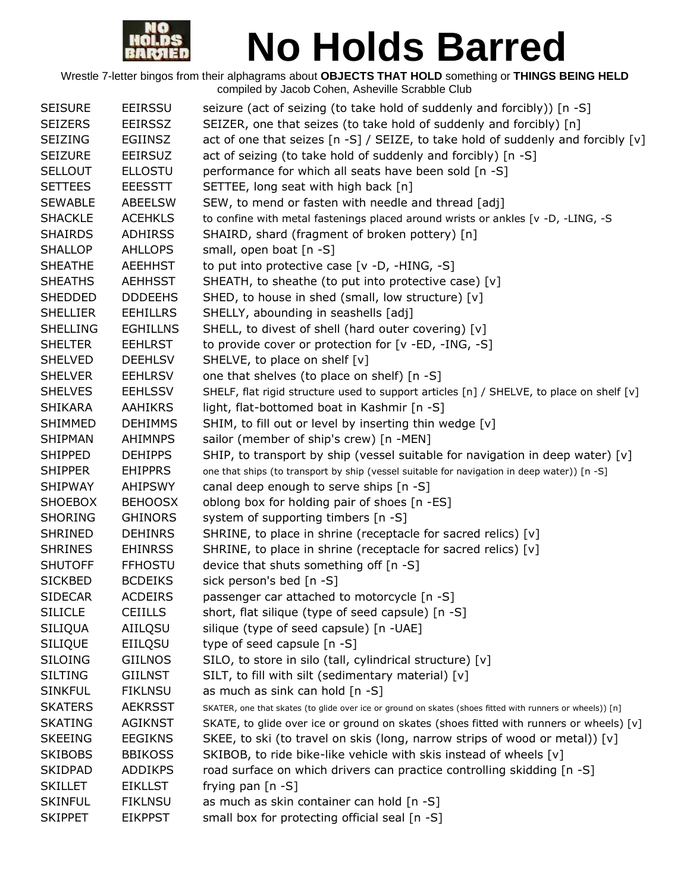# No Holds Barred

Wrestle 7-letter bingos from their alphagrams about **OBJECTS THAT HOLD** something or **THINGS BEING HELD**
compiled by Jacob Cohen, Asheville Scrabble Club

| | | |
|---|---|---|
| SEISURE | EEIRSSU | seizure (act of seizing (to take hold of suddenly and forcibly)) [n -S] |
| SEIZERS | EEIRSSZ | SEIZER, one that seizes (to take hold of suddenly and forcibly) [n] |
| SEIZING | EGIINSZ | act of one that seizes [n -S] / SEIZE, to take hold of suddenly and forcibly [v] |
| SEIZURE | EEIRSUZ | act of seizing (to take hold of suddenly and forcibly) [n -S] |
| SELLOUT | ELLOSTU | performance for which all seats have been sold [n -S] |
| SETTEES | EEESSTT | SETTEE, long seat with high back [n] |
| SEWABLE | ABEELSW | SEW, to mend or fasten with needle and thread [adj] |
| SHACKLE | ACEHKLS | to confine with metal fastenings placed around wrists or ankles [v -D, -LING, -S |
| SHAIRDS | ADHIRSS | SHAIRD, shard (fragment of broken pottery) [n] |
| SHALLOP | AHLLOPS | small, open boat [n -S] |
| SHEATHE | AEEHHST | to put into protective case [v -D, -HING, -S] |
| SHEATHS | AEHHSST | SHEATH, to sheathe (to put into protective case) [v] |
| SHEDDED | DDDEEHS | SHED, to house in shed (small, low structure) [v] |
| SHELLIER | EEHILLRS | SHELLY, abounding in seashells [adj] |
| SHELLING | EGHILLNS | SHELL, to divest of shell (hard outer covering) [v] |
| SHELTER | EEHLRST | to provide cover or protection for [v -ED, -ING, -S] |
| SHELVED | DEEHLSV | SHELVE, to place on shelf [v] |
| SHELVER | EEHLRSV | one that shelves (to place on shelf) [n -S] |
| SHELVES | EEHLSSV | SHELF, flat rigid structure used to support articles [n] / SHELVE, to place on shelf [v] |
| SHIKARA | AAHIKRS | light, flat-bottomed boat in Kashmir [n -S] |
| SHIMMED | DEHIMMS | SHIM, to fill out or level by inserting thin wedge [v] |
| SHIPMAN | AHIMNPS | sailor (member of ship's crew) [n -MEN] |
| SHIPPED | DEHIPPS | SHIP, to transport by ship (vessel suitable for navigation in deep water) [v] |
| SHIPPER | EHIPPRS | one that ships (to transport by ship (vessel suitable for navigation in deep water)) [n -S] |
| SHIPWAY | AHIPSWY | canal deep enough to serve ships [n -S] |
| SHOEBOX | BEHOOSX | oblong box for holding pair of shoes [n -ES] |
| SHORING | GHINORS | system of supporting timbers [n -S] |
| SHRINED | DEHINRS | SHRINE, to place in shrine (receptacle for sacred relics) [v] |
| SHRINES | EHINRSS | SHRINE, to place in shrine (receptacle for sacred relics) [v] |
| SHUTOFF | FFHOSTU | device that shuts something off [n -S] |
| SICKBED | BCDEIKS | sick person's bed [n -S] |
| SIDECAR | ACDEIRS | passenger car attached to motorcycle [n -S] |
| SILICLE | CEIILLS | short, flat silique (type of seed capsule) [n -S] |
| SILIQUA | AIILQSU | silique (type of seed capsule) [n -UAE] |
| SILIQUE | EIILQSU | type of seed capsule [n -S] |
| SILOING | GIILNOS | SILO, to store in silo (tall, cylindrical structure) [v] |
| SILTING | GIILNST | SILT, to fill with silt (sedimentary material) [v] |
| SINKFUL | FIKLNSU | as much as sink can hold [n -S] |
| SKATERS | AEKRSST | SKATER, one that skates (to glide over ice or ground on skates (shoes fitted with runners or wheels)) [n] |
| SKATING | AGIKNST | SKATE, to glide over ice or ground on skates (shoes fitted with runners or wheels) [v] |
| SKEEING | EEGIKNS | SKEE, to ski (to travel on skis (long, narrow strips of wood or metal)) [v] |
| SKIBOBS | BBIKOSS | SKIBOB, to ride bike-like vehicle with skis instead of wheels [v] |
| SKIDPAD | ADDIKPS | road surface on which drivers can practice controlling skidding [n -S] |
| SKILLET | EIKLLST | frying pan [n -S] |
| SKINFUL | FIKLNSU | as much as skin container can hold [n -S] |
| SKIPPET | EIKPPST | small box for protecting official seal [n -S] |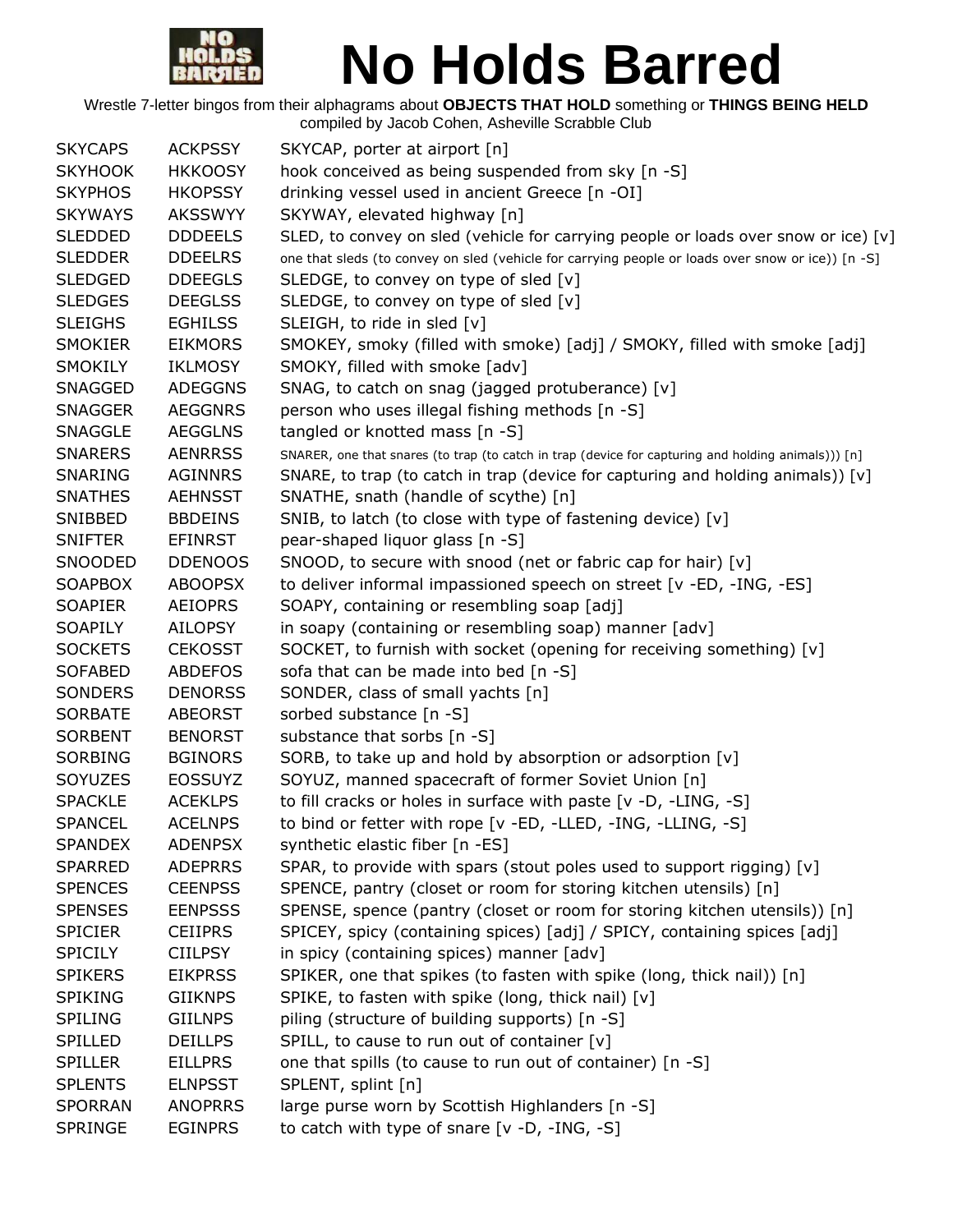# No Holds Barred

Wrestle 7-letter bingos from their alphagrams about **OBJECTS THAT HOLD** something or **THINGS BEING HELD**
compiled by Jacob Cohen, Asheville Scrabble Club

| | | |
|---|---|---|
| SKYCAPS | ACKPSSY | SKYCAP, porter at airport [n] |
| SKYHOOK | HKKOOSY | hook conceived as being suspended from sky [n -S] |
| SKYPHOS | HKOPSSY | drinking vessel used in ancient Greece [n -OI] |
| SKYWAYS | AKSSWYY | SKYWAY, elevated highway [n] |
| SLEDDED | DDDEELS | SLED, to convey on sled (vehicle for carrying people or loads over snow or ice) [v] |
| SLEDDER | DDEELRS | one that sleds (to convey on sled (vehicle for carrying people or loads over snow or ice)) [n -S] |
| SLEDGED | DDEEGLS | SLEDGE, to convey on type of sled [v] |
| SLEDGES | DEEGLSS | SLEDGE, to convey on type of sled [v] |
| SLEIGHS | EGHILSS | SLEIGH, to ride in sled [v] |
| SMOKIER | EIKMORS | SMOKEY, smoky (filled with smoke) [adj] / SMOKY, filled with smoke [adj] |
| SMOKILY | IKLMOSY | SMOKY, filled with smoke [adv] |
| SNAGGED | ADEGGNS | SNAG, to catch on snag (jagged protuberance) [v] |
| SNAGGER | AEGGNRS | person who uses illegal fishing methods [n -S] |
| SNAGGLE | AEGGLNS | tangled or knotted mass [n -S] |
| SNARERS | AENRRSS | SNARER, one that snares (to trap (to catch in trap (device for capturing and holding animals))) [n] |
| SNARING | AGINNRS | SNARE, to trap (to catch in trap (device for capturing and holding animals)) [v] |
| SNATHES | AEHNSST | SNATHE, snath (handle of scythe) [n] |
| SNIBBED | BBDEINS | SNIB, to latch (to close with type of fastening device) [v] |
| SNIFTER | EFINRST | pear-shaped liquor glass [n -S] |
| SNOODED | DDENOOS | SNOOD, to secure with snood (net or fabric cap for hair) [v] |
| SOAPBOX | ABOOPSX | to deliver informal impassioned speech on street [v -ED, -ING, -ES] |
| SOAPIER | AEIOPRS | SOAPY, containing or resembling soap [adj] |
| SOAPILY | AILOPSY | in soapy (containing or resembling soap) manner [adv] |
| SOCKETS | CEKOSST | SOCKET, to furnish with socket (opening for receiving something) [v] |
| SOFABED | ABDEFOS | sofa that can be made into bed [n -S] |
| SONDERS | DENORSS | SONDER, class of small yachts [n] |
| SORBATE | ABEORST | sorbed substance [n -S] |
| SORBENT | BENORST | substance that sorbs [n -S] |
| SORBING | BGINORS | SORB, to take up and hold by absorption or adsorption [v] |
| SOYUZES | EOSSUYZ | SOYUZ, manned spacecraft of former Soviet Union [n] |
| SPACKLE | ACEKLPS | to fill cracks or holes in surface with paste [v -D, -LING, -S] |
| SPANCEL | ACELNPS | to bind or fetter with rope [v -ED, -LLED, -ING, -LLING, -S] |
| SPANDEX | ADENPSX | synthetic elastic fiber [n -ES] |
| SPARRED | ADEPRRS | SPAR, to provide with spars (stout poles used to support rigging) [v] |
| SPENCES | CEENPSS | SPENCE, pantry (closet or room for storing kitchen utensils) [n] |
| SPENSES | EENPSSS | SPENSE, spence (pantry (closet or room for storing kitchen utensils)) [n] |
| SPICIER | CEIIPRS | SPICEY, spicy (containing spices) [adj] / SPICY, containing spices [adj] |
| SPICILY | CIILPSY | in spicy (containing spices) manner [adv] |
| SPIKERS | EIKPRSS | SPIKER, one that spikes (to fasten with spike (long, thick nail)) [n] |
| SPIKING | GIIKNPS | SPIKE, to fasten with spike (long, thick nail) [v] |
| SPILING | GIILNPS | piling (structure of building supports) [n -S] |
| SPILLED | DEILLPS | SPILL, to cause to run out of container [v] |
| SPILLER | EILLPRS | one that spills (to cause to run out of container) [n -S] |
| SPLENTS | ELNPSST | SPLENT, splint [n] |
| SPORRAN | ANOPRRS | large purse worn by Scottish Highlanders [n -S] |
| SPRINGE | EGINPRS | to catch with type of snare [v -D, -ING, -S] |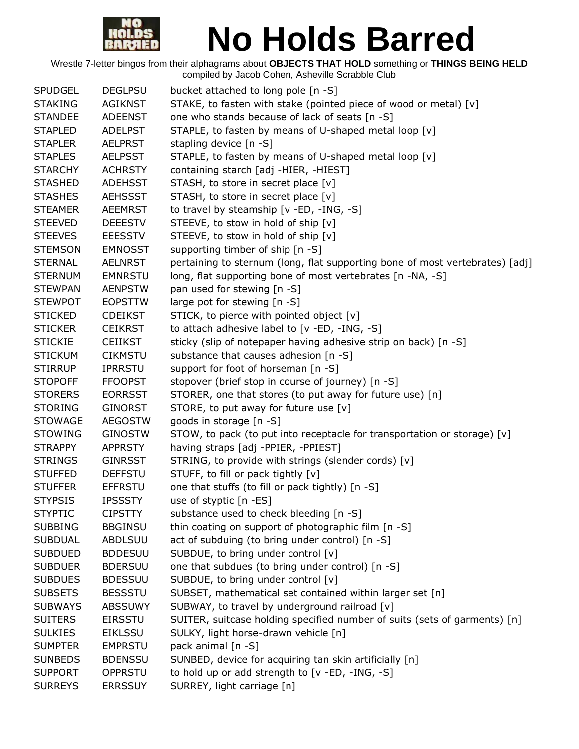# No Holds Barred

Wrestle 7-letter bingos from their alphagrams about **OBJECTS THAT HOLD** something or **THINGS BEING HELD**
compiled by Jacob Cohen, Asheville Scrabble Club

| | | |
|---|---|---|
| SPUDGEL | DEGLPSU | bucket attached to long pole [n -S] |
| STAKING | AGIKNST | STAKE, to fasten with stake (pointed piece of wood or metal) [v] |
| STANDEE | ADEENST | one who stands because of lack of seats [n -S] |
| STAPLED | ADELPST | STAPLE, to fasten by means of U-shaped metal loop [v] |
| STAPLER | AELPRST | stapling device [n -S] |
| STAPLES | AELPSST | STAPLE, to fasten by means of U-shaped metal loop [v] |
| STARCHY | ACHRSTY | containing starch [adj -HIER, -HIEST] |
| STASHED | ADEHSST | STASH, to store in secret place [v] |
| STASHES | AEHSSST | STASH, to store in secret place [v] |
| STEAMER | AEEMRST | to travel by steamship [v -ED, -ING, -S] |
| STEEVED | DEEESTV | STEEVE, to stow in hold of ship [v] |
| STEEVES | EEESSTV | STEEVE, to stow in hold of ship [v] |
| STEMSON | EMNOSST | supporting timber of ship [n -S] |
| STERNAL | AELNRST | pertaining to sternum (long, flat supporting bone of most vertebrates) [adj] |
| STERNUM | EMNRSTU | long, flat supporting bone of most vertebrates [n -NA, -S] |
| STEWPAN | AENPSTW | pan used for stewing [n -S] |
| STEWPOT | EOPSTTW | large pot for stewing [n -S] |
| STICKED | CDEIKST | STICK, to pierce with pointed object [v] |
| STICKER | CEIKRST | to attach adhesive label to [v -ED, -ING, -S] |
| STICKIE | CEIIKST | sticky (slip of notepaper having adhesive strip on back) [n -S] |
| STICKUM | CIKMSTU | substance that causes adhesion [n -S] |
| STIRRUP | IPRRSTU | support for foot of horseman [n -S] |
| STOPOFF | FFOOPST | stopover (brief stop in course of journey) [n -S] |
| STORERS | EORRSST | STORER, one that stores (to put away for future use) [n] |
| STORING | GINORST | STORE, to put away for future use [v] |
| STOWAGE | AEGOSTW | goods in storage [n -S] |
| STOWING | GINOSTW | STOW, to pack (to put into receptacle for transportation or storage) [v] |
| STRAPPY | APPRSTY | having straps [adj -PPIER, -PPIEST] |
| STRINGS | GINRSST | STRING, to provide with strings (slender cords) [v] |
| STUFFED | DEFFSTU | STUFF, to fill or pack tightly [v] |
| STUFFER | EFFRSTU | one that stuffs (to fill or pack tightly) [n -S] |
| STYPSIS | IPSSSTY | use of styptic [n -ES] |
| STYPTIC | CIPSTTY | substance used to check bleeding [n -S] |
| SUBBING | BBGINSU | thin coating on support of photographic film [n -S] |
| SUBDUAL | ABDLSUU | act of subduing (to bring under control) [n -S] |
| SUBDUED | BDDESUU | SUBDUE, to bring under control [v] |
| SUBDUER | BDERSUU | one that subdues (to bring under control) [n -S] |
| SUBDUES | BDESSUU | SUBDUE, to bring under control [v] |
| SUBSETS | BESSSTU | SUBSET, mathematical set contained within larger set [n] |
| SUBWAYS | ABSSUWY | SUBWAY, to travel by underground railroad [v] |
| SUITERS | EIRSSTU | SUITER, suitcase holding specified number of suits (sets of garments) [n] |
| SULKIES | EIKLSSU | SULKY, light horse-drawn vehicle [n] |
| SUMPTER | EMPRSTU | pack animal [n -S] |
| SUNBEDS | BDENSSU | SUNBED, device for acquiring tan skin artificially [n] |
| SUPPORT | OPPRSTU | to hold up or add strength to [v -ED, -ING, -S] |
| SURREYS | ERRSSUY | SURREY, light carriage [n] |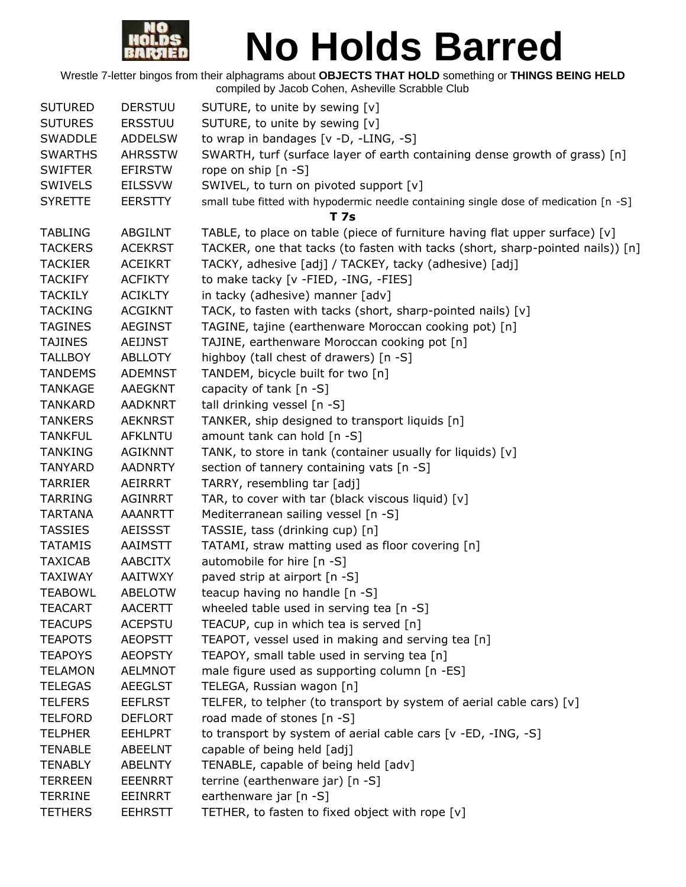# No Holds Barred

Wrestle 7-letter bingos from their alphagrams about **OBJECTS THAT HOLD** something or **THINGS BEING HELD**
compiled by Jacob Cohen, Asheville Scrabble Club

| | | |
|---|---|---|
| SUTURED | DERSTUU | SUTURE, to unite by sewing [v] |
| SUTURES | ERSSTUU | SUTURE, to unite by sewing [v] |
| SWADDLE | ADDELSW | to wrap in bandages [v -D, -LING, -S] |
| SWARTHS | AHRSSTW | SWARTH, turf (surface layer of earth containing dense growth of grass) [n] |
| SWIFTER | EFIRSTW | rope on ship [n -S] |
| SWIVELS | EILSSVW | SWIVEL, to turn on pivoted support [v] |
| SYRETTE | EERSTTY | small tube fitted with hypodermic needle containing single dose of medication [n -S] |
| | **T 7s** | |
| TABLING | ABGILNT | TABLE, to place on table (piece of furniture having flat upper surface) [v] |
| TACKERS | ACEKRST | TACKER, one that tacks (to fasten with tacks (short, sharp-pointed nails)) [n] |
| TACKIER | ACEIKRT | TACKY, adhesive [adj] / TACKEY, tacky (adhesive) [adj] |
| TACKIFY | ACFIKTY | to make tacky [v -FIED, -ING, -FIES] |
| TACKILY | ACIKLTY | in tacky (adhesive) manner [adv] |
| TACKING | ACGIKNT | TACK, to fasten with tacks (short, sharp-pointed nails) [v] |
| TAGINES | AEGINST | TAGINE, tajine (earthenware Moroccan cooking pot) [n] |
| TAJINES | AEIJNST | TAJINE, earthenware Moroccan cooking pot [n] |
| TALLBOY | ABLLOTY | highboy (tall chest of drawers) [n -S] |
| TANDEMS | ADEMNST | TANDEM, bicycle built for two [n] |
| TANKAGE | AAEGKNT | capacity of tank [n -S] |
| TANKARD | AADKNRT | tall drinking vessel [n -S] |
| TANKERS | AEKNRST | TANKER, ship designed to transport liquids [n] |
| TANKFUL | AFKLNTU | amount tank can hold [n -S] |
| TANKING | AGIKNNT | TANK, to store in tank (container usually for liquids) [v] |
| TANYARD | AADNRTY | section of tannery containing vats [n -S] |
| TARRIER | AEIRRRT | TARRY, resembling tar [adj] |
| TARRING | AGINRRT | TAR, to cover with tar (black viscous liquid) [v] |
| TARTANA | AAANRTT | Mediterranean sailing vessel [n -S] |
| TASSIES | AEISSST | TASSIE, tass (drinking cup) [n] |
| TATAMIS | AAIMSTT | TATAMI, straw matting used as floor covering [n] |
| TAXICAB | AABCITX | automobile for hire [n -S] |
| TAXIWAY | AAITWXY | paved strip at airport [n -S] |
| TEABOWL | ABELOTW | teacup having no handle [n -S] |
| TEACART | AACERTT | wheeled table used in serving tea [n -S] |
| TEACUPS | ACEPSTU | TEACUP, cup in which tea is served [n] |
| TEAPOTS | AEOPSTT | TEAPOT, vessel used in making and serving tea [n] |
| TEAPOYS | AEOPSTY | TEAPOY, small table used in serving tea [n] |
| TELAMON | AELMNOT | male figure used as supporting column [n -ES] |
| TELEGAS | AEEGLST | TELEGA, Russian wagon [n] |
| TELFERS | EEFLRST | TELFER, to telpher (to transport by system of aerial cable cars) [v] |
| TELFORD | DEFLORT | road made of stones [n -S] |
| TELPHER | EEHLPRT | to transport by system of aerial cable cars [v -ED, -ING, -S] |
| TENABLE | ABEELNT | capable of being held [adj] |
| TENABLY | ABELNTY | TENABLE, capable of being held [adv] |
| TERREEN | EEENRRT | terrine (earthenware jar) [n -S] |
| TERRINE | EEINRRT | earthenware jar [n -S] |
| TETHERS | EEHRSTT | TETHER, to fasten to fixed object with rope [v] |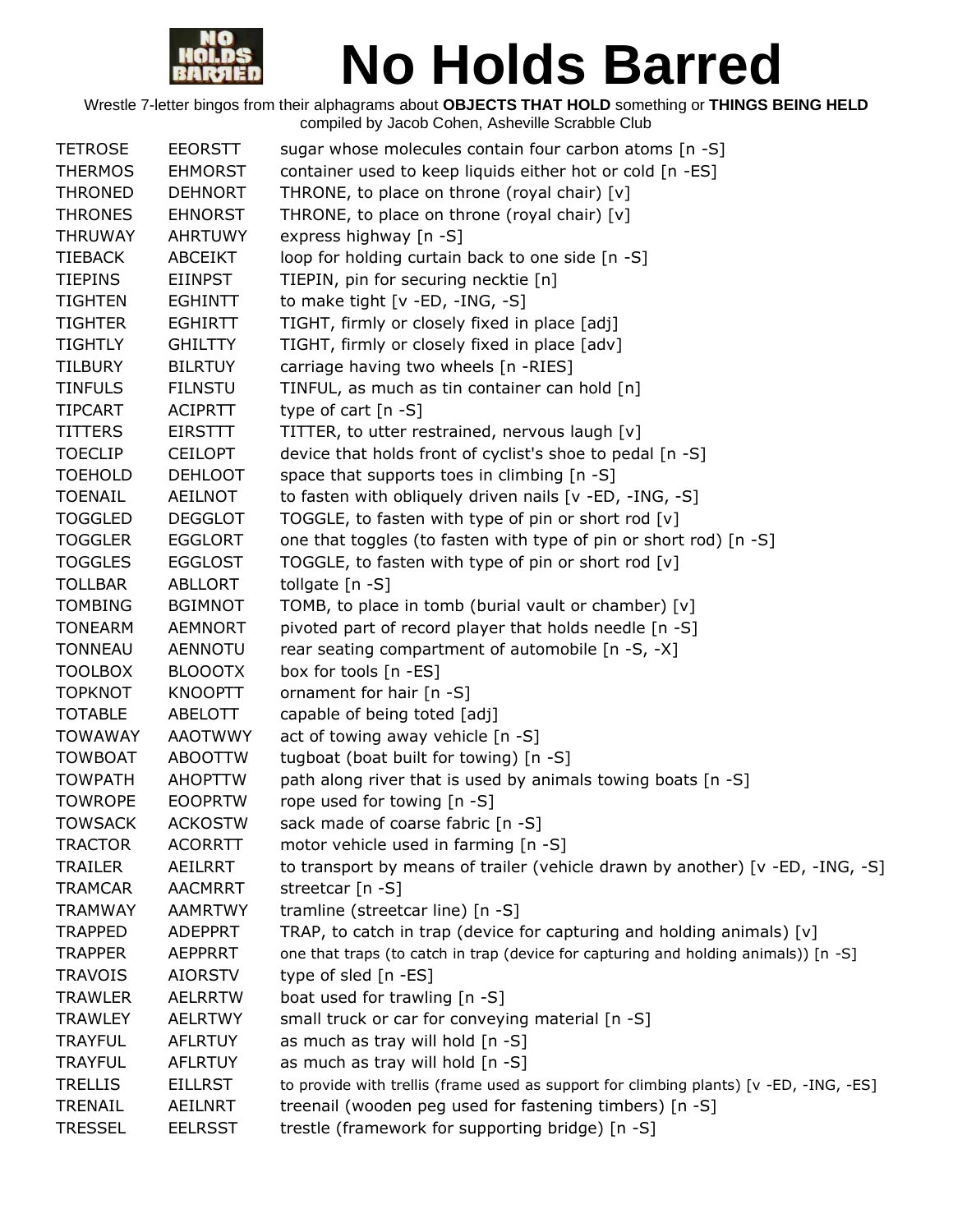# No Holds Barred

Wrestle 7-letter bingos from their alphagrams about **OBJECTS THAT HOLD** something or **THINGS BEING HELD**
compiled by Jacob Cohen, Asheville Scrabble Club

| | | |
|---|---|---|
| TETROSE | EEORSTT | sugar whose molecules contain four carbon atoms [n -S] |
| THERMOS | EHMORST | container used to keep liquids either hot or cold [n -ES] |
| THRONED | DEHNORT | THRONE, to place on throne (royal chair) [v] |
| THRONES | EHNORST | THRONE, to place on throne (royal chair) [v] |
| THRUWAY | AHRTUWY | express highway [n -S] |
| TIEBACK | ABCEIKT | loop for holding curtain back to one side [n -S] |
| TIEPINS | EIINPST | TIEPIN, pin for securing necktie [n] |
| TIGHTEN | EGHINTT | to make tight [v -ED, -ING, -S] |
| TIGHTER | EGHIRTT | TIGHT, firmly or closely fixed in place [adj] |
| TIGHTLY | GHILTTY | TIGHT, firmly or closely fixed in place [adv] |
| TILBURY | BILRTUY | carriage having two wheels [n -RIES] |
| TINFULS | FILNSTU | TINFUL, as much as tin container can hold [n] |
| TIPCART | ACIPRTT | type of cart [n -S] |
| TITTERS | EIRSTTT | TITTER, to utter restrained, nervous laugh [v] |
| TOECLIP | CEILOPT | device that holds front of cyclist's shoe to pedal [n -S] |
| TOEHOLD | DEHLOOT | space that supports toes in climbing [n -S] |
| TOENAIL | AEILNOT | to fasten with obliquely driven nails [v -ED, -ING, -S] |
| TOGGLED | DEGGLOT | TOGGLE, to fasten with type of pin or short rod [v] |
| TOGGLER | EGGLORT | one that toggles (to fasten with type of pin or short rod) [n -S] |
| TOGGLES | EGGLOST | TOGGLE, to fasten with type of pin or short rod [v] |
| TOLLBAR | ABLLORT | tollgate [n -S] |
| TOMBING | BGIMNOT | TOMB, to place in tomb (burial vault or chamber) [v] |
| TONEARM | AEMNORT | pivoted part of record player that holds needle [n -S] |
| TONNEAU | AENNOTU | rear seating compartment of automobile [n -S, -X] |
| TOOLBOX | BLOOOTX | box for tools [n -ES] |
| TOPKNOT | KNOOPTT | ornament for hair [n -S] |
| TOTABLE | ABELOTT | capable of being toted [adj] |
| TOWAWAY | AAOTWWY | act of towing away vehicle [n -S] |
| TOWBOAT | ABOOTTW | tugboat (boat built for towing) [n -S] |
| TOWPATH | AHOPTTW | path along river that is used by animals towing boats [n -S] |
| TOWROPE | EOOPRTW | rope used for towing [n -S] |
| TOWSACK | ACKOSTW | sack made of coarse fabric [n -S] |
| TRACTOR | ACORRTT | motor vehicle used in farming [n -S] |
| TRAILER | AEILRRT | to transport by means of trailer (vehicle drawn by another) [v -ED, -ING, -S] |
| TRAMCAR | AACMRRT | streetcar [n -S] |
| TRAMWAY | AAMRTWY | tramline (streetcar line) [n -S] |
| TRAPPED | ADEPPRT | TRAP, to catch in trap (device for capturing and holding animals) [v] |
| TRAPPER | AEPPRRT | one that traps (to catch in trap (device for capturing and holding animals)) [n -S] |
| TRAVOIS | AIORSTV | type of sled [n -ES] |
| TRAWLER | AELRRTW | boat used for trawling [n -S] |
| TRAWLEY | AELRTWY | small truck or car for conveying material [n -S] |
| TRAYFUL | AFLRTUY | as much as tray will hold [n -S] |
| TRAYFUL | AFLRTUY | as much as tray will hold [n -S] |
| TRELLIS | EILLRST | to provide with trellis (frame used as support for climbing plants) [v -ED, -ING, -ES] |
| TRENAIL | AEILNRT | treenail (wooden peg used for fastening timbers) [n -S] |
| TRESSEL | EELRSST | trestle (framework for supporting bridge) [n -S] |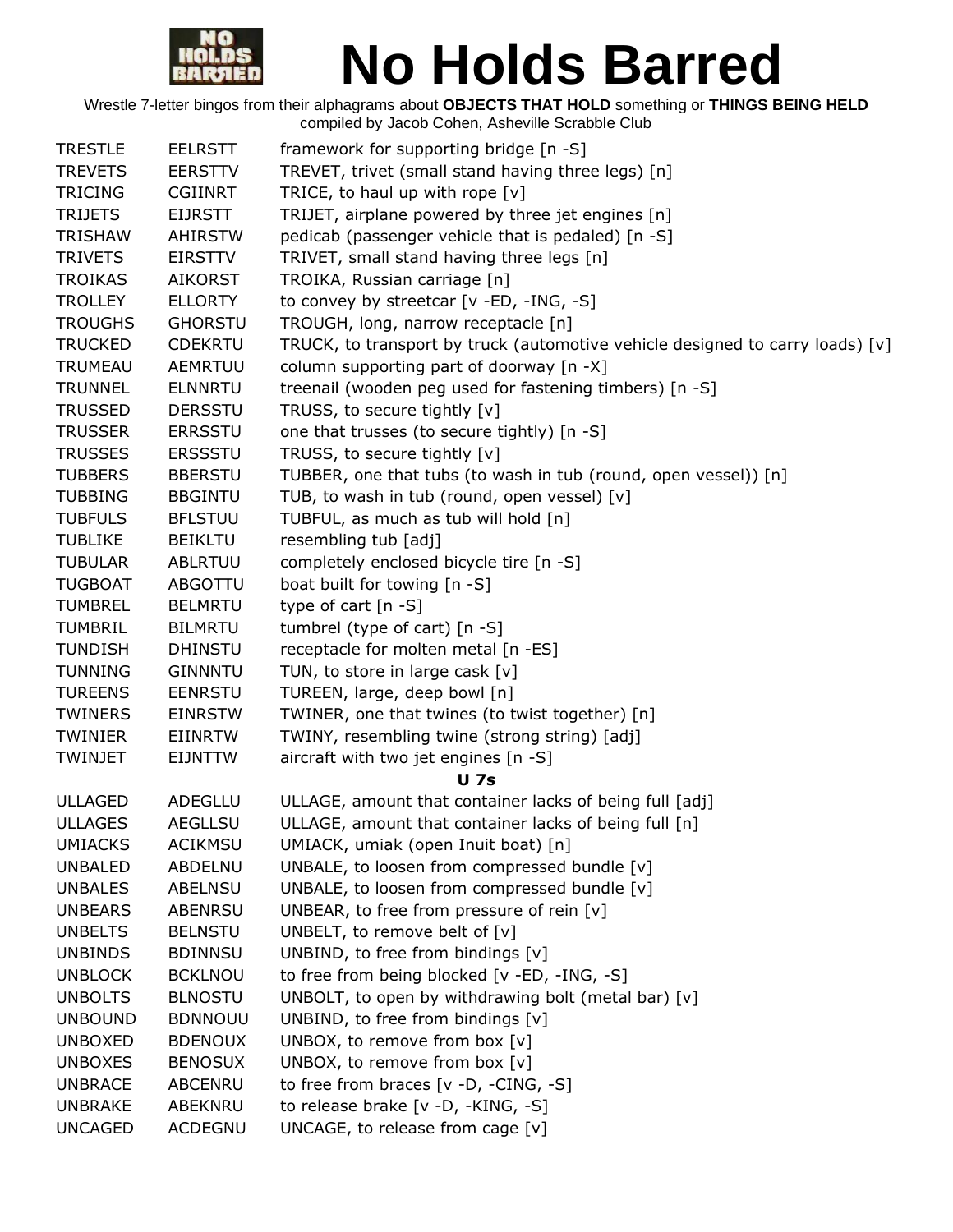# No Holds Barred

Wrestle 7-letter bingos from their alphagrams about **OBJECTS THAT HOLD** something or **THINGS BEING HELD**
compiled by Jacob Cohen, Asheville Scrabble Club

| | | |
|---|---|---|
| TRESTLE | EELRSTT | framework for supporting bridge [n -S] |
| TREVETS | EERSTTV | TREVET, trivet (small stand having three legs) [n] |
| TRICING | CGIINRT | TRICE, to haul up with rope [v] |
| TRIJETS | EIJRSTT | TRIJET, airplane powered by three jet engines [n] |
| TRISHAW | AHIRSTW | pedicab (passenger vehicle that is pedaled) [n -S] |
| TRIVETS | EIRSTTV | TRIVET, small stand having three legs [n] |
| TROIKAS | AIKORST | TROIKA, Russian carriage [n] |
| TROLLEY | ELLORTY | to convey by streetcar [v -ED, -ING, -S] |
| TROUGHS | GHORSTU | TROUGH, long, narrow receptacle [n] |
| TRUCKED | CDEKRTU | TRUCK, to transport by truck (automotive vehicle designed to carry loads) [v] |
| TRUMEAU | AEMRTUU | column supporting part of doorway [n -X] |
| TRUNNEL | ELNNRTU | treenail (wooden peg used for fastening timbers) [n -S] |
| TRUSSED | DERSSTU | TRUSS, to secure tightly [v] |
| TRUSSER | ERRSSTU | one that trusses (to secure tightly) [n -S] |
| TRUSSES | ERSSSTU | TRUSS, to secure tightly [v] |
| TUBBERS | BBERSTU | TUBBER, one that tubs (to wash in tub (round, open vessel)) [n] |
| TUBBING | BBGINTU | TUB, to wash in tub (round, open vessel) [v] |
| TUBFULS | BFLSTUU | TUBFUL, as much as tub will hold [n] |
| TUBLIKE | BEIKLTU | resembling tub [adj] |
| TUBULAR | ABLRTUU | completely enclosed bicycle tire [n -S] |
| TUGBOAT | ABGOTTU | boat built for towing [n -S] |
| TUMBREL | BELMRTU | type of cart [n -S] |
| TUMBRIL | BILMRTU | tumbrel (type of cart) [n -S] |
| TUNDISH | DHINSTU | receptacle for molten metal [n -ES] |
| TUNNING | GINNNTU | TUN, to store in large cask [v] |
| TUREENS | EENRSTU | TUREEN, large, deep bowl [n] |
| TWINERS | EINRSTW | TWINER, one that twines (to twist together) [n] |
| TWINIER | EIINRTW | TWINY, resembling twine (strong string) [adj] |
| TWINJET | EIJNTTW | aircraft with two jet engines [n -S] |
| | | **U 7s** |
| ULLAGED | ADEGLLU | ULLAGE, amount that container lacks of being full [adj] |
| ULLAGES | AEGLLSU | ULLAGE, amount that container lacks of being full [n] |
| UMIACKS | ACIKMSU | UMIACK, umiak (open Inuit boat) [n] |
| UNBALED | ABDELNU | UNBALE, to loosen from compressed bundle [v] |
| UNBALES | ABELNSU | UNBALE, to loosen from compressed bundle [v] |
| UNBEARS | ABENRSU | UNBEAR, to free from pressure of rein [v] |
| UNBELTS | BELNSTU | UNBELT, to remove belt of [v] |
| UNBINDS | BDINNSU | UNBIND, to free from bindings [v] |
| UNBLOCK | BCKLNOU | to free from being blocked [v -ED, -ING, -S] |
| UNBOLTS | BLNOSTU | UNBOLT, to open by withdrawing bolt (metal bar) [v] |
| UNBOUND | BDNNOUU | UNBIND, to free from bindings [v] |
| UNBOXED | BDENOUX | UNBOX, to remove from box [v] |
| UNBOXES | BENOSUX | UNBOX, to remove from box [v] |
| UNBRACE | ABCENRU | to free from braces [v -D, -CING, -S] |
| UNBRAKE | ABEKNRU | to release brake [v -D, -KING, -S] |
| UNCAGED | ACDEGNU | UNCAGE, to release from cage [v] |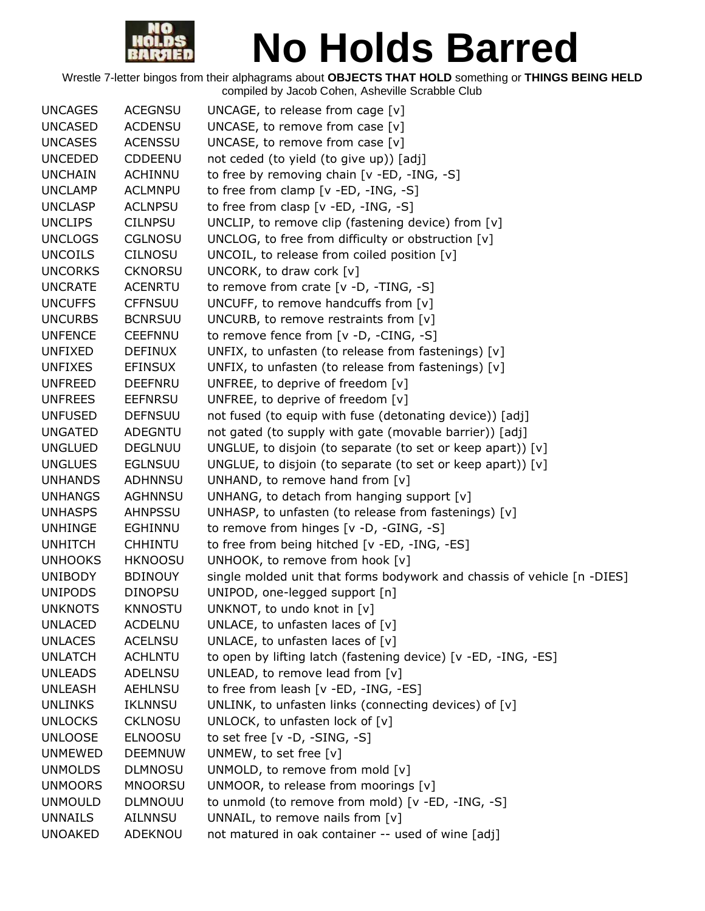# No Holds Barred

Wrestle 7-letter bingos from their alphagrams about **OBJECTS THAT HOLD** something or **THINGS BEING HELD**
compiled by Jacob Cohen, Asheville Scrabble Club

| | | |
|---|---|---|
| UNCAGES | ACEGNSU | UNCAGE, to release from cage [v] |
| UNCASED | ACDENSU | UNCASE, to remove from case [v] |
| UNCASES | ACENSSU | UNCASE, to remove from case [v] |
| UNCEDED | CDDEENU | not ceded (to yield (to give up)) [adj] |
| UNCHAIN | ACHINNU | to free by removing chain [v -ED, -ING, -S] |
| UNCLAMP | ACLMNPU | to free from clamp [v -ED, -ING, -S] |
| UNCLASP | ACLNPSU | to free from clasp [v -ED, -ING, -S] |
| UNCLIPS | CILNPSU | UNCLIP, to remove clip (fastening device) from [v] |
| UNCLOGS | CGLNOSU | UNCLOG, to free from difficulty or obstruction [v] |
| UNCOILS | CILNOSU | UNCOIL, to release from coiled position [v] |
| UNCORKS | CKNORSU | UNCORK, to draw cork [v] |
| UNCRATE | ACENRTU | to remove from crate [v -D, -TING, -S] |
| UNCUFFS | CFFNSUU | UNCUFF, to remove handcuffs from [v] |
| UNCURBS | BCNRSUU | UNCURB, to remove restraints from [v] |
| UNFENCE | CEEFNNU | to remove fence from [v -D, -CING, -S] |
| UNFIXED | DEFINUX | UNFIX, to unfasten (to release from fastenings) [v] |
| UNFIXES | EFINSUX | UNFIX, to unfasten (to release from fastenings) [v] |
| UNFREED | DEEFNRU | UNFREE, to deprive of freedom [v] |
| UNFREES | EEFNRSU | UNFREE, to deprive of freedom [v] |
| UNFUSED | DEFNSUU | not fused (to equip with fuse (detonating device)) [adj] |
| UNGATED | ADEGNTU | not gated (to supply with gate (movable barrier)) [adj] |
| UNGLUED | DEGLNUU | UNGLUE, to disjoin (to separate (to set or keep apart)) [v] |
| UNGLUES | EGLNSUU | UNGLUE, to disjoin (to separate (to set or keep apart)) [v] |
| UNHANDS | ADHNNSU | UNHAND, to remove hand from [v] |
| UNHANGS | AGHNNSU | UNHANG, to detach from hanging support [v] |
| UNHASPS | AHNPSSU | UNHASP, to unfasten (to release from fastenings) [v] |
| UNHINGE | EGHINNU | to remove from hinges [v -D, -GING, -S] |
| UNHITCH | CHHINTU | to free from being hitched [v -ED, -ING, -ES] |
| UNHOOKS | HKNOOSU | UNHOOK, to remove from hook [v] |
| UNIBODY | BDINOUY | single molded unit that forms bodywork and chassis of vehicle [n -DIES] |
| UNIPODS | DINOPSU | UNIPOD, one-legged support [n] |
| UNKNOTS | KNNOSTU | UNKNOT, to undo knot in [v] |
| UNLACED | ACDELNU | UNLACE, to unfasten laces of [v] |
| UNLACES | ACELNSU | UNLACE, to unfasten laces of [v] |
| UNLATCH | ACHLNTU | to open by lifting latch (fastening device) [v -ED, -ING, -ES] |
| UNLEADS | ADELNSU | UNLEAD, to remove lead from [v] |
| UNLEASH | AEHLNSU | to free from leash [v -ED, -ING, -ES] |
| UNLINKS | IKLNNSU | UNLINK, to unfasten links (connecting devices) of [v] |
| UNLOCKS | CKLNOSU | UNLOCK, to unfasten lock of [v] |
| UNLOOSE | ELNOOSU | to set free [v -D, -SING, -S] |
| UNMEWED | DEEMNUW | UNMEW, to set free [v] |
| UNMOLDS | DLMNOSU | UNMOLD, to remove from mold [v] |
| UNMOORS | MNOORSU | UNMOOR, to release from moorings [v] |
| UNMOULD | DLMNOUU | to unmold (to remove from mold) [v -ED, -ING, -S] |
| UNNAILS | AILNNSU | UNNAIL, to remove nails from [v] |
| UNOAKED | ADEKNOU | not matured in oak container -- used of wine [adj] |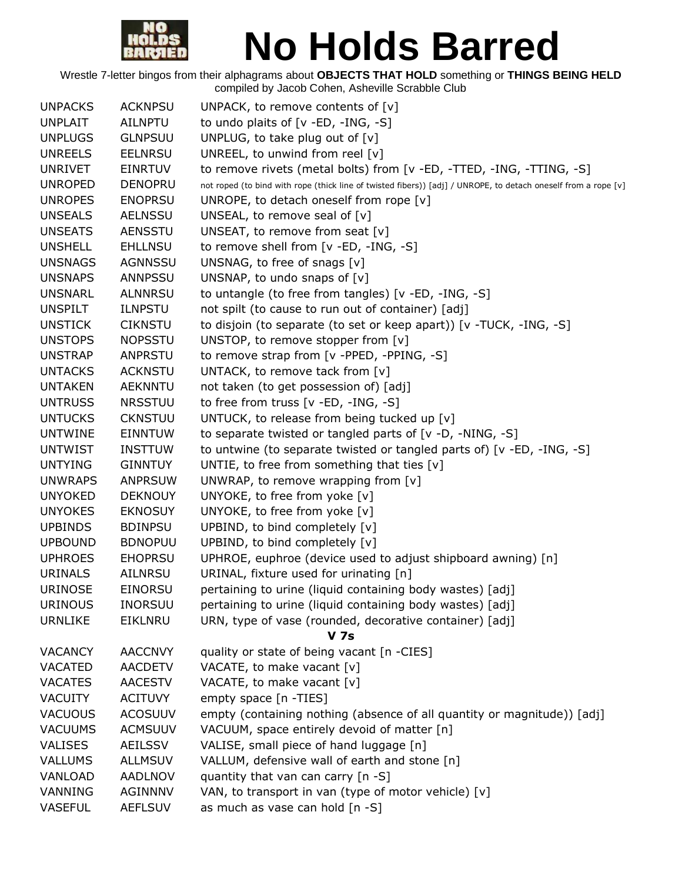# No Holds Barred

Wrestle 7-letter bingos from their alphagrams about **OBJECTS THAT HOLD** something or **THINGS BEING HELD**
compiled by Jacob Cohen, Asheville Scrabble Club

| | | |
|---|---|---|
| UNPACKS | ACKNPSU | UNPACK, to remove contents of [v] |
| UNPLAIT | AILNPTU | to undo plaits of [v -ED, -ING, -S] |
| UNPLUGS | GLNPSUU | UNPLUG, to take plug out of [v] |
| UNREELS | EELNRSU | UNREEL, to unwind from reel [v] |
| UNRIVET | EINRTUV | to remove rivets (metal bolts) from [v -ED, -TTED, -ING, -TTING, -S] |
| UNROPED | DENOPRU | not roped (to bind with rope (thick line of twisted fibers)) [adj] / UNROPE, to detach oneself from a rope [v] |
| UNROPES | ENOPRSU | UNROPE, to detach oneself from rope [v] |
| UNSEALS | AELNSSU | UNSEAL, to remove seal of [v] |
| UNSEATS | AENSSTU | UNSEAT, to remove from seat [v] |
| UNSHELL | EHLLNSU | to remove shell from [v -ED, -ING, -S] |
| UNSNAGS | AGNNSSU | UNSNAG, to free of snags [v] |
| UNSNAPS | ANNPSSU | UNSNAP, to undo snaps of [v] |
| UNSNARL | ALNNRSU | to untangle (to free from tangles) [v -ED, -ING, -S] |
| UNSPILT | ILNPSTU | not spilt (to cause to run out of container) [adj] |
| UNSTICK | CIKNSTU | to disjoin (to separate (to set or keep apart)) [v -TUCK, -ING, -S] |
| UNSTOPS | NOPSSTU | UNSTOP, to remove stopper from [v] |
| UNSTRAP | ANPRSTU | to remove strap from [v -PPED, -PPING, -S] |
| UNTACKS | ACKNSTU | UNTACK, to remove tack from [v] |
| UNTAKEN | AEKNNTU | not taken (to get possession of) [adj] |
| UNTRUSS | NRSSTUU | to free from truss [v -ED, -ING, -S] |
| UNTUCKS | CKNSTUU | UNTUCK, to release from being tucked up [v] |
| UNTWINE | EINNTUW | to separate twisted or tangled parts of [v -D, -NING, -S] |
| UNTWIST | INSTTUW | to untwine (to separate twisted or tangled parts of) [v -ED, -ING, -S] |
| UNTYING | GINNTUY | UNTIE, to free from something that ties [v] |
| UNWRAPS | ANPRSUW | UNWRAP, to remove wrapping from [v] |
| UNYOKED | DEKNOUY | UNYOKE, to free from yoke [v] |
| UNYOKES | EKNOSUY | UNYOKE, to free from yoke [v] |
| UPBINDS | BDINPSU | UPBIND, to bind completely [v] |
| UPBOUND | BDNOPUU | UPBIND, to bind completely [v] |
| UPHROES | EHOPRSU | UPHROE, euphroe (device used to adjust shipboard awning) [n] |
| URINALS | AILNRSU | URINAL, fixture used for urinating [n] |
| URINOSE | EINORSU | pertaining to urine (liquid containing body wastes) [adj] |
| URINOUS | INORSUU | pertaining to urine (liquid containing body wastes) [adj] |
| URNLIKE | EIKLNRU | URN, type of vase (rounded, decorative container) [adj] |
| | | **V 7s** |
| VACANCY | AACCNVY | quality or state of being vacant [n -CIES] |
| VACATED | AACDETV | VACATE, to make vacant [v] |
| VACATES | AACESTV | VACATE, to make vacant [v] |
| VACUITY | ACITUVY | empty space [n -TIES] |
| VACUOUS | ACOSUUV | empty (containing nothing (absence of all quantity or magnitude)) [adj] |
| VACUUMS | ACMSUUV | VACUUM, space entirely devoid of matter [n] |
| VALISES | AEILSSV | VALISE, small piece of hand luggage [n] |
| VALLUMS | ALLMSUV | VALLUM, defensive wall of earth and stone [n] |
| VANLOAD | AADLNOV | quantity that van can carry [n -S] |
| VANNING | AGINNNV | VAN, to transport in van (type of motor vehicle) [v] |
| VASEFUL | AEFLSUV | as much as vase can hold [n -S] |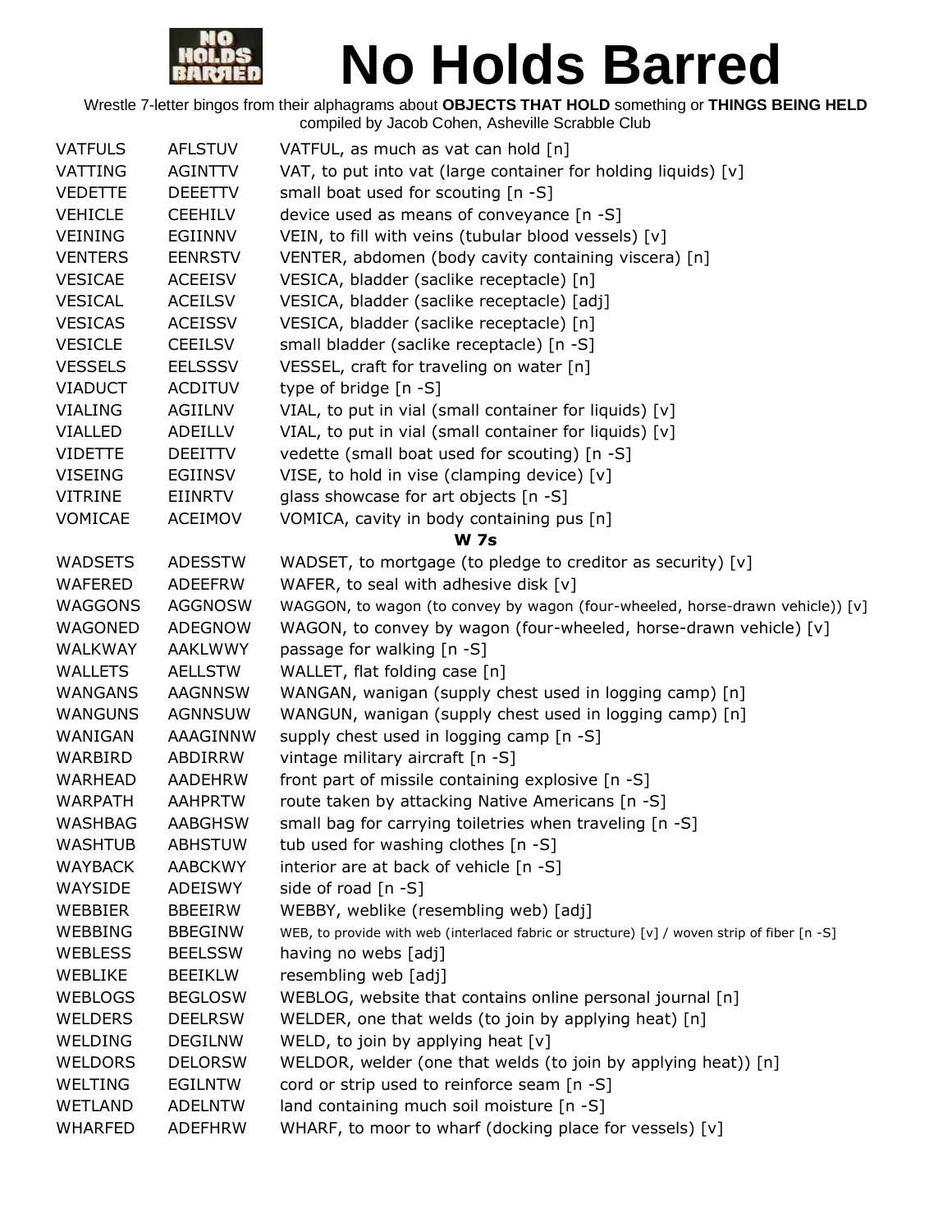# No Holds Barred

Wrestle 7-letter bingos from their alphagrams about **OBJECTS THAT HOLD** something or **THINGS BEING HELD**
compiled by Jacob Cohen, Asheville Scrabble Club

| | | |
|---|---|---|
| VATFULS | AFLSTUV | VATFUL, as much as vat can hold [n] |
| VATTING | AGINTTV | VAT, to put into vat (large container for holding liquids) [v] |
| VEDETTE | DEEETTV | small boat used for scouting [n -S] |
| VEHICLE | CEEHILV | device used as means of conveyance [n -S] |
| VEINING | EGIINNV | VEIN, to fill with veins (tubular blood vessels) [v] |
| VENTERS | EENRSTV | VENTER, abdomen (body cavity containing viscera) [n] |
| VESICAE | ACEEISV | VESICA, bladder (saclike receptacle) [n] |
| VESICAL | ACEILSV | VESICA, bladder (saclike receptacle) [adj] |
| VESICAS | ACEISSV | VESICA, bladder (saclike receptacle) [n] |
| VESICLE | CEEILSV | small bladder (saclike receptacle) [n -S] |
| VESSELS | EELSSSV | VESSEL, craft for traveling on water [n] |
| VIADUCT | ACDITUV | type of bridge [n -S] |
| VIALING | AGIILNV | VIAL, to put in vial (small container for liquids) [v] |
| VIALLED | ADEILLV | VIAL, to put in vial (small container for liquids) [v] |
| VIDETTE | DEEITTV | vedette (small boat used for scouting) [n -S] |
| VISEING | EGIINSV | VISE, to hold in vise (clamping device) [v] |
| VITRINE | EIINRTV | glass showcase for art objects [n -S] |
| VOMICAE | ACEIMOV | VOMICA, cavity in body containing pus [n] |
| | | **W 7s** |
| WADSETS | ADESSTW | WADSET, to mortgage (to pledge to creditor as security) [v] |
| WAFERED | ADEEFRW | WAFER, to seal with adhesive disk [v] |
| WAGGONS | AGGNOSW | WAGGON, to wagon (to convey by wagon (four-wheeled, horse-drawn vehicle)) [v] |
| WAGONED | ADEGNOW | WAGON, to convey by wagon (four-wheeled, horse-drawn vehicle) [v] |
| WALKWAY | AAKLWWY | passage for walking [n -S] |
| WALLETS | AELLSTW | WALLET, flat folding case [n] |
| WANGANS | AAGNNSW | WANGAN, wanigan (supply chest used in logging camp) [n] |
| WANGUNS | AGNNSUW | WANGUN, wanigan (supply chest used in logging camp) [n] |
| WANIGAN | AAAGINNW | supply chest used in logging camp [n -S] |
| WARBIRD | ABDIRRW | vintage military aircraft [n -S] |
| WARHEAD | AADEHRW | front part of missile containing explosive [n -S] |
| WARPATH | AAHPRTW | route taken by attacking Native Americans [n -S] |
| WASHBAG | AABGHSW | small bag for carrying toiletries when traveling [n -S] |
| WASHTUB | ABHSTUW | tub used for washing clothes [n -S] |
| WAYBACK | AABCKWY | interior are at back of vehicle [n -S] |
| WAYSIDE | ADEISWY | side of road [n -S] |
| WEBBIER | BBEEIRW | WEBBY, weblike (resembling web) [adj] |
| WEBBING | BBEGINW | WEB, to provide with web (interlaced fabric or structure) [v] / woven strip of fiber [n -S] |
| WEBLESS | BEELSSW | having no webs [adj] |
| WEBLIKE | BEEIKLW | resembling web [adj] |
| WEBLOGS | BEGLOSW | WEBLOG, website that contains online personal journal [n] |
| WELDERS | DEELRSW | WELDER, one that welds (to join by applying heat) [n] |
| WELDING | DEGILNW | WELD, to join by applying heat [v] |
| WELDORS | DELORSW | WELDOR, welder (one that welds (to join by applying heat)) [n] |
| WELTING | EGILNTW | cord or strip used to reinforce seam [n -S] |
| WETLAND | ADELNTW | land containing much soil moisture [n -S] |
| WHARFED | ADEFHRW | WHARF, to moor to wharf (docking place for vessels) [v] |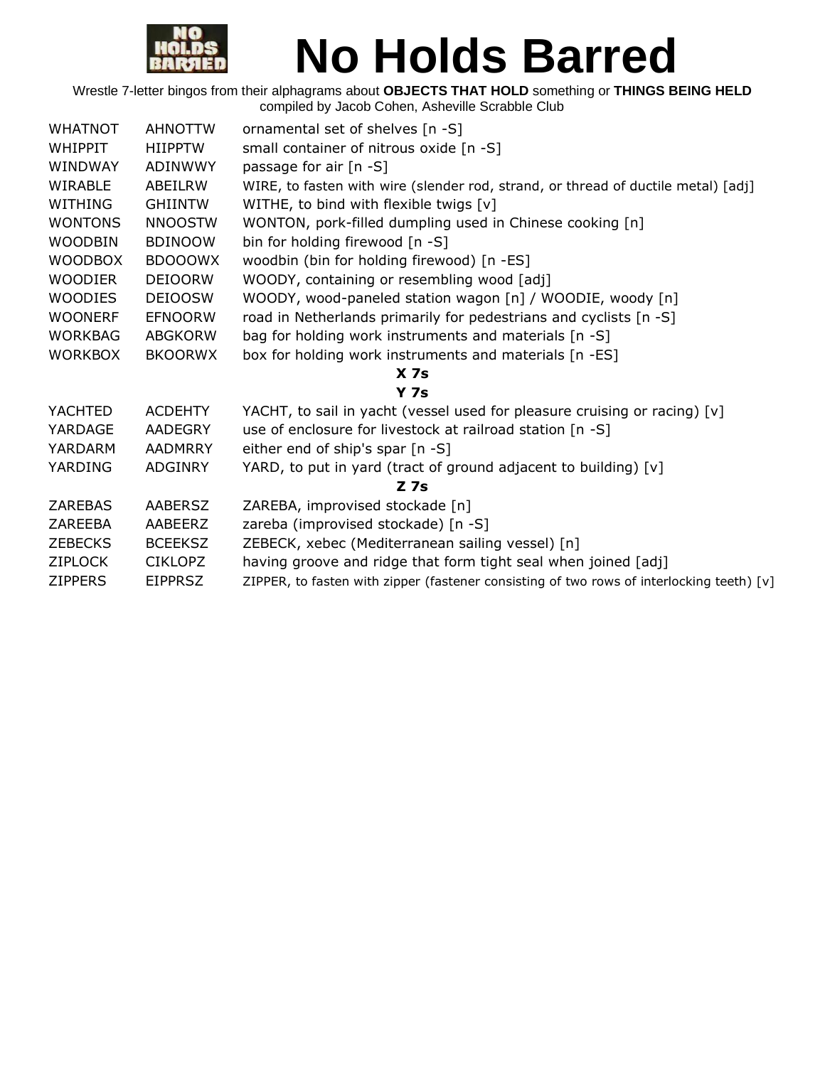# No Holds Barred

Wrestle 7-letter bingos from their alphagrams about **OBJECTS THAT HOLD** something or **THINGS BEING HELD**
compiled by Jacob Cohen, Asheville Scrabble Club

| | | |
|---|---|---|
| WHATNOT | AHNOTTW | ornamental set of shelves [n -S] |
| WHIPPIT | HIIPPTW | small container of nitrous oxide [n -S] |
| WINDWAY | ADINWWY | passage for air [n -S] |
| WIRABLE | ABEILRW | WIRE, to fasten with wire (slender rod, strand, or thread of ductile metal) [adj] |
| WITHING | GHIINTW | WITHE, to bind with flexible twigs [v] |
| WONTONS | NNOOSTW | WONTON, pork-filled dumpling used in Chinese cooking [n] |
| WOODBIN | BDINOOW | bin for holding firewood [n -S] |
| WOODBOX | BDOOOWX | woodbin (bin for holding firewood) [n -ES] |
| WOODIER | DEIOORW | WOODY, containing or resembling wood [adj] |
| WOODIES | DEIOOSW | WOODY, wood-paneled station wagon [n] / WOODIE, woody [n] |
| WOONERF | EFNOORW | road in Netherlands primarily for pedestrians and cyclists [n -S] |
| WORKBAG | ABGKORW | bag for holding work instruments and materials [n -S] |
| WORKBOX | BKOORWX | box for holding work instruments and materials [n -ES] |

**X 7s**

**Y 7s**

| | | |
|---|---|---|
| YACHTED | ACDEHTY | YACHT, to sail in yacht (vessel used for pleasure cruising or racing) [v] |
| YARDAGE | AADEGRY | use of enclosure for livestock at railroad station [n -S] |
| YARDARM | AADMRRY | either end of ship's spar [n -S] |
| YARDING | ADGINRY | YARD, to put in yard (tract of ground adjacent to building) [v] |

**Z 7s**

| | | |
|---|---|---|
| ZAREBAS | AABERSZ | ZAREBA, improvised stockade [n] |
| ZAREEBA | AABEERZ | zareba (improvised stockade) [n -S] |
| ZEBECKS | BCEEKSZ | ZEBECK, xebec (Mediterranean sailing vessel) [n] |
| ZIPLOCK | CIKLOPZ | having groove and ridge that form tight seal when joined [adj] |
| ZIPPERS | EIPPRSZ | ZIPPER, to fasten with zipper (fastener consisting of two rows of interlocking teeth) [v] |